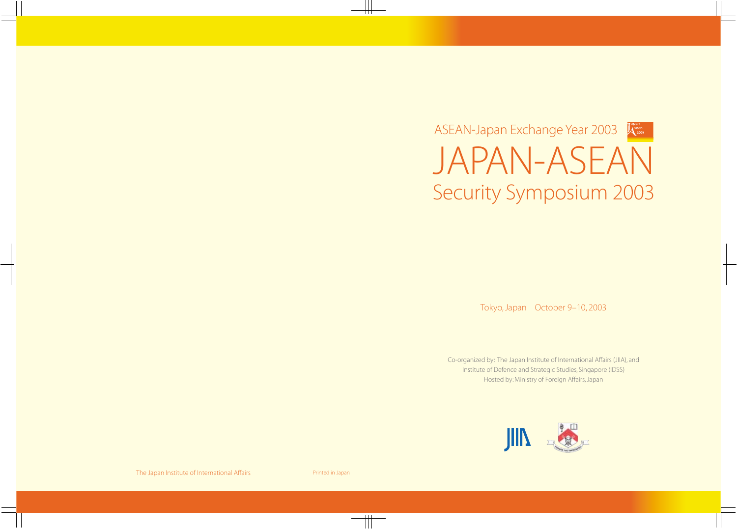ASEAN-Japan Exchange Year 2003

# JAPAN-ASEAN

## Security Symposium 2003

Tokyo, Japan    October 9–10, 2003

Co-organized by: The Japan Institute of International Affairs (JIIA), and
Institute of Defence and Strategic Studies, Singapore (IDSS)
Hosted by: Ministry of Foreign Affairs, Japan

The Japan Institute of International Affairs

Printed in Japan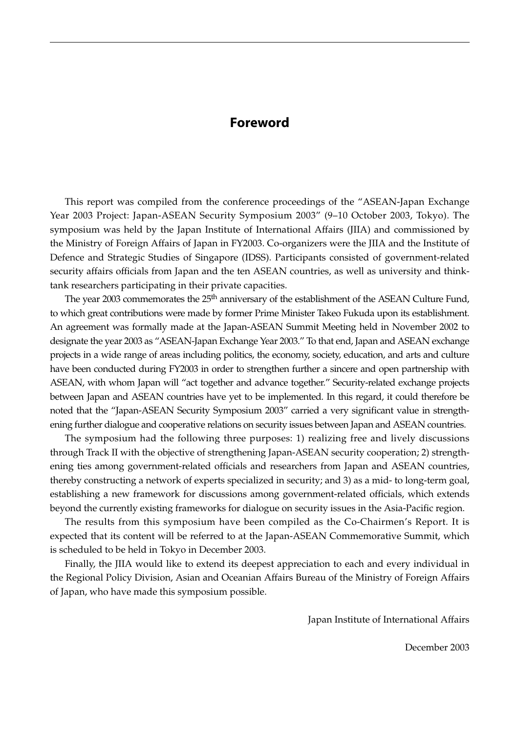# Foreword

This report was compiled from the conference proceedings of the "ASEAN-Japan Exchange Year 2003 Project: Japan-ASEAN Security Symposium 2003" (9–10 October 2003, Tokyo). The symposium was held by the Japan Institute of International Affairs (JIIA) and commissioned by the Ministry of Foreign Affairs of Japan in FY2003. Co-organizers were the JIIA and the Institute of Defence and Strategic Studies of Singapore (IDSS). Participants consisted of government-related security affairs officials from Japan and the ten ASEAN countries, as well as university and think-tank researchers participating in their private capacities.

The year 2003 commemorates the 25th anniversary of the establishment of the ASEAN Culture Fund, to which great contributions were made by former Prime Minister Takeo Fukuda upon its establishment. An agreement was formally made at the Japan-ASEAN Summit Meeting held in November 2002 to designate the year 2003 as "ASEAN-Japan Exchange Year 2003." To that end, Japan and ASEAN exchange projects in a wide range of areas including politics, the economy, society, education, and arts and culture have been conducted during FY2003 in order to strengthen further a sincere and open partnership with ASEAN, with whom Japan will "act together and advance together." Security-related exchange projects between Japan and ASEAN countries have yet to be implemented. In this regard, it could therefore be noted that the "Japan-ASEAN Security Symposium 2003" carried a very significant value in strengthening further dialogue and cooperative relations on security issues between Japan and ASEAN countries.

The symposium had the following three purposes: 1) realizing free and lively discussions through Track II with the objective of strengthening Japan-ASEAN security cooperation; 2) strengthening ties among government-related officials and researchers from Japan and ASEAN countries, thereby constructing a network of experts specialized in security; and 3) as a mid- to long-term goal, establishing a new framework for discussions among government-related officials, which extends beyond the currently existing frameworks for dialogue on security issues in the Asia-Pacific region.

The results from this symposium have been compiled as the Co-Chairmen's Report. It is expected that its content will be referred to at the Japan-ASEAN Commemorative Summit, which is scheduled to be held in Tokyo in December 2003.

Finally, the JIIA would like to extend its deepest appreciation to each and every individual in the Regional Policy Division, Asian and Oceanian Affairs Bureau of the Ministry of Foreign Affairs of Japan, who have made this symposium possible.

Japan Institute of International Affairs

December 2003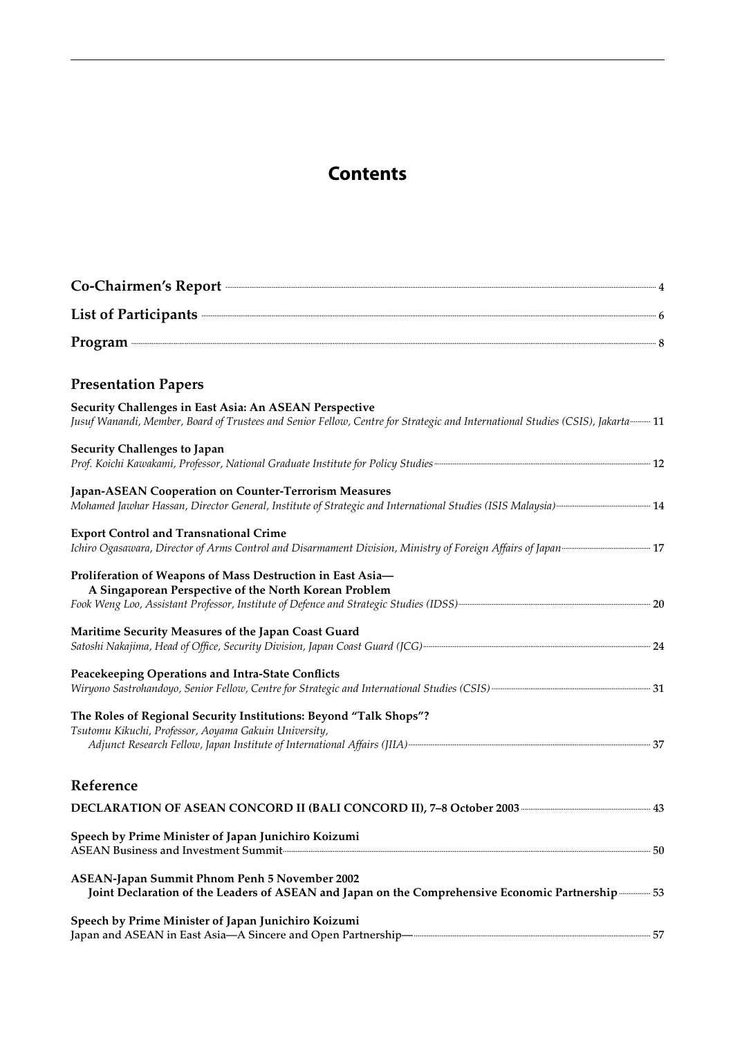# Contents

**Co-Chairmen's Report** ........ 4

**List of Participants** ........ 6

**Program** ........ 8

## Presentation Papers

**Security Challenges in East Asia: An ASEAN Perspective**
*Jusuf Wanandi, Member, Board of Trustees and Senior Fellow, Centre for Strategic and International Studies (CSIS), Jakarta* ........ 11

**Security Challenges to Japan**
*Prof. Koichi Kawakami, Professor, National Graduate Institute for Policy Studies* ........ 12

**Japan-ASEAN Cooperation on Counter-Terrorism Measures**
*Mohamed Jawhar Hassan, Director General, Institute of Strategic and International Studies (ISIS Malaysia)* ........ 14

**Export Control and Transnational Crime**
*Ichiro Ogasawara, Director of Arms Control and Disarmament Division, Ministry of Foreign Affairs of Japan* ........ 17

**Proliferation of Weapons of Mass Destruction in East Asia—
A Singaporean Perspective of the North Korean Problem**
*Fook Weng Loo, Assistant Professor, Institute of Defence and Strategic Studies (IDSS)* ........ 20

**Maritime Security Measures of the Japan Coast Guard**
*Satoshi Nakajima, Head of Office, Security Division, Japan Coast Guard (JCG)* ........ 24

**Peacekeeping Operations and Intra-State Conflicts**
*Wiryono Sastrohandoyo, Senior Fellow, Centre for Strategic and International Studies (CSIS)* ........ 31

**The Roles of Regional Security Institutions: Beyond "Talk Shops"?**
*Tsutomu Kikuchi, Professor, Aoyama Gakuin University,
Adjunct Research Fellow, Japan Institute of International Affairs (JIIA)* ........ 37

## Reference

**DECLARATION OF ASEAN CONCORD II (BALI CONCORD II), 7–8 October 2003** ........ 43

**Speech by Prime Minister of Japan Junichiro Koizumi**
ASEAN Business and Investment Summit ........ 50

**ASEAN-Japan Summit Phnom Penh 5 November 2002
Joint Declaration of the Leaders of ASEAN and Japan on the Comprehensive Economic Partnership** ........ 53

**Speech by Prime Minister of Japan Junichiro Koizumi**
Japan and ASEAN in East Asia—A Sincere and Open Partnership— ........ 57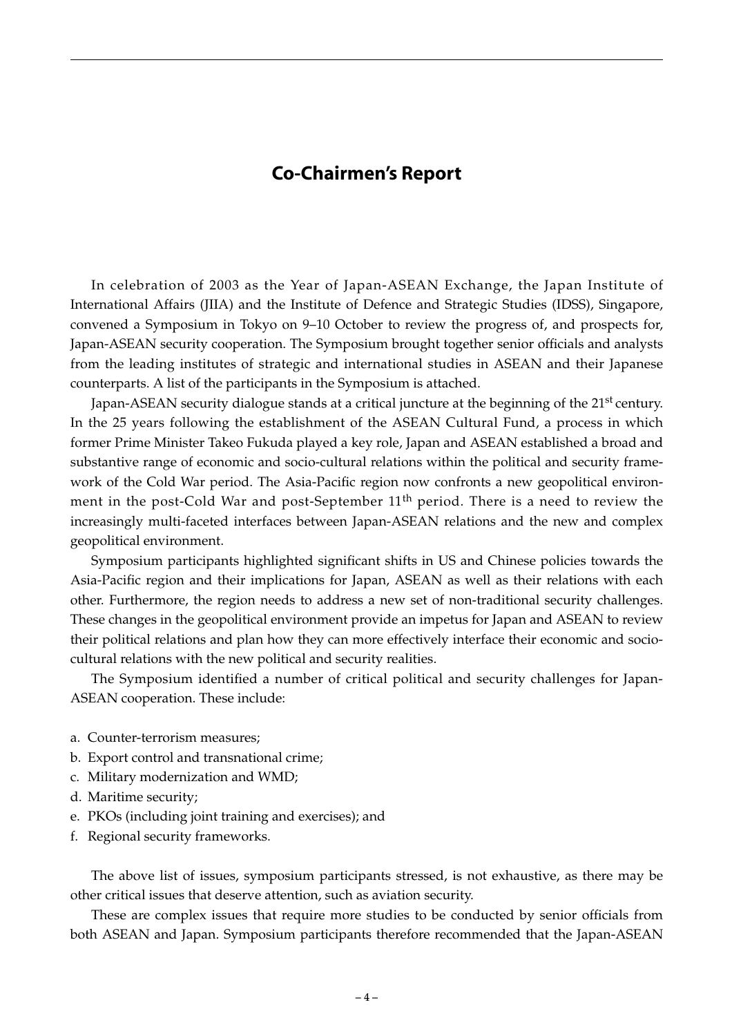# Co-Chairmen's Report

In celebration of 2003 as the Year of Japan-ASEAN Exchange, the Japan Institute of International Affairs (JIIA) and the Institute of Defence and Strategic Studies (IDSS), Singapore, convened a Symposium in Tokyo on 9–10 October to review the progress of, and prospects for, Japan-ASEAN security cooperation. The Symposium brought together senior officials and analysts from the leading institutes of strategic and international studies in ASEAN and their Japanese counterparts. A list of the participants in the Symposium is attached.

Japan-ASEAN security dialogue stands at a critical juncture at the beginning of the 21st century. In the 25 years following the establishment of the ASEAN Cultural Fund, a process in which former Prime Minister Takeo Fukuda played a key role, Japan and ASEAN established a broad and substantive range of economic and socio-cultural relations within the political and security framework of the Cold War period. The Asia-Pacific region now confronts a new geopolitical environment in the post-Cold War and post-September 11th period. There is a need to review the increasingly multi-faceted interfaces between Japan-ASEAN relations and the new and complex geopolitical environment.

Symposium participants highlighted significant shifts in US and Chinese policies towards the Asia-Pacific region and their implications for Japan, ASEAN as well as their relations with each other. Furthermore, the region needs to address a new set of non-traditional security challenges. These changes in the geopolitical environment provide an impetus for Japan and ASEAN to review their political relations and plan how they can more effectively interface their economic and socio-cultural relations with the new political and security realities.

The Symposium identified a number of critical political and security challenges for Japan-ASEAN cooperation. These include:

a. Counter-terrorism measures;
b. Export control and transnational crime;
c. Military modernization and WMD;
d. Maritime security;
e. PKOs (including joint training and exercises); and
f. Regional security frameworks.

The above list of issues, symposium participants stressed, is not exhaustive, as there may be other critical issues that deserve attention, such as aviation security.

These are complex issues that require more studies to be conducted by senior officials from both ASEAN and Japan. Symposium participants therefore recommended that the Japan-ASEAN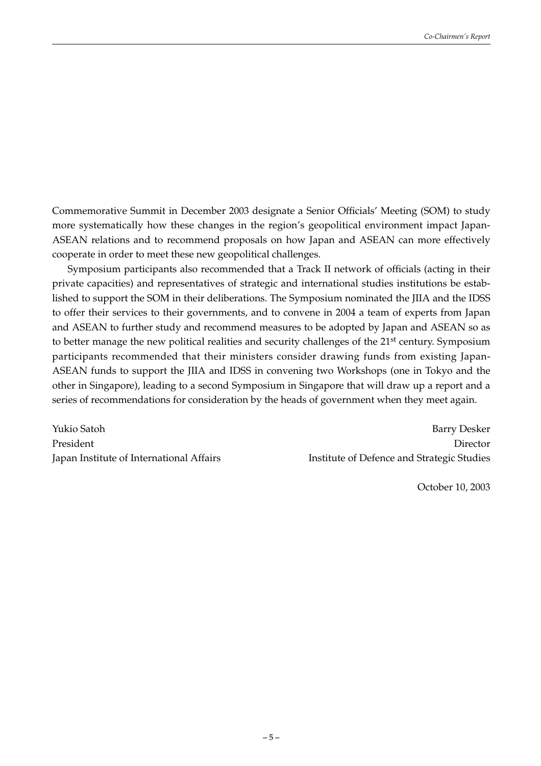Commemorative Summit in December 2003 designate a Senior Officials' Meeting (SOM) to study more systematically how these changes in the region's geopolitical environment impact Japan-ASEAN relations and to recommend proposals on how Japan and ASEAN can more effectively cooperate in order to meet these new geopolitical challenges.

Symposium participants also recommended that a Track II network of officials (acting in their private capacities) and representatives of strategic and international studies institutions be established to support the SOM in their deliberations. The Symposium nominated the JIIA and the IDSS to offer their services to their governments, and to convene in 2004 a team of experts from Japan and ASEAN to further study and recommend measures to be adopted by Japan and ASEAN so as to better manage the new political realities and security challenges of the 21st century. Symposium participants recommended that their ministers consider drawing funds from existing Japan-ASEAN funds to support the JIIA and IDSS in convening two Workshops (one in Tokyo and the other in Singapore), leading to a second Symposium in Singapore that will draw up a report and a series of recommendations for consideration by the heads of government when they meet again.

Yukio Satoh
President
Japan Institute of International Affairs

Barry Desker
Director
Institute of Defence and Strategic Studies

October 10, 2003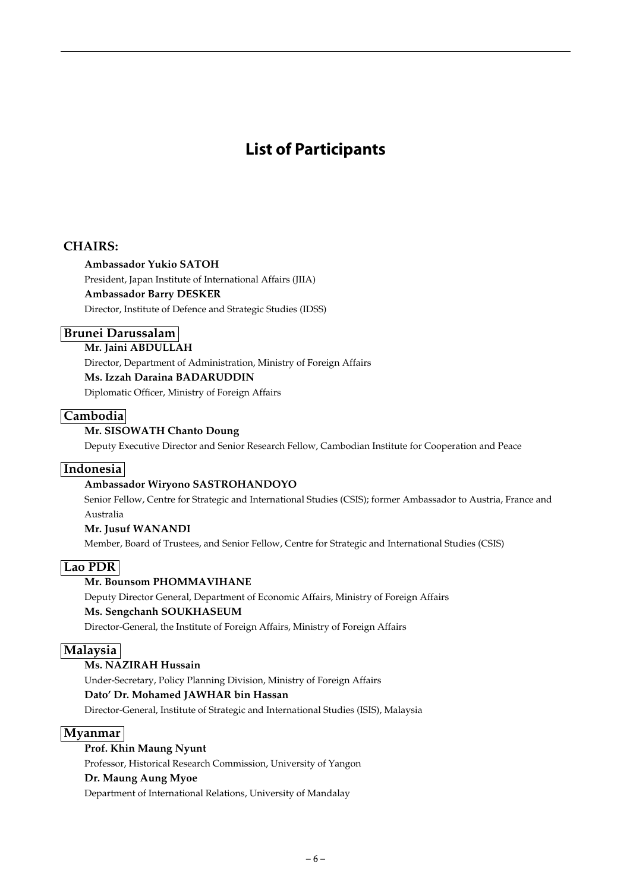# List of Participants

## CHAIRS:

**Ambassador Yukio SATOH**

President, Japan Institute of International Affairs (JIIA)

**Ambassador Barry DESKER**

Director, Institute of Defence and Strategic Studies (IDSS)

### Brunei Darussalam

**Mr. Jaini ABDULLAH**

Director, Department of Administration, Ministry of Foreign Affairs

**Ms. Izzah Daraina BADARUDDIN**

Diplomatic Officer, Ministry of Foreign Affairs

### Cambodia

**Mr. SISOWATH Chanto Doung**

Deputy Executive Director and Senior Research Fellow, Cambodian Institute for Cooperation and Peace

### Indonesia

**Ambassador Wiryono SASTROHANDOYO**

Senior Fellow, Centre for Strategic and International Studies (CSIS); former Ambassador to Austria, France and Australia

**Mr. Jusuf WANANDI**

Member, Board of Trustees, and Senior Fellow, Centre for Strategic and International Studies (CSIS)

### Lao PDR

**Mr. Bounsom PHOMMAVIHANE**

Deputy Director General, Department of Economic Affairs, Ministry of Foreign Affairs

**Ms. Sengchanh SOUKHASEUM**

Director-General, the Institute of Foreign Affairs, Ministry of Foreign Affairs

### Malaysia

**Ms. NAZIRAH Hussain**

Under-Secretary, Policy Planning Division, Ministry of Foreign Affairs

**Dato' Dr. Mohamed JAWHAR bin Hassan**

Director-General, Institute of Strategic and International Studies (ISIS), Malaysia

### Myanmar

**Prof. Khin Maung Nyunt**

Professor, Historical Research Commission, University of Yangon

**Dr. Maung Aung Myoe**

Department of International Relations, University of Mandalay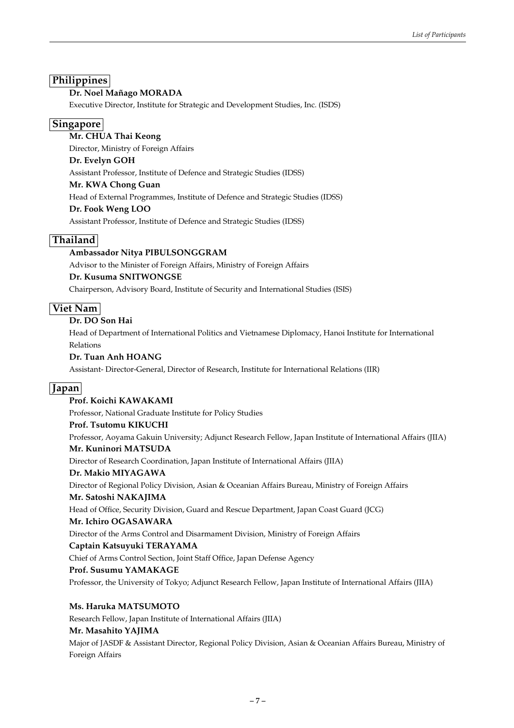## Philippines

**Dr. Noel Mañago MORADA**

Executive Director, Institute for Strategic and Development Studies, Inc. (ISDS)

## Singapore

**Mr. CHUA Thai Keong**

Director, Ministry of Foreign Affairs

**Dr. Evelyn GOH**

Assistant Professor, Institute of Defence and Strategic Studies (IDSS)

**Mr. KWA Chong Guan**

Head of External Programmes, Institute of Defence and Strategic Studies (IDSS)

**Dr. Fook Weng LOO**

Assistant Professor, Institute of Defence and Strategic Studies (IDSS)

## Thailand

**Ambassador Nitya PIBULSONGGRAM**

Advisor to the Minister of Foreign Affairs, Ministry of Foreign Affairs

**Dr. Kusuma SNITWONGSE**

Chairperson, Advisory Board, Institute of Security and International Studies (ISIS)

## Viet Nam

**Dr. DO Son Hai**

Head of Department of International Politics and Vietnamese Diplomacy, Hanoi Institute for International Relations

**Dr. Tuan Anh HOANG**

Assistant- Director-General, Director of Research, Institute for International Relations (IIR)

## Japan

**Prof. Koichi KAWAKAMI**

Professor, National Graduate Institute for Policy Studies

**Prof. Tsutomu KIKUCHI**

Professor, Aoyama Gakuin University; Adjunct Research Fellow, Japan Institute of International Affairs (JIIA)

**Mr. Kuninori MATSUDA**

Director of Research Coordination, Japan Institute of International Affairs (JIIA)

**Dr. Makio MIYAGAWA**

Director of Regional Policy Division, Asian & Oceanian Affairs Bureau, Ministry of Foreign Affairs

**Mr. Satoshi NAKAJIMA**

Head of Office, Security Division, Guard and Rescue Department, Japan Coast Guard (JCG)

**Mr. Ichiro OGASAWARA**

Director of the Arms Control and Disarmament Division, Ministry of Foreign Affairs

**Captain Katsuyuki TERAYAMA**

Chief of Arms Control Section, Joint Staff Office, Japan Defense Agency

**Prof. Susumu YAMAKAGE**

Professor, the University of Tokyo; Adjunct Research Fellow, Japan Institute of International Affairs (JIIA)

**Ms. Haruka MATSUMOTO**

Research Fellow, Japan Institute of International Affairs (JIIA)

**Mr. Masahito YAJIMA**

Major of JASDF & Assistant Director, Regional Policy Division, Asian & Oceanian Affairs Bureau, Ministry of Foreign Affairs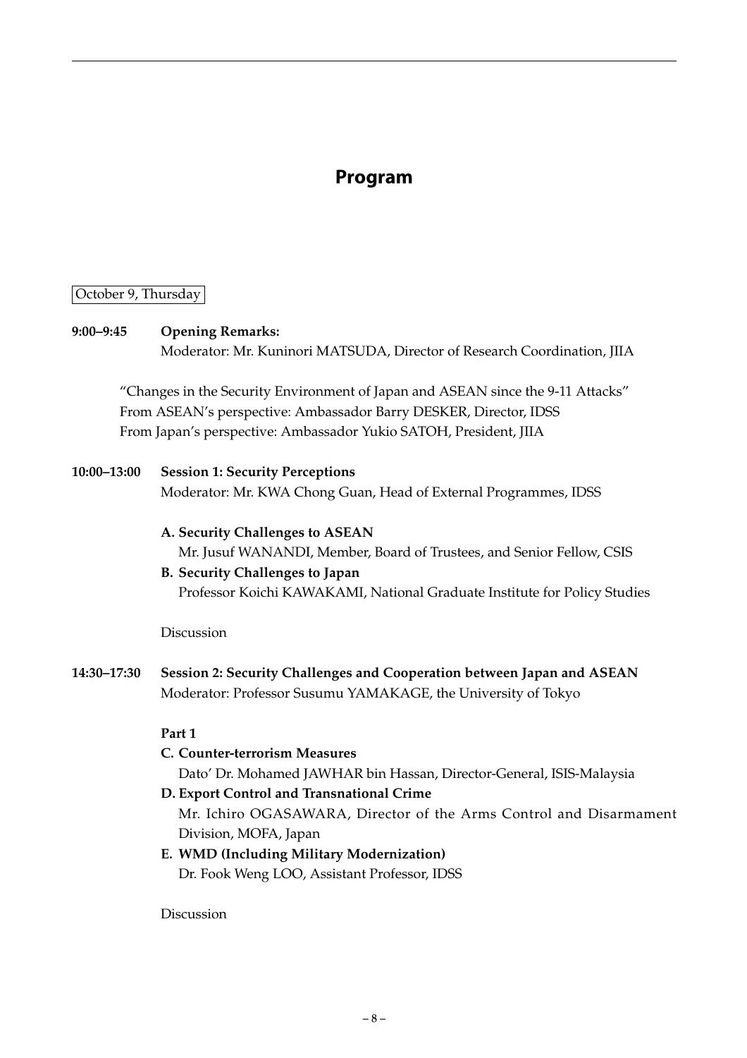# Program

October 9, Thursday

**9:00–9:45** **Opening Remarks:**
Moderator: Mr. Kuninori MATSUDA, Director of Research Coordination, JIIA

"Changes in the Security Environment of Japan and ASEAN since the 9-11 Attacks"
From ASEAN's perspective: Ambassador Barry DESKER, Director, IDSS
From Japan's perspective: Ambassador Yukio SATOH, President, JIIA

**10:00–13:00** **Session 1: Security Perceptions**
Moderator: Mr. KWA Chong Guan, Head of External Programmes, IDSS

**A. Security Challenges to ASEAN**
Mr. Jusuf WANANDI, Member, Board of Trustees, and Senior Fellow, CSIS

**B. Security Challenges to Japan**
Professor Koichi KAWAKAMI, National Graduate Institute for Policy Studies

Discussion

**14:30–17:30** **Session 2: Security Challenges and Cooperation between Japan and ASEAN**
Moderator: Professor Susumu YAMAKAGE, the University of Tokyo

**Part 1**

**C. Counter-terrorism Measures**
Dato' Dr. Mohamed JAWHAR bin Hassan, Director-General, ISIS-Malaysia

**D. Export Control and Transnational Crime**
Mr. Ichiro OGASAWARA, Director of the Arms Control and Disarmament Division, MOFA, Japan

**E. WMD (Including Military Modernization)**
Dr. Fook Weng LOO, Assistant Professor, IDSS

Discussion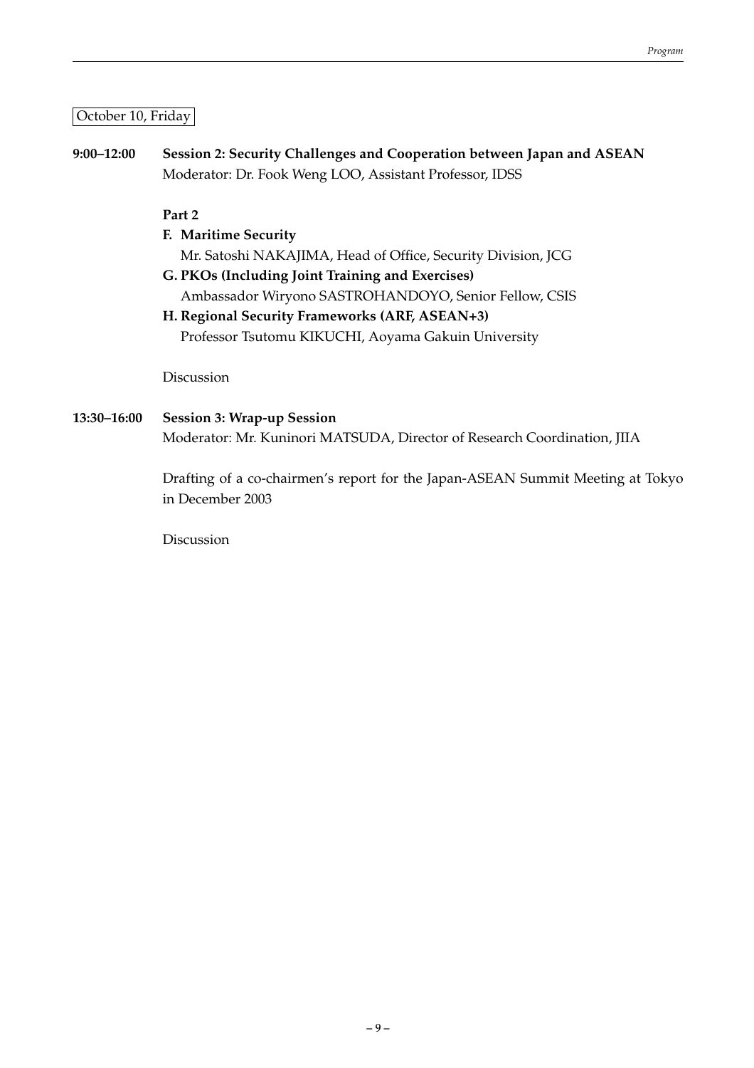October 10, Friday

**9:00–12:00** **Session 2: Security Challenges and Cooperation between Japan and ASEAN**
Moderator: Dr. Fook Weng LOO, Assistant Professor, IDSS

**Part 2**

**F. Maritime Security**
Mr. Satoshi NAKAJIMA, Head of Office, Security Division, JCG

**G. PKOs (Including Joint Training and Exercises)**
Ambassador Wiryono SASTROHANDOYO, Senior Fellow, CSIS

**H. Regional Security Frameworks (ARF, ASEAN+3)**
Professor Tsutomu KIKUCHI, Aoyama Gakuin University

Discussion

**13:30–16:00** **Session 3: Wrap-up Session**
Moderator: Mr. Kuninori MATSUDA, Director of Research Coordination, JIIA

Drafting of a co-chairmen's report for the Japan-ASEAN Summit Meeting at Tokyo in December 2003

Discussion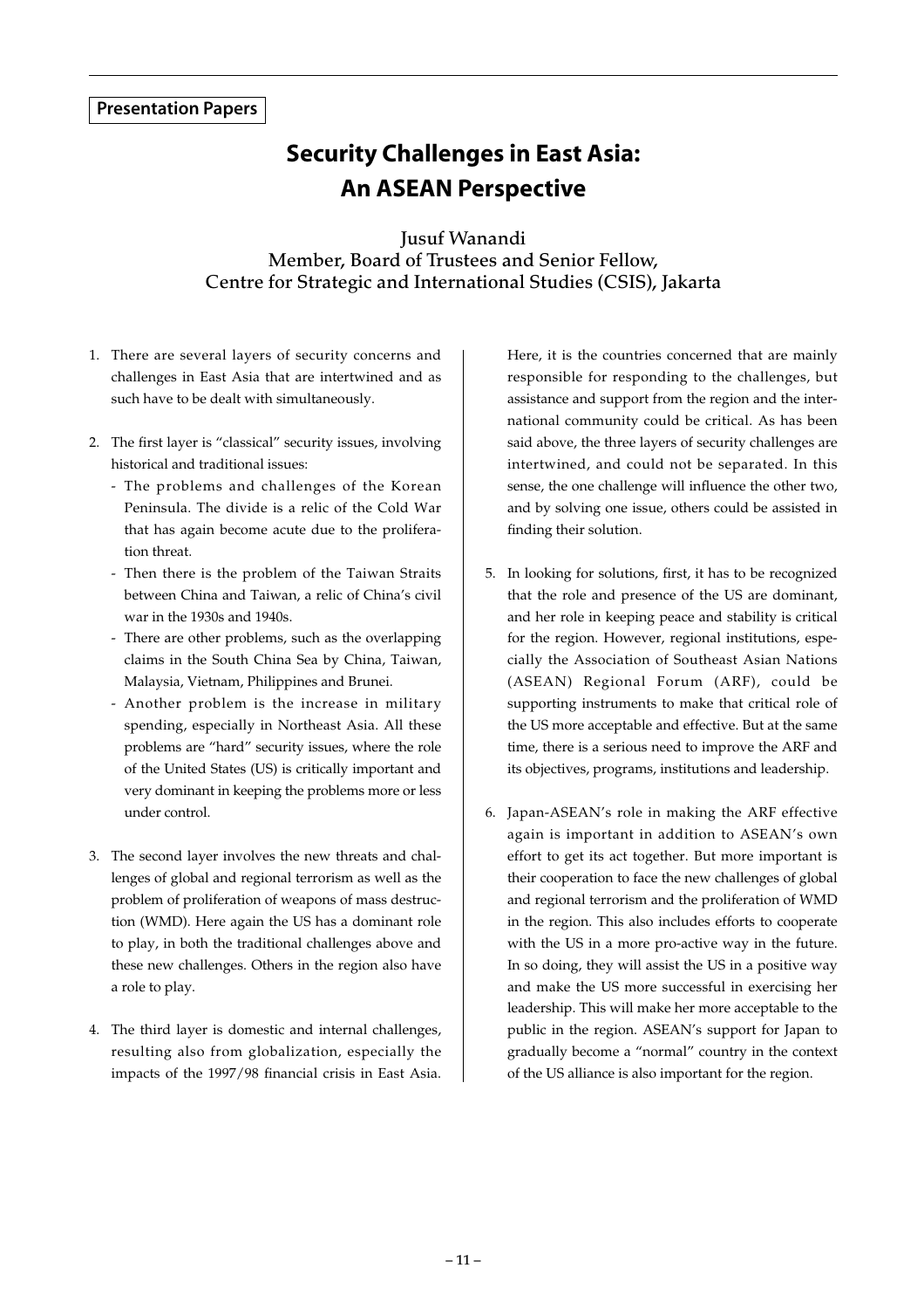**Presentation Papers**

# Security Challenges in East Asia: An ASEAN Perspective

**Jusuf Wanandi**
**Member, Board of Trustees and Senior Fellow,**
**Centre for Strategic and International Studies (CSIS), Jakarta**

1. There are several layers of security concerns and challenges in East Asia that are intertwined and as such have to be dealt with simultaneously.

2. The first layer is "classical" security issues, involving historical and traditional issues:
   - The problems and challenges of the Korean Peninsula. The divide is a relic of the Cold War that has again become acute due to the proliferation threat.
   - Then there is the problem of the Taiwan Straits between China and Taiwan, a relic of China's civil war in the 1930s and 1940s.
   - There are other problems, such as the overlapping claims in the South China Sea by China, Taiwan, Malaysia, Vietnam, Philippines and Brunei.
   - Another problem is the increase in military spending, especially in Northeast Asia. All these problems are "hard" security issues, where the role of the United States (US) is critically important and very dominant in keeping the problems more or less under control.

3. The second layer involves the new threats and challenges of global and regional terrorism as well as the problem of proliferation of weapons of mass destruction (WMD). Here again the US has a dominant role to play, in both the traditional challenges above and these new challenges. Others in the region also have a role to play.

4. The third layer is domestic and internal challenges, resulting also from globalization, especially the impacts of the 1997/98 financial crisis in East Asia. Here, it is the countries concerned that are mainly responsible for responding to the challenges, but assistance and support from the region and the international community could be critical. As has been said above, the three layers of security challenges are intertwined, and could not be separated. In this sense, the one challenge will influence the other two, and by solving one issue, others could be assisted in finding their solution.

5. In looking for solutions, first, it has to be recognized that the role and presence of the US are dominant, and her role in keeping peace and stability is critical for the region. However, regional institutions, especially the Association of Southeast Asian Nations (ASEAN) Regional Forum (ARF), could be supporting instruments to make that critical role of the US more acceptable and effective. But at the same time, there is a serious need to improve the ARF and its objectives, programs, institutions and leadership.

6. Japan-ASEAN's role in making the ARF effective again is important in addition to ASEAN's own effort to get its act together. But more important is their cooperation to face the new challenges of global and regional terrorism and the proliferation of WMD in the region. This also includes efforts to cooperate with the US in a more pro-active way in the future. In so doing, they will assist the US in a positive way and make the US more successful in exercising her leadership. This will make her more acceptable to the public in the region. ASEAN's support for Japan to gradually become a "normal" country in the context of the US alliance is also important for the region.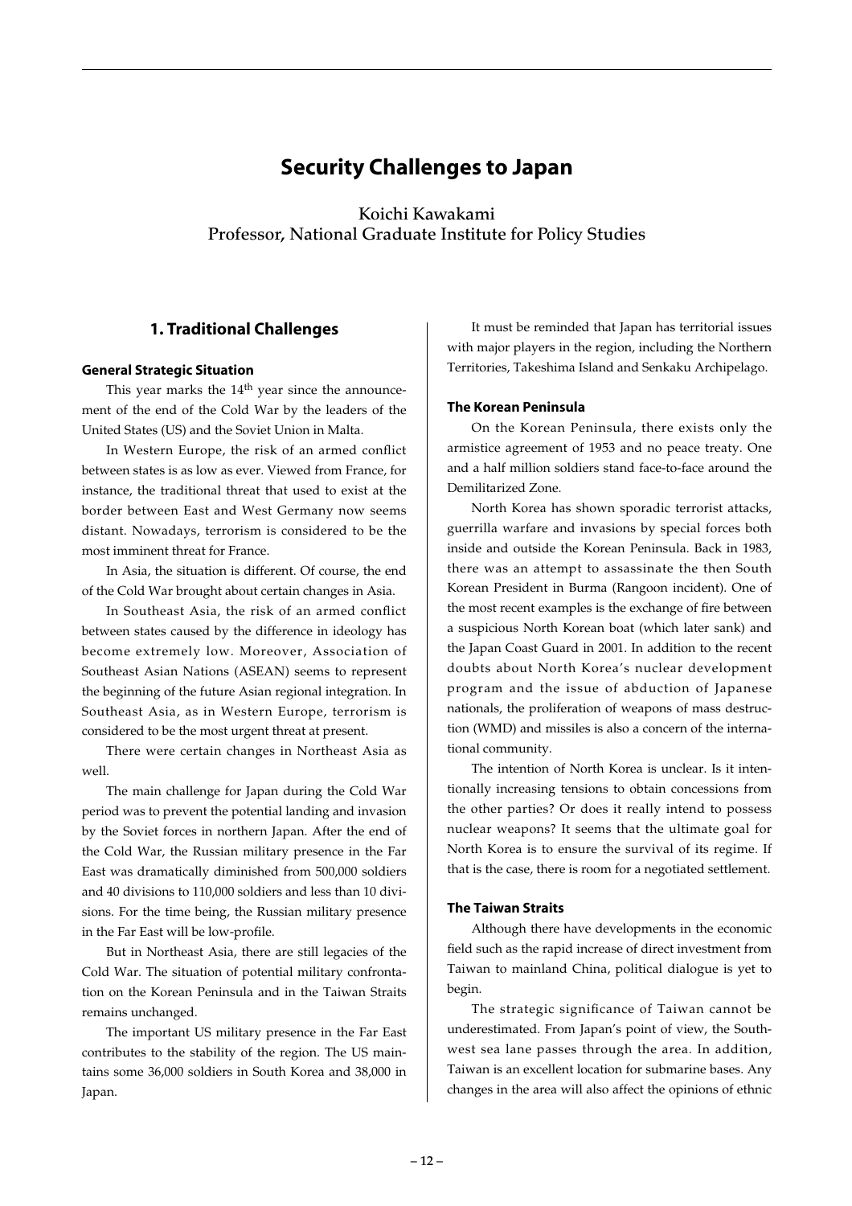# Security Challenges to Japan

Koichi Kawakami
Professor, National Graduate Institute for Policy Studies

## 1. Traditional Challenges

### General Strategic Situation

This year marks the 14th year since the announcement of the end of the Cold War by the leaders of the United States (US) and the Soviet Union in Malta.

In Western Europe, the risk of an armed conflict between states is as low as ever. Viewed from France, for instance, the traditional threat that used to exist at the border between East and West Germany now seems distant. Nowadays, terrorism is considered to be the most imminent threat for France.

In Asia, the situation is different. Of course, the end of the Cold War brought about certain changes in Asia.

In Southeast Asia, the risk of an armed conflict between states caused by the difference in ideology has become extremely low. Moreover, Association of Southeast Asian Nations (ASEAN) seems to represent the beginning of the future Asian regional integration. In Southeast Asia, as in Western Europe, terrorism is considered to be the most urgent threat at present.

There were certain changes in Northeast Asia as well.

The main challenge for Japan during the Cold War period was to prevent the potential landing and invasion by the Soviet forces in northern Japan. After the end of the Cold War, the Russian military presence in the Far East was dramatically diminished from 500,000 soldiers and 40 divisions to 110,000 soldiers and less than 10 divisions. For the time being, the Russian military presence in the Far East will be low-profile.

But in Northeast Asia, there are still legacies of the Cold War. The situation of potential military confrontation on the Korean Peninsula and in the Taiwan Straits remains unchanged.

The important US military presence in the Far East contributes to the stability of the region. The US maintains some 36,000 soldiers in South Korea and 38,000 in Japan.

It must be reminded that Japan has territorial issues with major players in the region, including the Northern Territories, Takeshima Island and Senkaku Archipelago.

### The Korean Peninsula

On the Korean Peninsula, there exists only the armistice agreement of 1953 and no peace treaty. One and a half million soldiers stand face-to-face around the Demilitarized Zone.

North Korea has shown sporadic terrorist attacks, guerrilla warfare and invasions by special forces both inside and outside the Korean Peninsula. Back in 1983, there was an attempt to assassinate the then South Korean President in Burma (Rangoon incident). One of the most recent examples is the exchange of fire between a suspicious North Korean boat (which later sank) and the Japan Coast Guard in 2001. In addition to the recent doubts about North Korea's nuclear development program and the issue of abduction of Japanese nationals, the proliferation of weapons of mass destruction (WMD) and missiles is also a concern of the international community.

The intention of North Korea is unclear. Is it intentionally increasing tensions to obtain concessions from the other parties? Or does it really intend to possess nuclear weapons? It seems that the ultimate goal for North Korea is to ensure the survival of its regime. If that is the case, there is room for a negotiated settlement.

### The Taiwan Straits

Although there have developments in the economic field such as the rapid increase of direct investment from Taiwan to mainland China, political dialogue is yet to begin.

The strategic significance of Taiwan cannot be underestimated. From Japan's point of view, the Southwest sea lane passes through the area. In addition, Taiwan is an excellent location for submarine bases. Any changes in the area will also affect the opinions of ethnic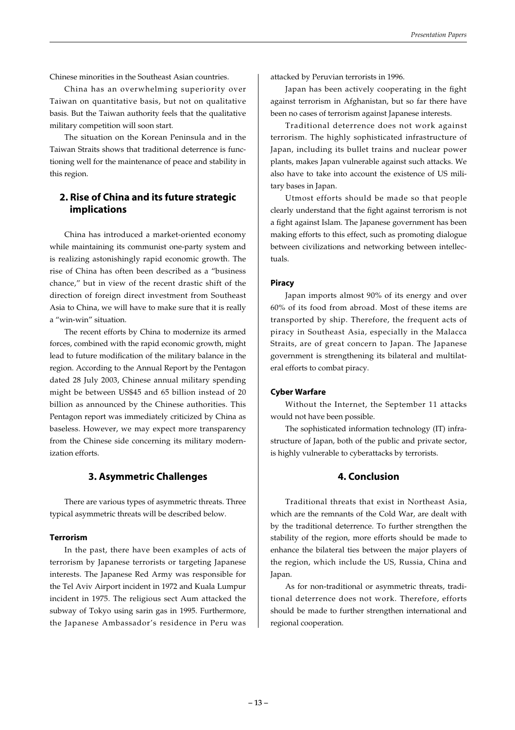Chinese minorities in the Southeast Asian countries.

China has an overwhelming superiority over Taiwan on quantitative basis, but not on qualitative basis. But the Taiwan authority feels that the qualitative military competition will soon start.

The situation on the Korean Peninsula and in the Taiwan Straits shows that traditional deterrence is functioning well for the maintenance of peace and stability in this region.

## 2. Rise of China and its future strategic implications

China has introduced a market-oriented economy while maintaining its communist one-party system and is realizing astonishingly rapid economic growth. The rise of China has often been described as a "business chance," but in view of the recent drastic shift of the direction of foreign direct investment from Southeast Asia to China, we will have to make sure that it is really a "win-win" situation.

The recent efforts by China to modernize its armed forces, combined with the rapid economic growth, might lead to future modification of the military balance in the region. According to the Annual Report by the Pentagon dated 28 July 2003, Chinese annual military spending might be between US$45 and 65 billion instead of 20 billion as announced by the Chinese authorities. This Pentagon report was immediately criticized by China as baseless. However, we may expect more transparency from the Chinese side concerning its military modernization efforts.

## 3. Asymmetric Challenges

There are various types of asymmetric threats. Three typical asymmetric threats will be described below.

### Terrorism

In the past, there have been examples of acts of terrorism by Japanese terrorists or targeting Japanese interests. The Japanese Red Army was responsible for the Tel Aviv Airport incident in 1972 and Kuala Lumpur incident in 1975. The religious sect Aum attacked the subway of Tokyo using sarin gas in 1995. Furthermore, the Japanese Ambassador's residence in Peru was attacked by Peruvian terrorists in 1996.

Japan has been actively cooperating in the fight against terrorism in Afghanistan, but so far there have been no cases of terrorism against Japanese interests.

Traditional deterrence does not work against terrorism. The highly sophisticated infrastructure of Japan, including its bullet trains and nuclear power plants, makes Japan vulnerable against such attacks. We also have to take into account the existence of US military bases in Japan.

Utmost efforts should be made so that people clearly understand that the fight against terrorism is not a fight against Islam. The Japanese government has been making efforts to this effect, such as promoting dialogue between civilizations and networking between intellectuals.

### Piracy

Japan imports almost 90% of its energy and over 60% of its food from abroad. Most of these items are transported by ship. Therefore, the frequent acts of piracy in Southeast Asia, especially in the Malacca Straits, are of great concern to Japan. The Japanese government is strengthening its bilateral and multilateral efforts to combat piracy.

### Cyber Warfare

Without the Internet, the September 11 attacks would not have been possible.

The sophisticated information technology (IT) infrastructure of Japan, both of the public and private sector, is highly vulnerable to cyberattacks by terrorists.

## 4. Conclusion

Traditional threats that exist in Northeast Asia, which are the remnants of the Cold War, are dealt with by the traditional deterrence. To further strengthen the stability of the region, more efforts should be made to enhance the bilateral ties between the major players of the region, which include the US, Russia, China and Japan.

As for non-traditional or asymmetric threats, traditional deterrence does not work. Therefore, efforts should be made to further strengthen international and regional cooperation.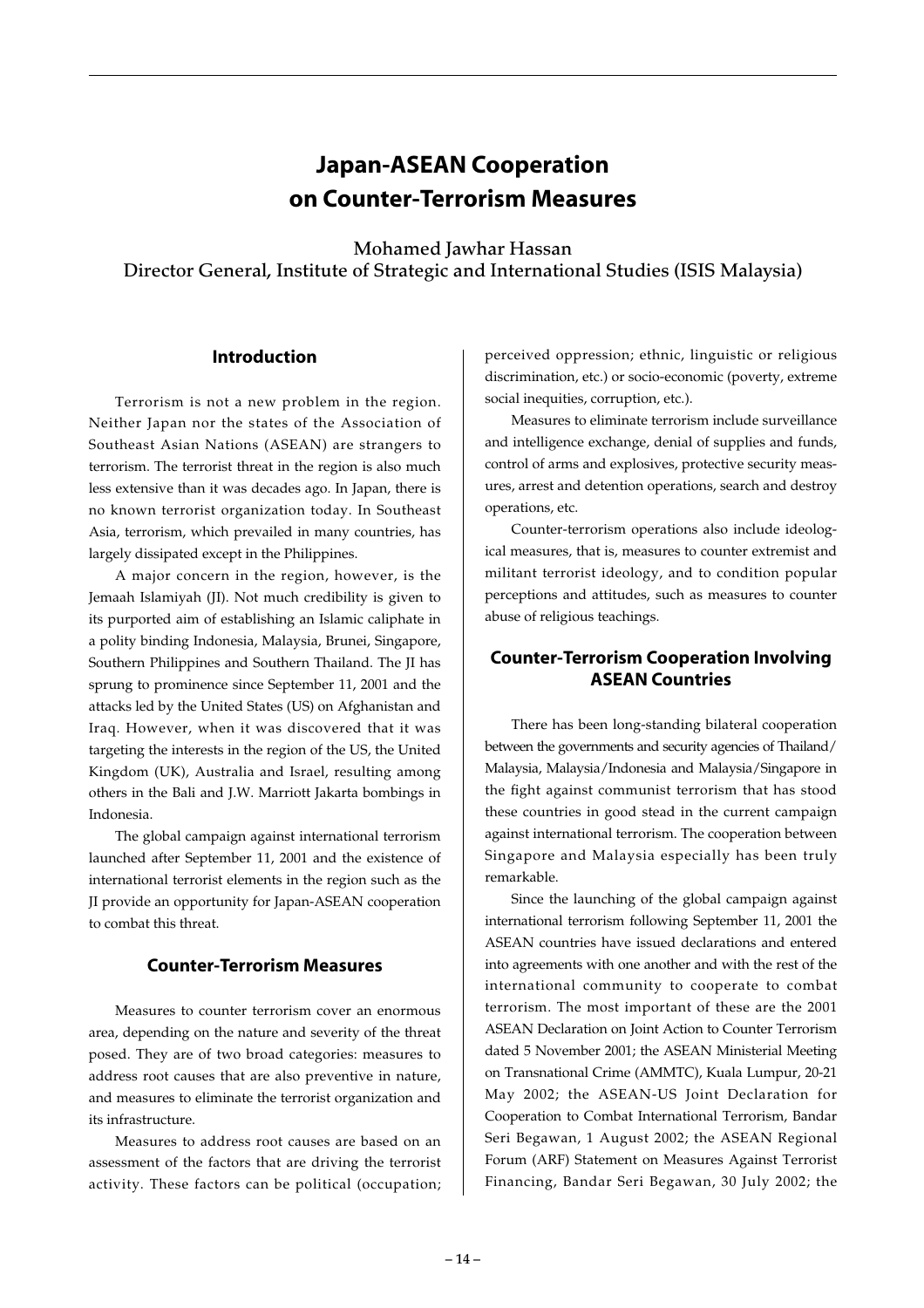# Japan-ASEAN Cooperation on Counter-Terrorism Measures

Mohamed Jawhar Hassan
Director General, Institute of Strategic and International Studies (ISIS Malaysia)

## Introduction

Terrorism is not a new problem in the region. Neither Japan nor the states of the Association of Southeast Asian Nations (ASEAN) are strangers to terrorism. The terrorist threat in the region is also much less extensive than it was decades ago. In Japan, there is no known terrorist organization today. In Southeast Asia, terrorism, which prevailed in many countries, has largely dissipated except in the Philippines.

A major concern in the region, however, is the Jemaah Islamiyah (JI). Not much credibility is given to its purported aim of establishing an Islamic caliphate in a polity binding Indonesia, Malaysia, Brunei, Singapore, Southern Philippines and Southern Thailand. The JI has sprung to prominence since September 11, 2001 and the attacks led by the United States (US) on Afghanistan and Iraq. However, when it was discovered that it was targeting the interests in the region of the US, the United Kingdom (UK), Australia and Israel, resulting among others in the Bali and J.W. Marriott Jakarta bombings in Indonesia.

The global campaign against international terrorism launched after September 11, 2001 and the existence of international terrorist elements in the region such as the JI provide an opportunity for Japan-ASEAN cooperation to combat this threat.

## Counter-Terrorism Measures

Measures to counter terrorism cover an enormous area, depending on the nature and severity of the threat posed. They are of two broad categories: measures to address root causes that are also preventive in nature, and measures to eliminate the terrorist organization and its infrastructure.

Measures to address root causes are based on an assessment of the factors that are driving the terrorist activity. These factors can be political (occupation; perceived oppression; ethnic, linguistic or religious discrimination, etc.) or socio-economic (poverty, extreme social inequities, corruption, etc.).

Measures to eliminate terrorism include surveillance and intelligence exchange, denial of supplies and funds, control of arms and explosives, protective security measures, arrest and detention operations, search and destroy operations, etc.

Counter-terrorism operations also include ideological measures, that is, measures to counter extremist and militant terrorist ideology, and to condition popular perceptions and attitudes, such as measures to counter abuse of religious teachings.

## Counter-Terrorism Cooperation Involving ASEAN Countries

There has been long-standing bilateral cooperation between the governments and security agencies of Thailand/Malaysia, Malaysia/Indonesia and Malaysia/Singapore in the fight against communist terrorism that has stood these countries in good stead in the current campaign against international terrorism. The cooperation between Singapore and Malaysia especially has been truly remarkable.

Since the launching of the global campaign against international terrorism following September 11, 2001 the ASEAN countries have issued declarations and entered into agreements with one another and with the rest of the international community to cooperate to combat terrorism. The most important of these are the 2001 ASEAN Declaration on Joint Action to Counter Terrorism dated 5 November 2001; the ASEAN Ministerial Meeting on Transnational Crime (AMMTC), Kuala Lumpur, 20-21 May 2002; the ASEAN-US Joint Declaration for Cooperation to Combat International Terrorism, Bandar Seri Begawan, 1 August 2002; the ASEAN Regional Forum (ARF) Statement on Measures Against Terrorist Financing, Bandar Seri Begawan, 30 July 2002; the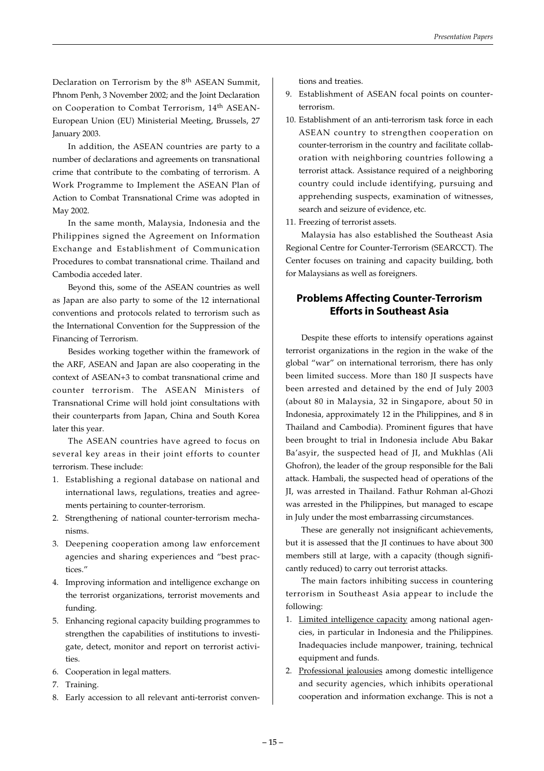Declaration on Terrorism by the 8th ASEAN Summit, Phnom Penh, 3 November 2002; and the Joint Declaration on Cooperation to Combat Terrorism, 14th ASEAN-European Union (EU) Ministerial Meeting, Brussels, 27 January 2003.

In addition, the ASEAN countries are party to a number of declarations and agreements on transnational crime that contribute to the combating of terrorism. A Work Programme to Implement the ASEAN Plan of Action to Combat Transnational Crime was adopted in May 2002.

In the same month, Malaysia, Indonesia and the Philippines signed the Agreement on Information Exchange and Establishment of Communication Procedures to combat transnational crime. Thailand and Cambodia acceded later.

Beyond this, some of the ASEAN countries as well as Japan are also party to some of the 12 international conventions and protocols related to terrorism such as the International Convention for the Suppression of the Financing of Terrorism.

Besides working together within the framework of the ARF, ASEAN and Japan are also cooperating in the context of ASEAN+3 to combat transnational crime and counter terrorism. The ASEAN Ministers of Transnational Crime will hold joint consultations with their counterparts from Japan, China and South Korea later this year.

The ASEAN countries have agreed to focus on several key areas in their joint efforts to counter terrorism. These include:

1. Establishing a regional database on national and international laws, regulations, treaties and agreements pertaining to counter-terrorism.
2. Strengthening of national counter-terrorism mechanisms.
3. Deepening cooperation among law enforcement agencies and sharing experiences and "best practices."
4. Improving information and intelligence exchange on the terrorist organizations, terrorist movements and funding.
5. Enhancing regional capacity building programmes to strengthen the capabilities of institutions to investigate, detect, monitor and report on terrorist activities.
6. Cooperation in legal matters.
7. Training.
8. Early accession to all relevant anti-terrorist conventions and treaties.
9. Establishment of ASEAN focal points on counter-terrorism.
10. Establishment of an anti-terrorism task force in each ASEAN country to strengthen cooperation on counter-terrorism in the country and facilitate collaboration with neighboring countries following a terrorist attack. Assistance required of a neighboring country could include identifying, pursuing and apprehending suspects, examination of witnesses, search and seizure of evidence, etc.
11. Freezing of terrorist assets.

Malaysia has also established the Southeast Asia Regional Centre for Counter-Terrorism (SEARCCT). The Center focuses on training and capacity building, both for Malaysians as well as foreigners.

## Problems Affecting Counter-Terrorism Efforts in Southeast Asia

Despite these efforts to intensify operations against terrorist organizations in the region in the wake of the global "war" on international terrorism, there has only been limited success. More than 180 JI suspects have been arrested and detained by the end of July 2003 (about 80 in Malaysia, 32 in Singapore, about 50 in Indonesia, approximately 12 in the Philippines, and 8 in Thailand and Cambodia). Prominent figures that have been brought to trial in Indonesia include Abu Bakar Ba'asyir, the suspected head of JI, and Mukhlas (Ali Ghofron), the leader of the group responsible for the Bali attack. Hambali, the suspected head of operations of the JI, was arrested in Thailand. Fathur Rohman al-Ghozi was arrested in the Philippines, but managed to escape in July under the most embarrassing circumstances.

These are generally not insignificant achievements, but it is assessed that the JI continues to have about 300 members still at large, with a capacity (though significantly reduced) to carry out terrorist attacks.

The main factors inhibiting success in countering terrorism in Southeast Asia appear to include the following:

1. Limited intelligence capacity among national agencies, in particular in Indonesia and the Philippines. Inadequacies include manpower, training, technical equipment and funds.
2. Professional jealousies among domestic intelligence and security agencies, which inhibits operational cooperation and information exchange. This is not a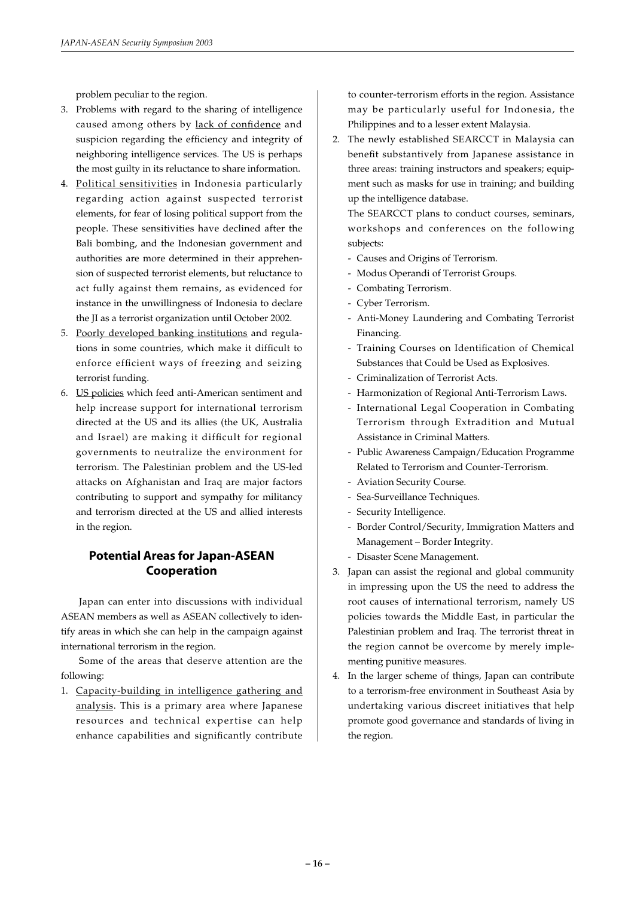problem peculiar to the region.

3. Problems with regard to the sharing of intelligence caused among others by lack of confidence and suspicion regarding the efficiency and integrity of neighboring intelligence services. The US is perhaps the most guilty in its reluctance to share information.
4. Political sensitivities in Indonesia particularly regarding action against suspected terrorist elements, for fear of losing political support from the people. These sensitivities have declined after the Bali bombing, and the Indonesian government and authorities are more determined in their apprehension of suspected terrorist elements, but reluctance to act fully against them remains, as evidenced for instance in the unwillingness of Indonesia to declare the JI as a terrorist organization until October 2002.
5. Poorly developed banking institutions and regulations in some countries, which make it difficult to enforce efficient ways of freezing and seizing terrorist funding.
6. US policies which feed anti-American sentiment and help increase support for international terrorism directed at the US and its allies (the UK, Australia and Israel) are making it difficult for regional governments to neutralize the environment for terrorism. The Palestinian problem and the US-led attacks on Afghanistan and Iraq are major factors contributing to support and sympathy for militancy and terrorism directed at the US and allied interests in the region.

## Potential Areas for Japan-ASEAN Cooperation

Japan can enter into discussions with individual ASEAN members as well as ASEAN collectively to identify areas in which she can help in the campaign against international terrorism in the region.

Some of the areas that deserve attention are the following:

1. Capacity-building in intelligence gathering and analysis. This is a primary area where Japanese resources and technical expertise can help enhance capabilities and significantly contribute to counter-terrorism efforts in the region. Assistance may be particularly useful for Indonesia, the Philippines and to a lesser extent Malaysia.
2. The newly established SEARCCT in Malaysia can benefit substantively from Japanese assistance in three areas: training instructors and speakers; equipment such as masks for use in training; and building up the intelligence database.

   The SEARCCT plans to conduct courses, seminars, workshops and conferences on the following subjects:

   - Causes and Origins of Terrorism.
   - Modus Operandi of Terrorist Groups.
   - Combating Terrorism.
   - Cyber Terrorism.
   - Anti-Money Laundering and Combating Terrorist Financing.
   - Training Courses on Identification of Chemical Substances that Could be Used as Explosives.
   - Criminalization of Terrorist Acts.
   - Harmonization of Regional Anti-Terrorism Laws.
   - International Legal Cooperation in Combating Terrorism through Extradition and Mutual Assistance in Criminal Matters.
   - Public Awareness Campaign/Education Programme Related to Terrorism and Counter-Terrorism.
   - Aviation Security Course.
   - Sea-Surveillance Techniques.
   - Security Intelligence.
   - Border Control/Security, Immigration Matters and Management – Border Integrity.
   - Disaster Scene Management.
3. Japan can assist the regional and global community in impressing upon the US the need to address the root causes of international terrorism, namely US policies towards the Middle East, in particular the Palestinian problem and Iraq. The terrorist threat in the region cannot be overcome by merely implementing punitive measures.
4. In the larger scheme of things, Japan can contribute to a terrorism-free environment in Southeast Asia by undertaking various discreet initiatives that help promote good governance and standards of living in the region.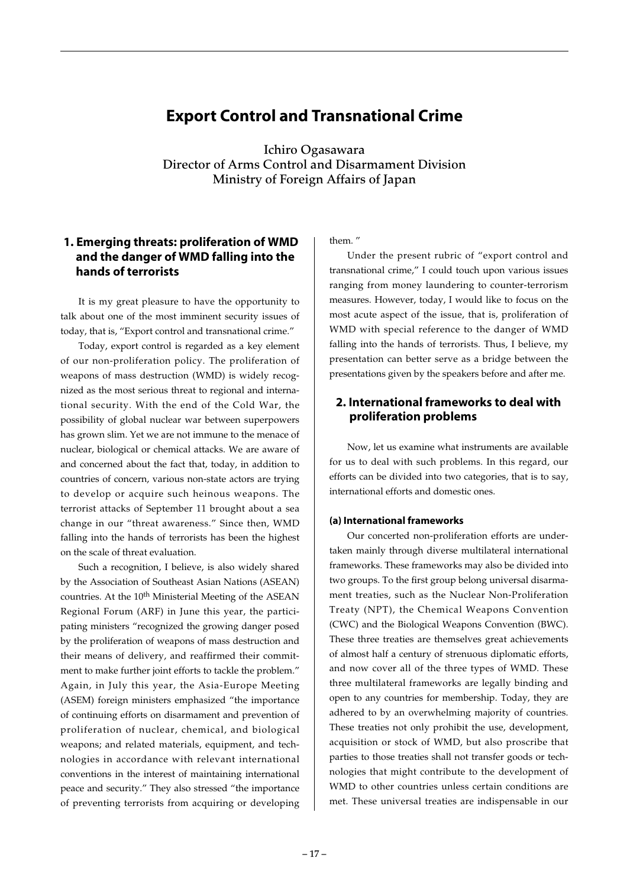# Export Control and Transnational Crime

Ichiro Ogasawara
Director of Arms Control and Disarmament Division
Ministry of Foreign Affairs of Japan

## 1. Emerging threats: proliferation of WMD and the danger of WMD falling into the hands of terrorists

It is my great pleasure to have the opportunity to talk about one of the most imminent security issues of today, that is, "Export control and transnational crime."

Today, export control is regarded as a key element of our non-proliferation policy. The proliferation of weapons of mass destruction (WMD) is widely recognized as the most serious threat to regional and international security. With the end of the Cold War, the possibility of global nuclear war between superpowers has grown slim. Yet we are not immune to the menace of nuclear, biological or chemical attacks. We are aware of and concerned about the fact that, today, in addition to countries of concern, various non-state actors are trying to develop or acquire such heinous weapons. The terrorist attacks of September 11 brought about a sea change in our "threat awareness." Since then, WMD falling into the hands of terrorists has been the highest on the scale of threat evaluation.

Such a recognition, I believe, is also widely shared by the Association of Southeast Asian Nations (ASEAN) countries. At the 10th Ministerial Meeting of the ASEAN Regional Forum (ARF) in June this year, the participating ministers "recognized the growing danger posed by the proliferation of weapons of mass destruction and their means of delivery, and reaffirmed their commitment to make further joint efforts to tackle the problem." Again, in July this year, the Asia-Europe Meeting (ASEM) foreign ministers emphasized "the importance of continuing efforts on disarmament and prevention of proliferation of nuclear, chemical, and biological weapons; and related materials, equipment, and technologies in accordance with relevant international conventions in the interest of maintaining international peace and security." They also stressed "the importance of preventing terrorists from acquiring or developing them."

Under the present rubric of "export control and transnational crime," I could touch upon various issues ranging from money laundering to counter-terrorism measures. However, today, I would like to focus on the most acute aspect of the issue, that is, proliferation of WMD with special reference to the danger of WMD falling into the hands of terrorists. Thus, I believe, my presentation can better serve as a bridge between the presentations given by the speakers before and after me.

## 2. International frameworks to deal with proliferation problems

Now, let us examine what instruments are available for us to deal with such problems. In this regard, our efforts can be divided into two categories, that is to say, international efforts and domestic ones.

### (a) International frameworks

Our concerted non-proliferation efforts are undertaken mainly through diverse multilateral international frameworks. These frameworks may also be divided into two groups. To the first group belong universal disarmament treaties, such as the Nuclear Non-Proliferation Treaty (NPT), the Chemical Weapons Convention (CWC) and the Biological Weapons Convention (BWC). These three treaties are themselves great achievements of almost half a century of strenuous diplomatic efforts, and now cover all of the three types of WMD. These three multilateral frameworks are legally binding and open to any countries for membership. Today, they are adhered to by an overwhelming majority of countries. These treaties not only prohibit the use, development, acquisition or stock of WMD, but also proscribe that parties to those treaties shall not transfer goods or technologies that might contribute to the development of WMD to other countries unless certain conditions are met. These universal treaties are indispensable in our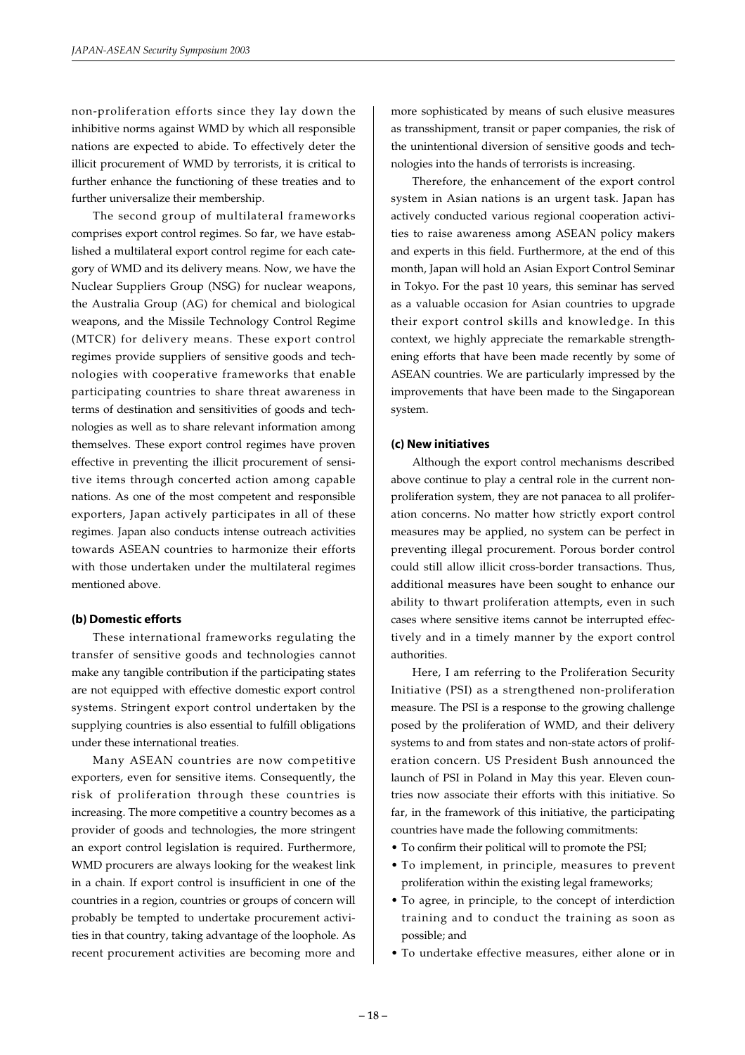non-proliferation efforts since they lay down the inhibitive norms against WMD by which all responsible nations are expected to abide. To effectively deter the illicit procurement of WMD by terrorists, it is critical to further enhance the functioning of these treaties and to further universalize their membership.

The second group of multilateral frameworks comprises export control regimes. So far, we have established a multilateral export control regime for each category of WMD and its delivery means. Now, we have the Nuclear Suppliers Group (NSG) for nuclear weapons, the Australia Group (AG) for chemical and biological weapons, and the Missile Technology Control Regime (MTCR) for delivery means. These export control regimes provide suppliers of sensitive goods and technologies with cooperative frameworks that enable participating countries to share threat awareness in terms of destination and sensitivities of goods and technologies as well as to share relevant information among themselves. These export control regimes have proven effective in preventing the illicit procurement of sensitive items through concerted action among capable nations. As one of the most competent and responsible exporters, Japan actively participates in all of these regimes. Japan also conducts intense outreach activities towards ASEAN countries to harmonize their efforts with those undertaken under the multilateral regimes mentioned above.

#### (b) Domestic efforts

These international frameworks regulating the transfer of sensitive goods and technologies cannot make any tangible contribution if the participating states are not equipped with effective domestic export control systems. Stringent export control undertaken by the supplying countries is also essential to fulfill obligations under these international treaties.

Many ASEAN countries are now competitive exporters, even for sensitive items. Consequently, the risk of proliferation through these countries is increasing. The more competitive a country becomes as a provider of goods and technologies, the more stringent an export control legislation is required. Furthermore, WMD procurers are always looking for the weakest link in a chain. If export control is insufficient in one of the countries in a region, countries or groups of concern will probably be tempted to undertake procurement activities in that country, taking advantage of the loophole. As recent procurement activities are becoming more and more sophisticated by means of such elusive measures as transshipment, transit or paper companies, the risk of the unintentional diversion of sensitive goods and technologies into the hands of terrorists is increasing.

Therefore, the enhancement of the export control system in Asian nations is an urgent task. Japan has actively conducted various regional cooperation activities to raise awareness among ASEAN policy makers and experts in this field. Furthermore, at the end of this month, Japan will hold an Asian Export Control Seminar in Tokyo. For the past 10 years, this seminar has served as a valuable occasion for Asian countries to upgrade their export control skills and knowledge. In this context, we highly appreciate the remarkable strengthening efforts that have been made recently by some of ASEAN countries. We are particularly impressed by the improvements that have been made to the Singaporean system.

#### (c) New initiatives

Although the export control mechanisms described above continue to play a central role in the current non-proliferation system, they are not panacea to all proliferation concerns. No matter how strictly export control measures may be applied, no system can be perfect in preventing illegal procurement. Porous border control could still allow illicit cross-border transactions. Thus, additional measures have been sought to enhance our ability to thwart proliferation attempts, even in such cases where sensitive items cannot be interrupted effectively and in a timely manner by the export control authorities.

Here, I am referring to the Proliferation Security Initiative (PSI) as a strengthened non-proliferation measure. The PSI is a response to the growing challenge posed by the proliferation of WMD, and their delivery systems to and from states and non-state actors of proliferation concern. US President Bush announced the launch of PSI in Poland in May this year. Eleven countries now associate their efforts with this initiative. So far, in the framework of this initiative, the participating countries have made the following commitments:

- To confirm their political will to promote the PSI;
- To implement, in principle, measures to prevent proliferation within the existing legal frameworks;
- To agree, in principle, to the concept of interdiction training and to conduct the training as soon as possible; and
- To undertake effective measures, either alone or in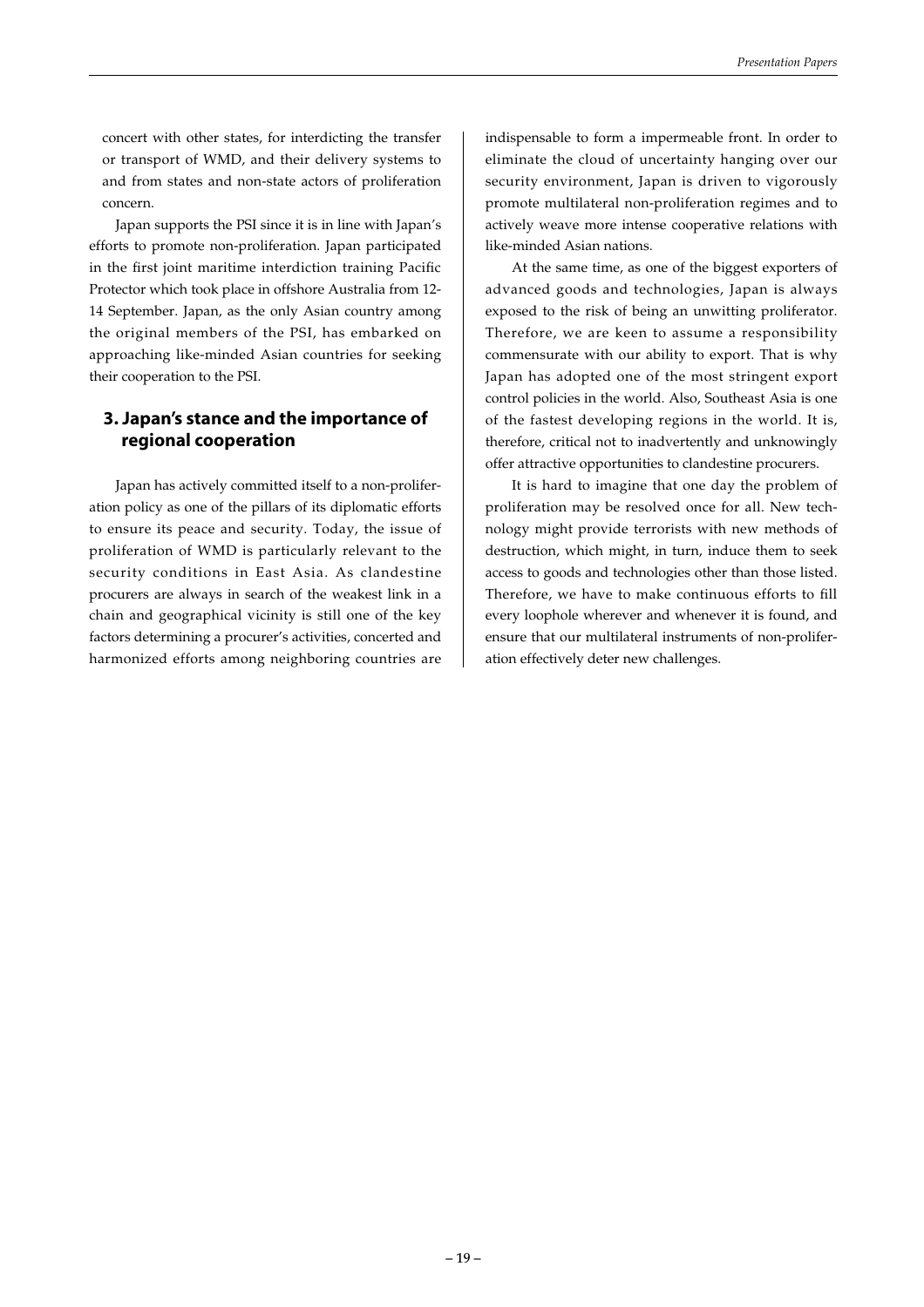concert with other states, for interdicting the transfer or transport of WMD, and their delivery systems to and from states and non-state actors of proliferation concern.

Japan supports the PSI since it is in line with Japan's efforts to promote non-proliferation. Japan participated in the first joint maritime interdiction training Pacific Protector which took place in offshore Australia from 12-14 September. Japan, as the only Asian country among the original members of the PSI, has embarked on approaching like-minded Asian countries for seeking their cooperation to the PSI.

## 3. Japan's stance and the importance of regional cooperation

Japan has actively committed itself to a non-proliferation policy as one of the pillars of its diplomatic efforts to ensure its peace and security. Today, the issue of proliferation of WMD is particularly relevant to the security conditions in East Asia. As clandestine procurers are always in search of the weakest link in a chain and geographical vicinity is still one of the key factors determining a procurer's activities, concerted and harmonized efforts among neighboring countries are indispensable to form a impermeable front. In order to eliminate the cloud of uncertainty hanging over our security environment, Japan is driven to vigorously promote multilateral non-proliferation regimes and to actively weave more intense cooperative relations with like-minded Asian nations.

At the same time, as one of the biggest exporters of advanced goods and technologies, Japan is always exposed to the risk of being an unwitting proliferator. Therefore, we are keen to assume a responsibility commensurate with our ability to export. That is why Japan has adopted one of the most stringent export control policies in the world. Also, Southeast Asia is one of the fastest developing regions in the world. It is, therefore, critical not to inadvertently and unknowingly offer attractive opportunities to clandestine procurers.

It is hard to imagine that one day the problem of proliferation may be resolved once for all. New technology might provide terrorists with new methods of destruction, which might, in turn, induce them to seek access to goods and technologies other than those listed. Therefore, we have to make continuous efforts to fill every loophole wherever and whenever it is found, and ensure that our multilateral instruments of non-proliferation effectively deter new challenges.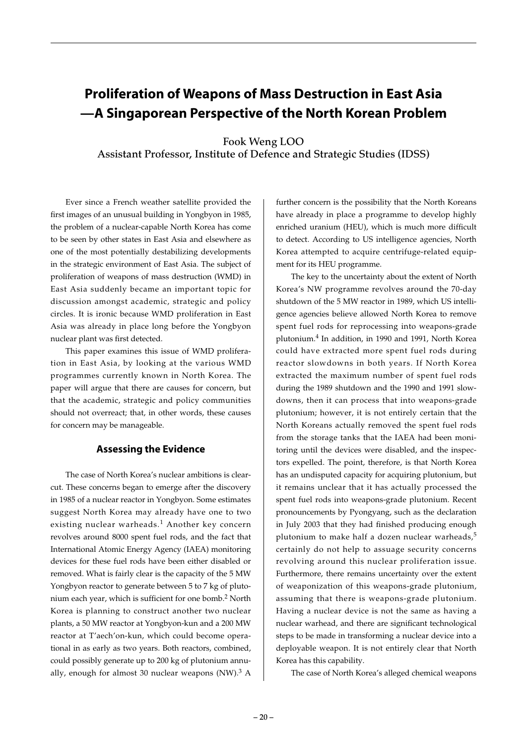# Proliferation of Weapons of Mass Destruction in East Asia —A Singaporean Perspective of the North Korean Problem

Fook Weng LOO
Assistant Professor, Institute of Defence and Strategic Studies (IDSS)

Ever since a French weather satellite provided the first images of an unusual building in Yongbyon in 1985, the problem of a nuclear-capable North Korea has come to be seen by other states in East Asia and elsewhere as one of the most potentially destabilizing developments in the strategic environment of East Asia. The subject of proliferation of weapons of mass destruction (WMD) in East Asia suddenly became an important topic for discussion amongst academic, strategic and policy circles. It is ironic because WMD proliferation in East Asia was already in place long before the Yongbyon nuclear plant was first detected.

This paper examines this issue of WMD proliferation in East Asia, by looking at the various WMD programmes currently known in North Korea. The paper will argue that there are causes for concern, but that the academic, strategic and policy communities should not overreact; that, in other words, these causes for concern may be manageable.

## Assessing the Evidence

The case of North Korea's nuclear ambitions is clear-cut. These concerns began to emerge after the discovery in 1985 of a nuclear reactor in Yongbyon. Some estimates suggest North Korea may already have one to two existing nuclear warheads.[1] Another key concern revolves around 8000 spent fuel rods, and the fact that International Atomic Energy Agency (IAEA) monitoring devices for these fuel rods have been either disabled or removed. What is fairly clear is the capacity of the 5 MW Yongbyon reactor to generate between 5 to 7 kg of plutonium each year, which is sufficient for one bomb.[2] North Korea is planning to construct another two nuclear plants, a 50 MW reactor at Yongbyon-kun and a 200 MW reactor at T'aech'on-kun, which could become operational in as early as two years. Both reactors, combined, could possibly generate up to 200 kg of plutonium annually, enough for almost 30 nuclear weapons (NW).[3] A further concern is the possibility that the North Koreans have already in place a programme to develop highly enriched uranium (HEU), which is much more difficult to detect. According to US intelligence agencies, North Korea attempted to acquire centrifuge-related equipment for its HEU programme.

The key to the uncertainty about the extent of North Korea's NW programme revolves around the 70-day shutdown of the 5 MW reactor in 1989, which US intelligence agencies believe allowed North Korea to remove spent fuel rods for reprocessing into weapons-grade plutonium.[4] In addition, in 1990 and 1991, North Korea could have extracted more spent fuel rods during reactor slowdowns in both years. If North Korea extracted the maximum number of spent fuel rods during the 1989 shutdown and the 1990 and 1991 slowdowns, then it can process that into weapons-grade plutonium; however, it is not entirely certain that the North Koreans actually removed the spent fuel rods from the storage tanks that the IAEA had been monitoring until the devices were disabled, and the inspectors expelled. The point, therefore, is that North Korea has an undisputed capacity for acquiring plutonium, but it remains unclear that it has actually processed the spent fuel rods into weapons-grade plutonium. Recent pronouncements by Pyongyang, such as the declaration in July 2003 that they had finished producing enough plutonium to make half a dozen nuclear warheads,[5] certainly do not help to assuage security concerns revolving around this nuclear proliferation issue. Furthermore, there remains uncertainty over the extent of weaponization of this weapons-grade plutonium, assuming that there is weapons-grade plutonium. Having a nuclear device is not the same as having a nuclear warhead, and there are significant technological steps to be made in transforming a nuclear device into a deployable weapon. It is not entirely clear that North Korea has this capability.

The case of North Korea's alleged chemical weapons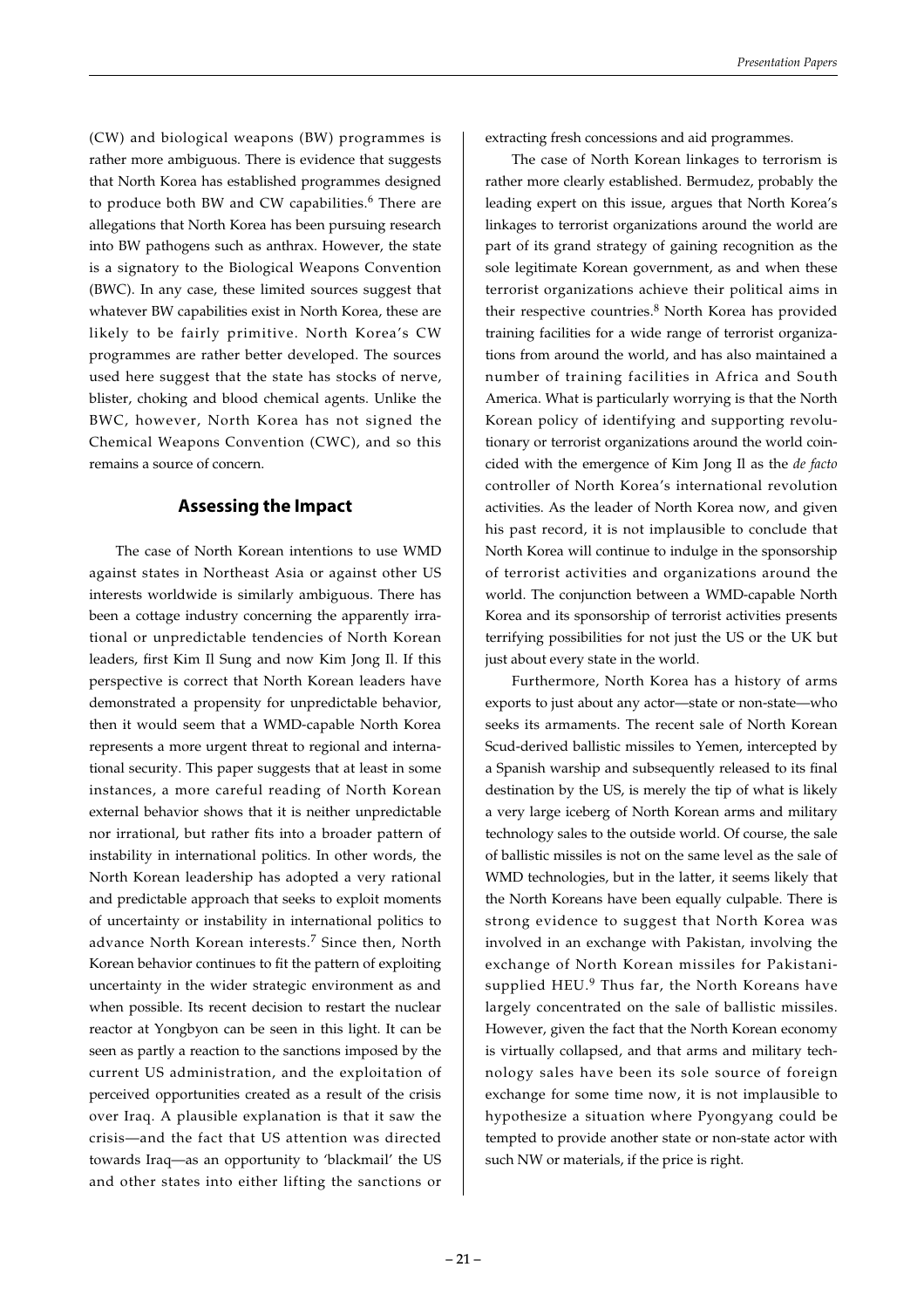(CW) and biological weapons (BW) programmes is rather more ambiguous. There is evidence that suggests that North Korea has established programmes designed to produce both BW and CW capabilities.[6] There are allegations that North Korea has been pursuing research into BW pathogens such as anthrax. However, the state is a signatory to the Biological Weapons Convention (BWC). In any case, these limited sources suggest that whatever BW capabilities exist in North Korea, these are likely to be fairly primitive. North Korea's CW programmes are rather better developed. The sources used here suggest that the state has stocks of nerve, blister, choking and blood chemical agents. Unlike the BWC, however, North Korea has not signed the Chemical Weapons Convention (CWC), and so this remains a source of concern.

## Assessing the Impact

The case of North Korean intentions to use WMD against states in Northeast Asia or against other US interests worldwide is similarly ambiguous. There has been a cottage industry concerning the apparently irrational or unpredictable tendencies of North Korean leaders, first Kim Il Sung and now Kim Jong Il. If this perspective is correct that North Korean leaders have demonstrated a propensity for unpredictable behavior, then it would seem that a WMD-capable North Korea represents a more urgent threat to regional and international security. This paper suggests that at least in some instances, a more careful reading of North Korean external behavior shows that it is neither unpredictable nor irrational, but rather fits into a broader pattern of instability in international politics. In other words, the North Korean leadership has adopted a very rational and predictable approach that seeks to exploit moments of uncertainty or instability in international politics to advance North Korean interests.[7] Since then, North Korean behavior continues to fit the pattern of exploiting uncertainty in the wider strategic environment as and when possible. Its recent decision to restart the nuclear reactor at Yongbyon can be seen in this light. It can be seen as partly a reaction to the sanctions imposed by the current US administration, and the exploitation of perceived opportunities created as a result of the crisis over Iraq. A plausible explanation is that it saw the crisis—and the fact that US attention was directed towards Iraq—as an opportunity to 'blackmail' the US and other states into either lifting the sanctions or extracting fresh concessions and aid programmes.

The case of North Korean linkages to terrorism is rather more clearly established. Bermudez, probably the leading expert on this issue, argues that North Korea's linkages to terrorist organizations around the world are part of its grand strategy of gaining recognition as the sole legitimate Korean government, as and when these terrorist organizations achieve their political aims in their respective countries.[8] North Korea has provided training facilities for a wide range of terrorist organizations from around the world, and has also maintained a number of training facilities in Africa and South America. What is particularly worrying is that the North Korean policy of identifying and supporting revolutionary or terrorist organizations around the world coincided with the emergence of Kim Jong Il as the *de facto* controller of North Korea's international revolution activities. As the leader of North Korea now, and given his past record, it is not implausible to conclude that North Korea will continue to indulge in the sponsorship of terrorist activities and organizations around the world. The conjunction between a WMD-capable North Korea and its sponsorship of terrorist activities presents terrifying possibilities for not just the US or the UK but just about every state in the world.

Furthermore, North Korea has a history of arms exports to just about any actor—state or non-state—who seeks its armaments. The recent sale of North Korean Scud-derived ballistic missiles to Yemen, intercepted by a Spanish warship and subsequently released to its final destination by the US, is merely the tip of what is likely a very large iceberg of North Korean arms and military technology sales to the outside world. Of course, the sale of ballistic missiles is not on the same level as the sale of WMD technologies, but in the latter, it seems likely that the North Koreans have been equally culpable. There is strong evidence to suggest that North Korea was involved in an exchange with Pakistan, involving the exchange of North Korean missiles for Pakistani-supplied HEU.[9] Thus far, the North Koreans have largely concentrated on the sale of ballistic missiles. However, given the fact that the North Korean economy is virtually collapsed, and that arms and military technology sales have been its sole source of foreign exchange for some time now, it is not implausible to hypothesize a situation where Pyongyang could be tempted to provide another state or non-state actor with such NW or materials, if the price is right.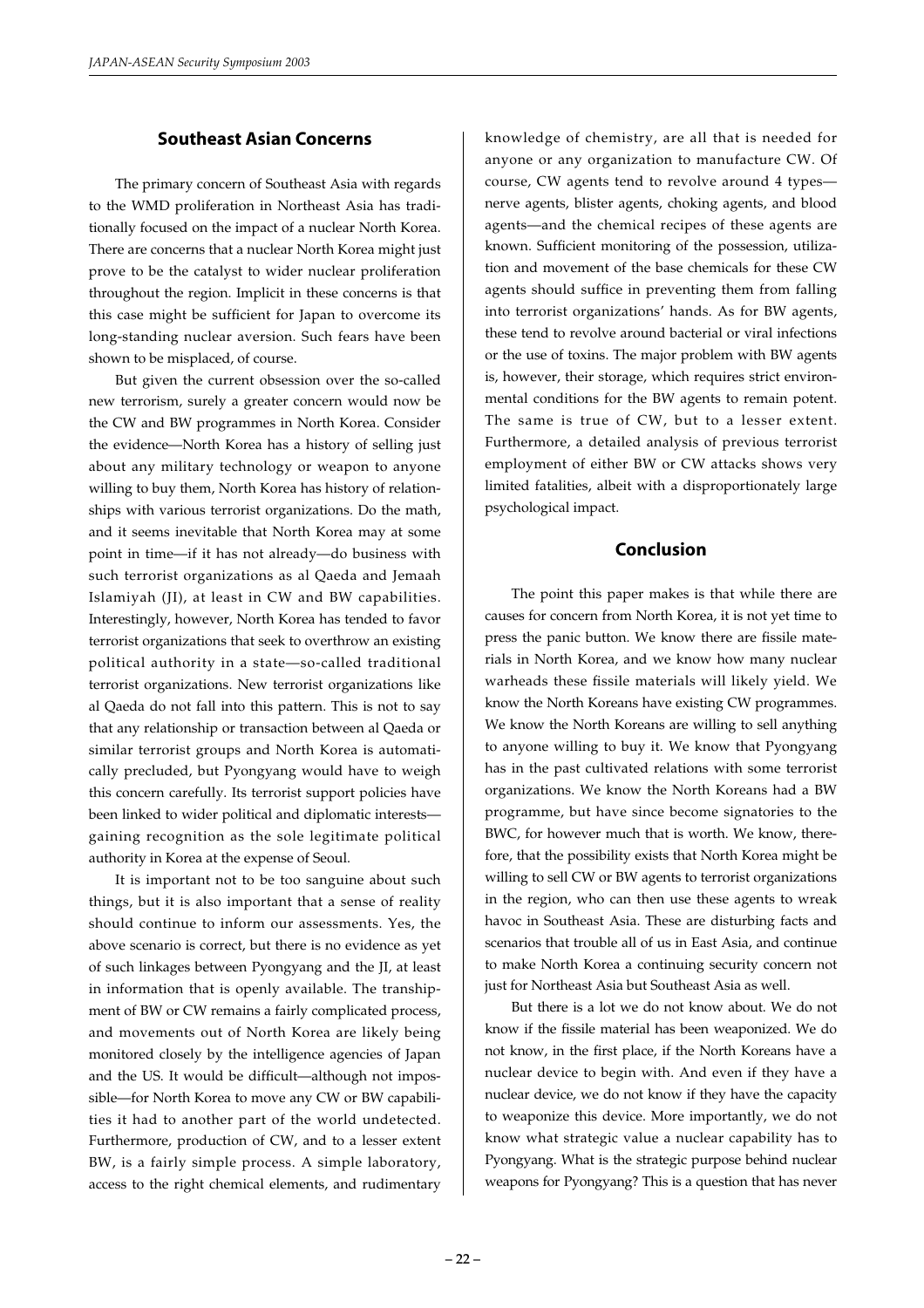## Southeast Asian Concerns

The primary concern of Southeast Asia with regards to the WMD proliferation in Northeast Asia has traditionally focused on the impact of a nuclear North Korea. There are concerns that a nuclear North Korea might just prove to be the catalyst to wider nuclear proliferation throughout the region. Implicit in these concerns is that this case might be sufficient for Japan to overcome its long-standing nuclear aversion. Such fears have been shown to be misplaced, of course.

But given the current obsession over the so-called new terrorism, surely a greater concern would now be the CW and BW programmes in North Korea. Consider the evidence—North Korea has a history of selling just about any military technology or weapon to anyone willing to buy them, North Korea has history of relationships with various terrorist organizations. Do the math, and it seems inevitable that North Korea may at some point in time—if it has not already—do business with such terrorist organizations as al Qaeda and Jemaah Islamiyah (JI), at least in CW and BW capabilities. Interestingly, however, North Korea has tended to favor terrorist organizations that seek to overthrow an existing political authority in a state—so-called traditional terrorist organizations. New terrorist organizations like al Qaeda do not fall into this pattern. This is not to say that any relationship or transaction between al Qaeda or similar terrorist groups and North Korea is automatically precluded, but Pyongyang would have to weigh this concern carefully. Its terrorist support policies have been linked to wider political and diplomatic interests—gaining recognition as the sole legitimate political authority in Korea at the expense of Seoul.

It is important not to be too sanguine about such things, but it is also important that a sense of reality should continue to inform our assessments. Yes, the above scenario is correct, but there is no evidence as yet of such linkages between Pyongyang and the JI, at least in information that is openly available. The transhipment of BW or CW remains a fairly complicated process, and movements out of North Korea are likely being monitored closely by the intelligence agencies of Japan and the US. It would be difficult—although not impossible—for North Korea to move any CW or BW capabilities it had to another part of the world undetected. Furthermore, production of CW, and to a lesser extent BW, is a fairly simple process. A simple laboratory, access to the right chemical elements, and rudimentary knowledge of chemistry, are all that is needed for anyone or any organization to manufacture CW. Of course, CW agents tend to revolve around 4 types—nerve agents, blister agents, choking agents, and blood agents—and the chemical recipes of these agents are known. Sufficient monitoring of the possession, utilization and movement of the base chemicals for these CW agents should suffice in preventing them from falling into terrorist organizations' hands. As for BW agents, these tend to revolve around bacterial or viral infections or the use of toxins. The major problem with BW agents is, however, their storage, which requires strict environmental conditions for the BW agents to remain potent. The same is true of CW, but to a lesser extent. Furthermore, a detailed analysis of previous terrorist employment of either BW or CW attacks shows very limited fatalities, albeit with a disproportionately large psychological impact.

## Conclusion

The point this paper makes is that while there are causes for concern from North Korea, it is not yet time to press the panic button. We know there are fissile materials in North Korea, and we know how many nuclear warheads these fissile materials will likely yield. We know the North Koreans have existing CW programmes. We know the North Koreans are willing to sell anything to anyone willing to buy it. We know that Pyongyang has in the past cultivated relations with some terrorist organizations. We know the North Koreans had a BW programme, but have since become signatories to the BWC, for however much that is worth. We know, therefore, that the possibility exists that North Korea might be willing to sell CW or BW agents to terrorist organizations in the region, who can then use these agents to wreak havoc in Southeast Asia. These are disturbing facts and scenarios that trouble all of us in East Asia, and continue to make North Korea a continuing security concern not just for Northeast Asia but Southeast Asia as well.

But there is a lot we do not know about. We do not know if the fissile material has been weaponized. We do not know, in the first place, if the North Koreans have a nuclear device to begin with. And even if they have a nuclear device, we do not know if they have the capacity to weaponize this device. More importantly, we do not know what strategic value a nuclear capability has to Pyongyang. What is the strategic purpose behind nuclear weapons for Pyongyang? This is a question that has never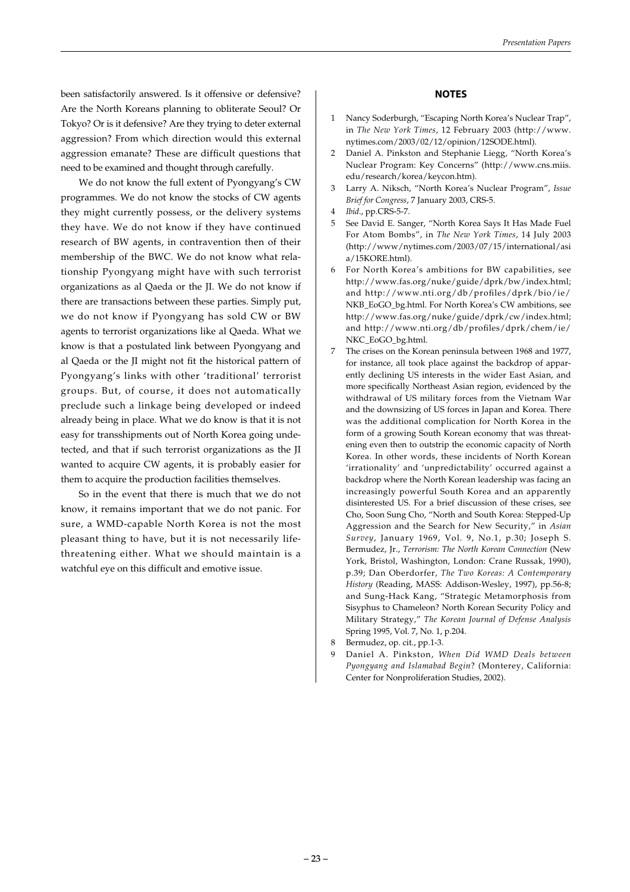been satisfactorily answered. Is it offensive or defensive? Are the North Koreans planning to obliterate Seoul? Or Tokyo? Or is it defensive? Are they trying to deter external aggression? From which direction would this external aggression emanate? These are difficult questions that need to be examined and thought through carefully.

We do not know the full extent of Pyongyang's CW programmes. We do not know the stocks of CW agents they might currently possess, or the delivery systems they have. We do not know if they have continued research of BW agents, in contravention then of their membership of the BWC. We do not know what relationship Pyongyang might have with such terrorist organizations as al Qaeda or the JI. We do not know if there are transactions between these parties. Simply put, we do not know if Pyongyang has sold CW or BW agents to terrorist organizations like al Qaeda. What we know is that a postulated link between Pyongyang and al Qaeda or the JI might not fit the historical pattern of Pyongyang's links with other 'traditional' terrorist groups. But, of course, it does not automatically preclude such a linkage being developed or indeed already being in place. What we do know is that it is not easy for transshipments out of North Korea going undetected, and that if such terrorist organizations as the JI wanted to acquire CW agents, it is probably easier for them to acquire the production facilities themselves.

So in the event that there is much that we do not know, it remains important that we do not panic. For sure, a WMD-capable North Korea is not the most pleasant thing to have, but it is not necessarily life-threatening either. What we should maintain is a watchful eye on this difficult and emotive issue.

## NOTES

1. Nancy Soderburgh, "Escaping North Korea's Nuclear Trap", in *The New York Times*, 12 February 2003 (http://www.nytimes.com/2003/02/12/opinion/12SODE.html).
2. Daniel A. Pinkston and Stephanie Liegg, "North Korea's Nuclear Program: Key Concerns" (http://www.cns.miis.edu/research/korea/keycon.htm).
3. Larry A. Niksch, "North Korea's Nuclear Program", *Issue Brief for Congress*, 7 January 2003, CRS-5.
4. *Ibid*., pp.CRS-5-7.
5. See David E. Sanger, "North Korea Says It Has Made Fuel For Atom Bombs", in *The New York Times*, 14 July 2003 (http://www/nytimes.com/2003/07/15/international/asia/15KORE.html).
6. For North Korea's ambitions for BW capabilities, see http://www.fas.org/nuke/guide/dprk/bw/index.html; and http://www.nti.org/db/profiles/dprk/bio/ie/NKB_EoGO_bg.html. For North Korea's CW ambitions, see http://www.fas.org/nuke/guide/dprk/cw/index.html; and http://www.nti.org/db/profiles/dprk/chem/ie/NKC_EoGO_bg.html.
7. The crises on the Korean peninsula between 1968 and 1977, for instance, all took place against the backdrop of apparently declining US interests in the wider East Asian, and more specifically Northeast Asian region, evidenced by the withdrawal of US military forces from the Vietnam War and the downsizing of US forces in Japan and Korea. There was the additional complication for North Korea in the form of a growing South Korean economy that was threatening even then to outstrip the economic capacity of North Korea. In other words, these incidents of North Korean 'irrationality' and 'unpredictability' occurred against a backdrop where the North Korean leadership was facing an increasingly powerful South Korea and an apparently disinterested US. For a brief discussion of these crises, see Cho, Soon Sung Cho, "North and South Korea: Stepped-Up Aggression and the Search for New Security," in *Asian Survey*, January 1969, Vol. 9, No.1, p.30; Joseph S. Bermudez, Jr., *Terrorism: The North Korean Connection* (New York, Bristol, Washington, London: Crane Russak, 1990), p.39; Dan Oberdorfer, *The Two Koreas: A Contemporary History* (Reading, MASS: Addison-Wesley, 1997), pp.56-8; and Sung-Hack Kang, "Strategic Metamorphosis from Sisyphus to Chameleon? North Korean Security Policy and Military Strategy," *The Korean Journal of Defense Analysis* Spring 1995, Vol. 7, No. 1, p.204.
8. Bermudez, op. cit., pp.1-3.
9. Daniel A. Pinkston, *When Did WMD Deals between Pyongyang and Islamabad Begin*? (Monterey, California: Center for Nonproliferation Studies, 2002).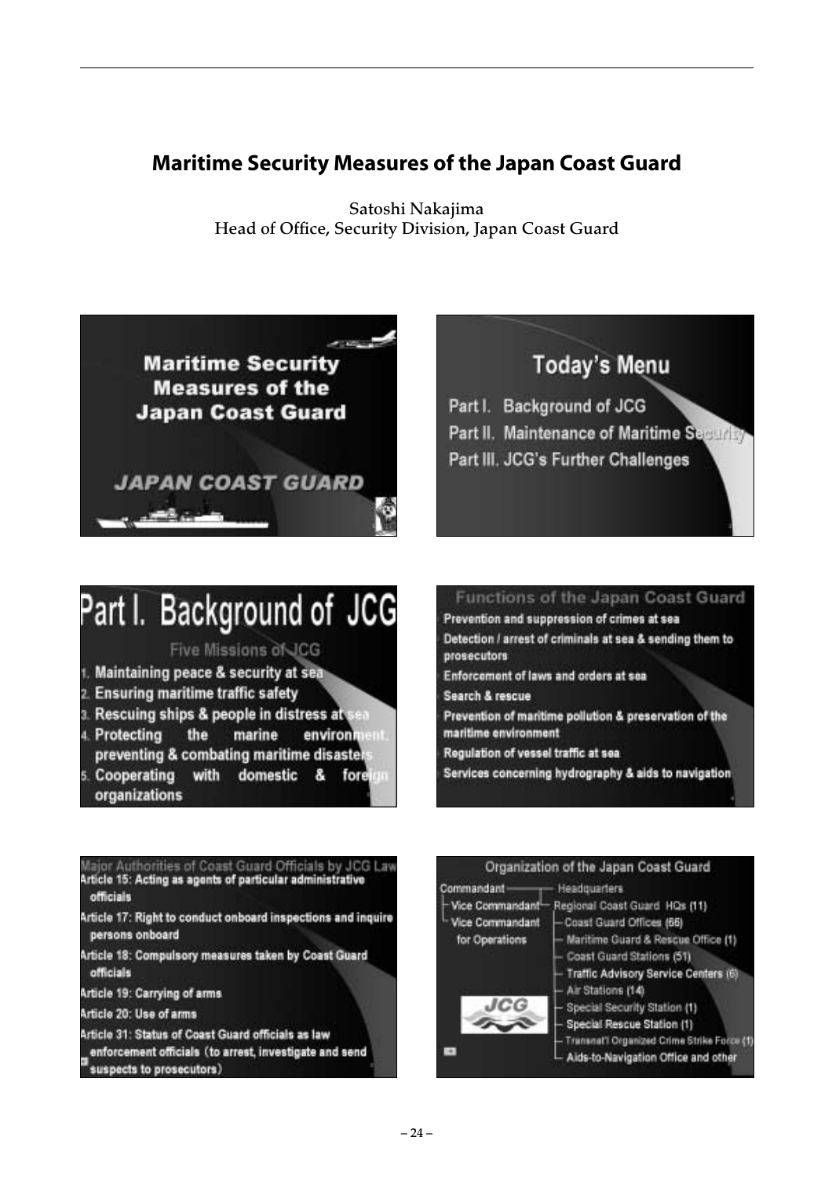# Maritime Security Measures of the Japan Coast Guard

Satoshi Nakajima
Head of Office, Security Division, Japan Coast Guard

## Maritime Security Measures of the Japan Coast Guard

JAPAN COAST GUARD

## Today's Menu

- Part I. Background of JCG
- Part II. Maintenance of Maritime Security
- Part III. JCG's Further Challenges

## Part I. Background of JCG

### Five Missions of JCG

1. Maintaining peace & security at sea
2. Ensuring maritime traffic safety
3. Rescuing ships & people in distress at sea
4. Protecting the marine environment, preventing & combating maritime disasters
5. Cooperating with domestic & foreign organizations

## Functions of the Japan Coast Guard

- Prevention and suppression of crimes at sea
- Detection / arrest of criminals at sea & sending them to prosecutors
- Enforcement of laws and orders at sea
- Search & rescue
- Prevention of maritime pollution & preservation of the maritime environment
- Regulation of vessel traffic at sea
- Services concerning hydrography & aids to navigation

## Major Authorities of Coast Guard Officials by JCG Law

- Article 15: Acting as agents of particular administrative officials
- Article 17: Right to conduct onboard inspections and inquire persons onboard
- Article 18: Compulsory measures taken by Coast Guard officials
- Article 19: Carrying of arms
- Article 20: Use of arms
- Article 31: Status of Coast Guard officials as law enforcement officials (to arrest, investigate and send suspects to prosecutors)

## Organization of the Japan Coast Guard

- Commandant
  - Vice Commandant
  - Vice Commandant for Operations
- Headquarters
  - Regional Coast Guard HQs (11)
    - Coast Guard Offices (66)
    - Maritime Guard & Rescue Office (1)
    - Coast Guard Stations (51)
    - Traffic Advisory Service Centers (6)
    - Air Stations (14)
    - Special Security Station (1)
    - Special Rescue Station (1)
    - Transnat'l Organized Crime Strike Force (1)
    - Aids-to-Navigation Office and other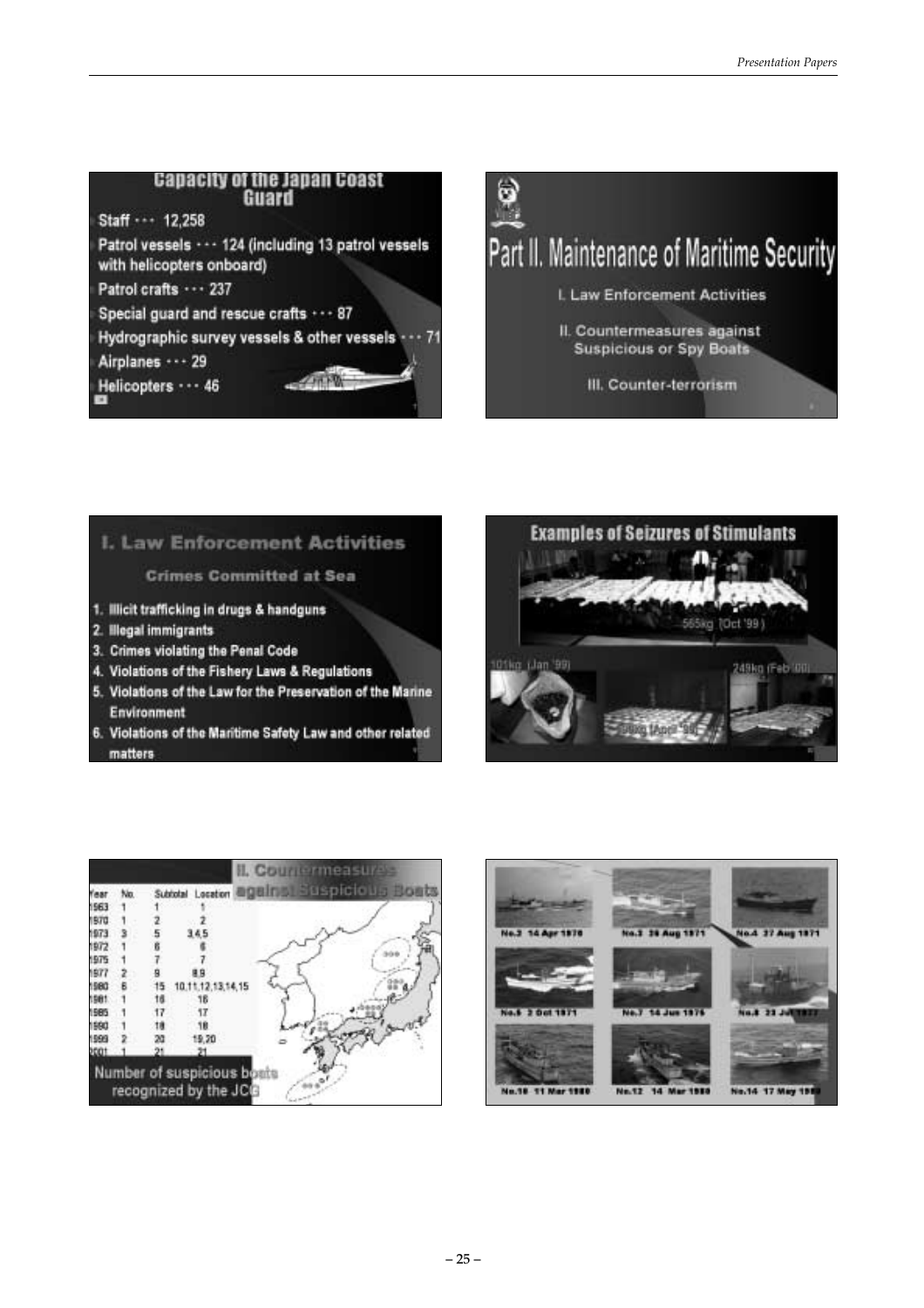## Capacity of the Japan Coast Guard

- Staff ・・・ 12,258
- Patrol vessels ・・・ 124 (including 13 patrol vessels with helicopters onboard)
- Patrol crafts ・・・ 237
- Special guard and rescue crafts ・・・ 87
- Hydrographic survey vessels & other vessels ・・・ 71
- Airplanes ・・・ 29
- Helicopters ・・・ 46

## Part II. Maintenance of Maritime Security

I. Law Enforcement Activities

II. Countermeasures against Suspicious or Spy Boats

III. Counter-terrorism

## I. Law Enforcement Activities

### Crimes Committed at Sea

1. Illicit trafficking in drugs & handguns
2. Illegal immigrants
3. Crimes violating the Penal Code
4. Violations of the Fishery Laws & Regulations
5. Violations of the Law for the Preservation of the Marine Environment
6. Violations of the Maritime Safety Law and other related matters

## Examples of Seizures of Stimulants

565kg (Oct '99)

101kg (Jan '99)

(Apr '98)

249kg (Feb '00)

## II. Countermeasures against Suspicious Boats

| Year | No. | Subtotal | Location |
|---|---|---|---|
| 1963 | 1 | 1 | 1 |
| 1970 | 1 | 2 | 2 |
| 1973 | 3 | 5 | 3,4,5 |
| 1972 | 1 | 6 | 6 |
| 1975 | 1 | 7 | 7 |
| 1977 | 2 | 9 | 8,9 |
| 1980 | 6 | 15 | 10,11,12,13,14,15 |
| 1981 | 1 | 16 | 16 |
| 1985 | 1 | 17 | 17 |
| 1990 | 1 | 18 | 18 |
| 1999 | 2 | 20 | 19,20 |
| 2001 | 1 | 21 | 21 |

Number of suspicious boats recognized by the JCG

No.2 14 Apr 1970 | No.3 26 Aug 1971 | No.4 27 Aug 1971

No.5 2 Oct 1971 | No.7 14 Jun 1975 | No.8 23 Jul 1977

No.10 11 Mar 1980 | No.12 14 Mar 1980 | No.14 17 May 1980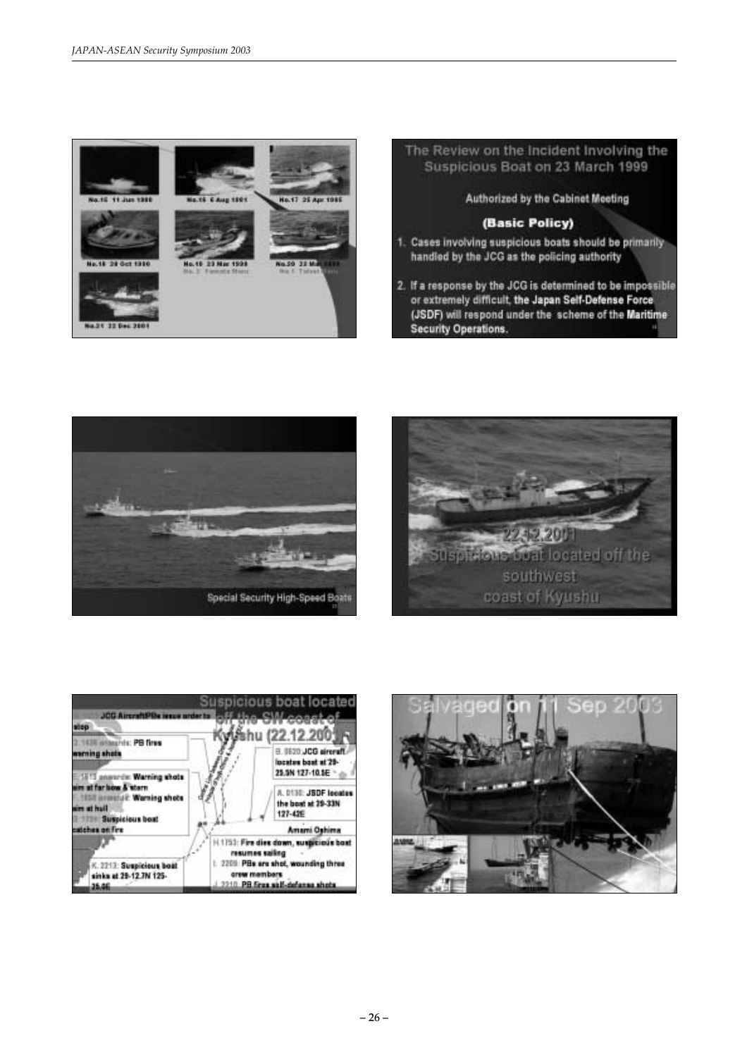No.15 11 Jun 1990

No.16 6 Aug 1991

No.17 25 Apr 1985

No.18 20 Oct 1990

No.19 23 Mar 1999
No. 2 Yamato Maru

No.20 23 Mar 1999
No.1 Taisei Maru

No.21 22 Dec 2001

## The Review on the Incident Involving the Suspicious Boat on 23 March 1999

**Authorized by the Cabinet Meeting**

**(Basic Policy)**

1. Cases involving suspicious boats should be primarily handled by the JCG as the policing authority
2. If a response by the JCG is determined to be impossible or extremely difficult, **the Japan Self-Defense Force (JSDF)** will respond under the scheme of the **Maritime Security Operations.**

Special Security High-Speed Boats

22.12.2001
Suspicious boat located off the southwest coast of Kyushu

## Suspicious boat located off the SW coast of Kyushu (22.12.2001)

C. JCG Aircraft/PBs issue order to stop

D. 1430: PB fires warning shots

E. 1613: Warning shots aim at far bow & stern

F. 1658: Warning shots aim at hull

G. 1724: Suspicious boat catches on fire

K. 2213: Suspicious boat sinks at 29-12.7N 125-25.0E

B. 0620 JCG aircraft locates boat at 29-25.5N 127-10.5E

A. 0130: JSDF locates the boat at 29-33N 127-42E

Amami Oshima

H.1753: Fire dies down, suspicious boat resumes sailing

I. 2209: PBs are shot, wounding three crew members

J. 2210: PB fires self-defense shots

## Salvaged on 11 Sep 2003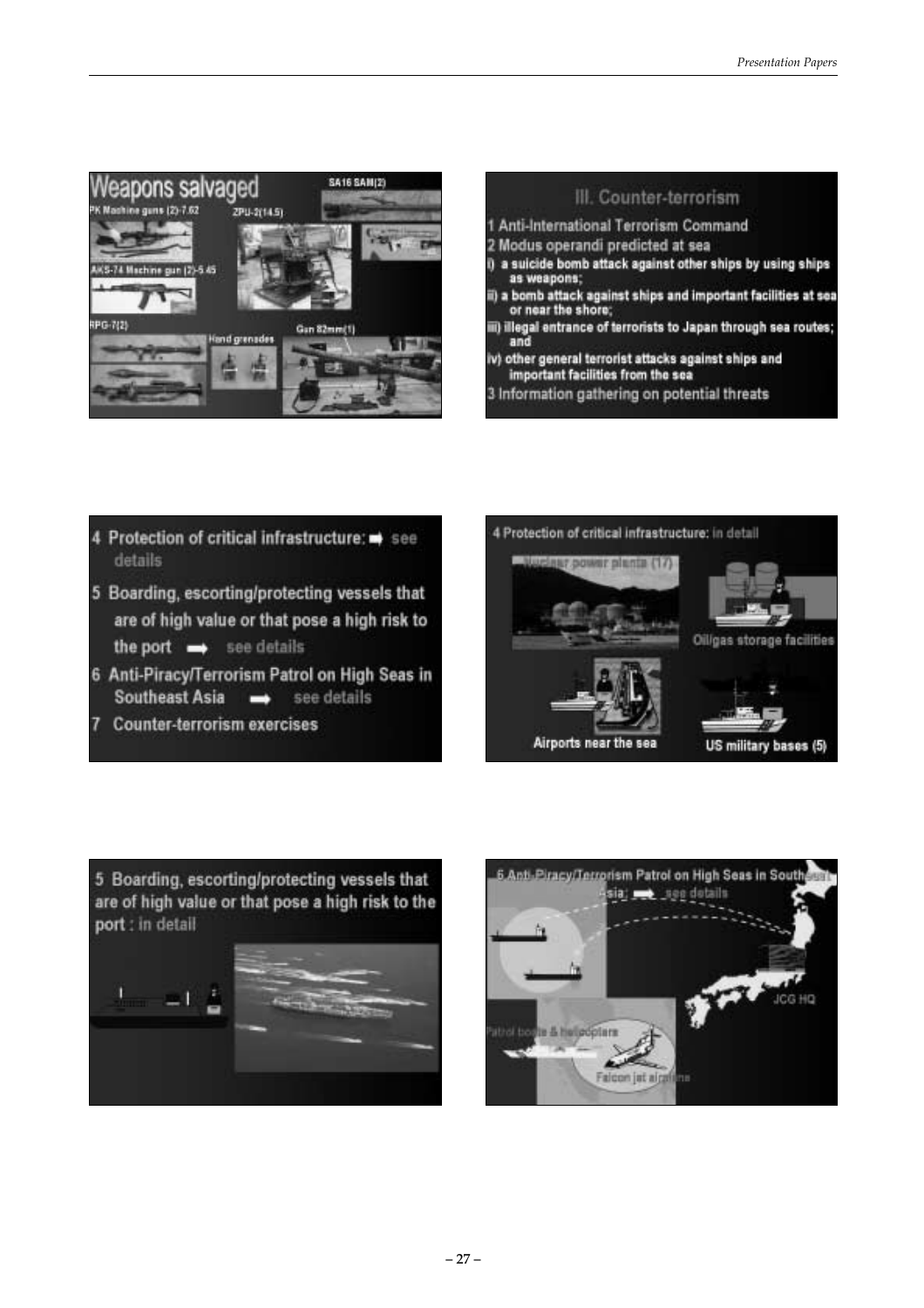## Weapons salvaged

- PK Machine guns (2)-7.62
- ZPU-2(14.5)
- SA16 SAM(2)
- AKS-74 Machine gun (2)-5.45
- RPG-7(2)
- Hand grenades
- Gun 82mm(1)

## III. Counter-terrorism

1 Anti-International Terrorism Command

2 Modus operandi predicted at sea

i) a suicide bomb attack against other ships by using ships as weapons;

ii) a bomb attack against ships and important facilities at sea or near the shore;

iii) illegal entrance of terrorists to Japan through sea routes; and

iv) other general terrorist attacks against ships and important facilities from the sea

3 Information gathering on potential threats

---

4 Protection of critical infrastructure: ➡ see details

5 Boarding, escorting/protecting vessels that are of high value or that pose a high risk to the port ➡ see details

6 Anti-Piracy/Terrorism Patrol on High Seas in Southeast Asia ➡ see details

7 Counter-terrorism exercises

---

4 Protection of critical infrastructure: in detail

- Nuclear power plants (17)
- Oil/gas storage facilities
- Airports near the sea
- US military bases (5)

---

5 Boarding, escorting/protecting vessels that are of high value or that pose a high risk to the port : in detail

---

6 Anti-Piracy/Terrorism Patrol on High Seas in Southeast Asia: ➡ see details

- JCG HQ
- Patrol boats & helicopters
- Falcon jet airplane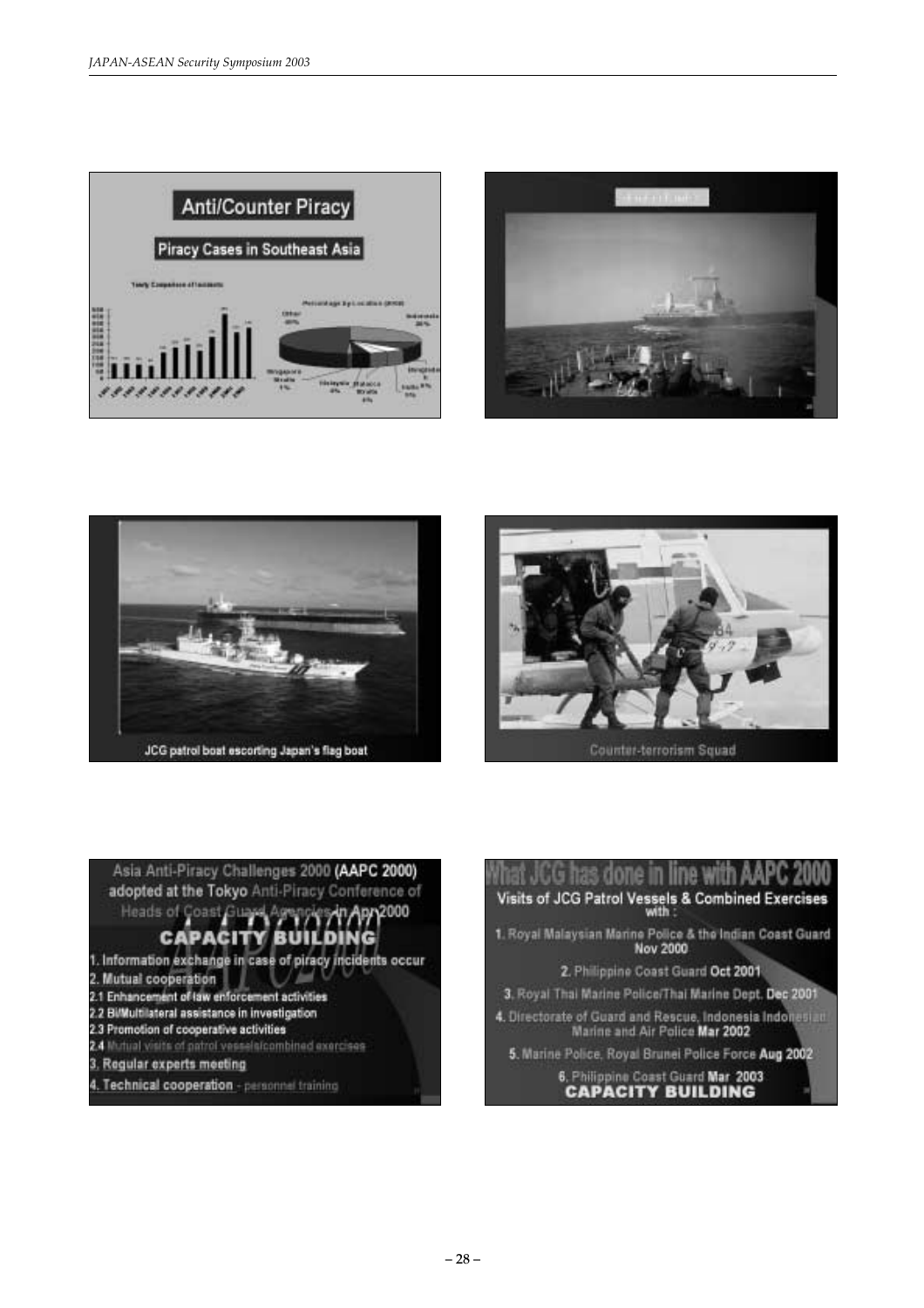## Anti/Counter Piracy

### Piracy Cases in Southeast Asia

Yearly Comparison of Incidents

Percentage by Location (2002)

JCG patrol boat escorting Japan's flag boat

Counter-terrorism Squad

Asia Anti-Piracy Challenges 2000 (AAPC 2000) adopted at the Tokyo Anti-Piracy Conference of Heads of Coast Guard Agencies in Apr 2000

**CAPACITY BUILDING**

1. Information exchange in case of piracy incidents occur
2. Mutual cooperation
   - 2.1 Enhancement of law enforcement activities
   - 2.2 Bi/Multilateral assistance in investigation
   - 2.3 Promotion of cooperative activities
   - 2.4 Mutual visits of patrol vessels/combined exercises
3. Regular experts meeting
4. Technical cooperation - personnel training

**What JCG has done in line with AAPC 2000**

Visits of JCG Patrol Vessels & Combined Exercises with :

1. Royal Malaysian Marine Police & the Indian Coast Guard Nov 2000
2. Philippine Coast Guard Oct 2001
3. Royal Thai Marine Police/Thai Marine Dept. Dec 2001
4. Directorate of Guard and Rescue, Indonesia Indonesian Marine and Air Police Mar 2002
5. Marine Police, Royal Brunei Police Force Aug 2002
6. Philippine Coast Guard Mar 2003

**CAPACITY BUILDING**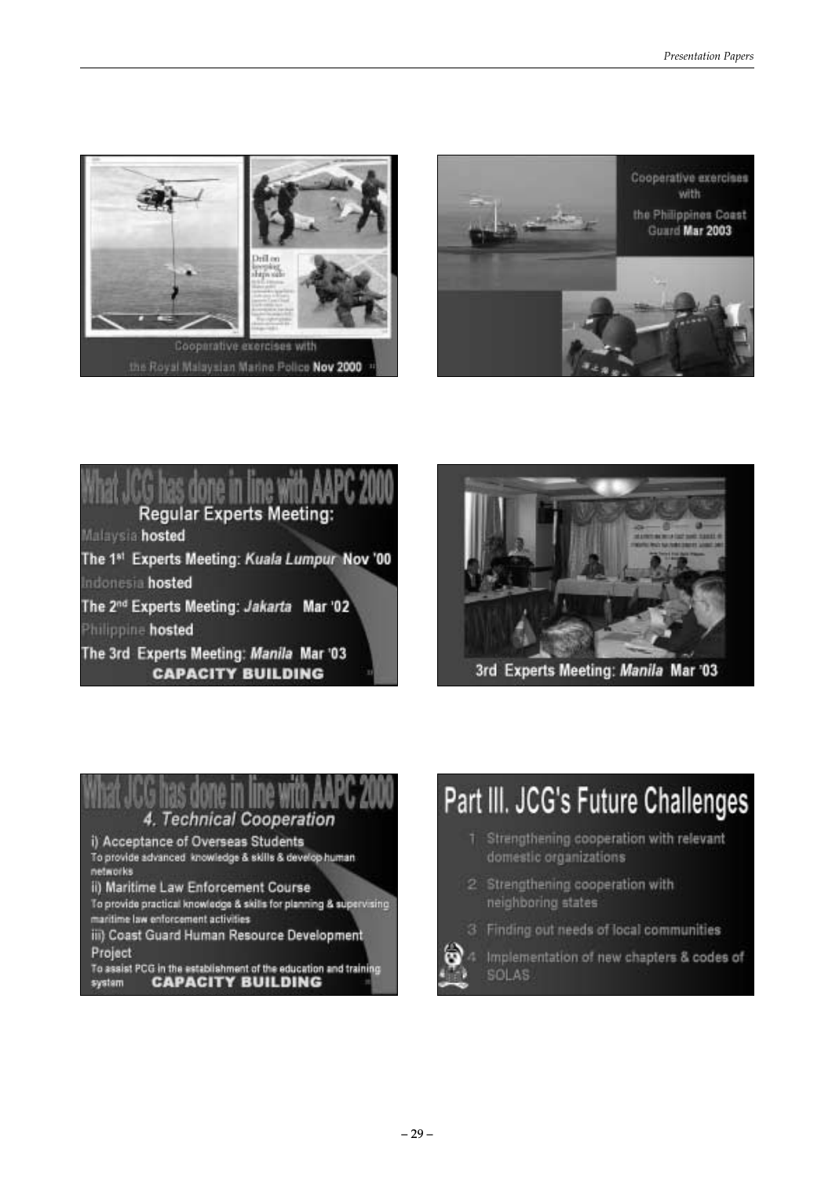Cooperative exercises with the Royal Malaysian Marine Police **Nov 2000**

Cooperative exercises with the Philippines Coast Guard **Mar 2003**

## What JCG has done in line with AAPC 2000

### Regular Experts Meeting:

Malaysia **hosted**

**The 1st Experts Meeting: *Kuala Lumpur* Nov '00**

Indonesia **hosted**

**The 2nd Experts Meeting: *Jakarta* Mar '02**

Philippine **hosted**

**The 3rd Experts Meeting: *Manila* Mar '03**

**CAPACITY BUILDING**

**3rd Experts Meeting: *Manila* Mar '03**

## What JCG has done in line with AAPC 2000

### *4. Technical Cooperation*

i) Acceptance of Overseas Students

To provide advanced knowledge & skills & develop human networks

ii) Maritime Law Enforcement Course

To provide practical knowledge & skills for planning & supervising maritime law enforcement activities

iii) Coast Guard Human Resource Development Project

To assist PCG in the establishment of the education and training system

**CAPACITY BUILDING**

## Part III. JCG's Future Challenges

1. Strengthening cooperation with relevant domestic organizations
2. Strengthening cooperation with neighboring states
3. Finding out needs of local communities
4. Implementation of new chapters & codes of SOLAS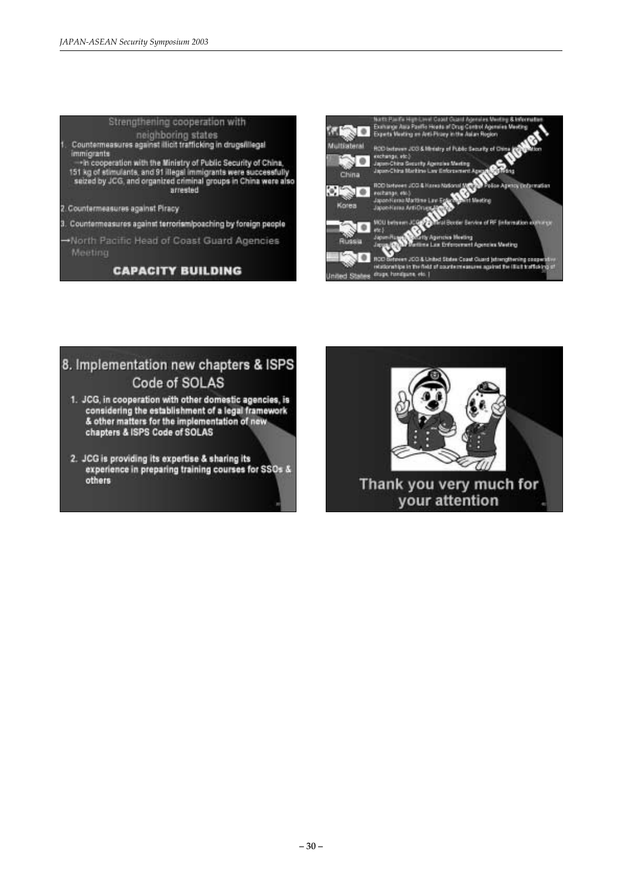## Strengthening cooperation with neighboring states

1. Countermeasures against illicit trafficking in drugs/illegal immigrants
   → In cooperation with the Ministry of Public Security of China, 151 kg of stimulants, and 91 illegal immigrants were successfully seized by JCG, and organized criminal groups in China were also arrested
2. Countermeasures against Piracy
3. Countermeasures against terrorism/poaching by foreign people

→North Pacific Head of Coast Guard Agencies Meeting

**CAPACITY BUILDING**

---

**Cooperation becomes power!**

| | |
|---|---|
| Multilateral | North Pacific High-Level Coast Guard Agencies Meeting & Information Exchange Asia Pacific Heads of Drug Control Agencies Meeting Experts Meeting on Anti-Piracy in the Asian Region |
| China | ROD between JCG & Ministry of Public Security of China (information exchange, etc.) Japan-China Security Agencies Meeting Japan-China Maritime Law Enforcement Agencies Meeting |
| Korea | ROD between JCG & Korea National Maritime Police Agency (information exchange, etc.) Japan-Korea Maritime Law Enforcement Meeting Japan-Korea Anti-Drugs Meeting |
| Russia | MOU between JCG & Federal Border Service of RF (information exchange etc.) Japan-Russia Security Agencies Meeting Japan-Russia Maritime Law Enforcement Agencies Meeting |
| United States | ROD between JCG & United States Coast Guard (strengthening cooperative relationships in the field of countermeasures against the illicit trafficking of drugs, handguns, etc.) |

---

## 8. Implementation new chapters & ISPS Code of SOLAS

1. JCG, in cooperation with other domestic agencies, is considering the establishment of a legal framework & other matters for the implementation of new chapters & ISPS Code of SOLAS
2. JCG is providing its expertise & sharing its experience in preparing training courses for SSOs & others

---

Thank you very much for your attention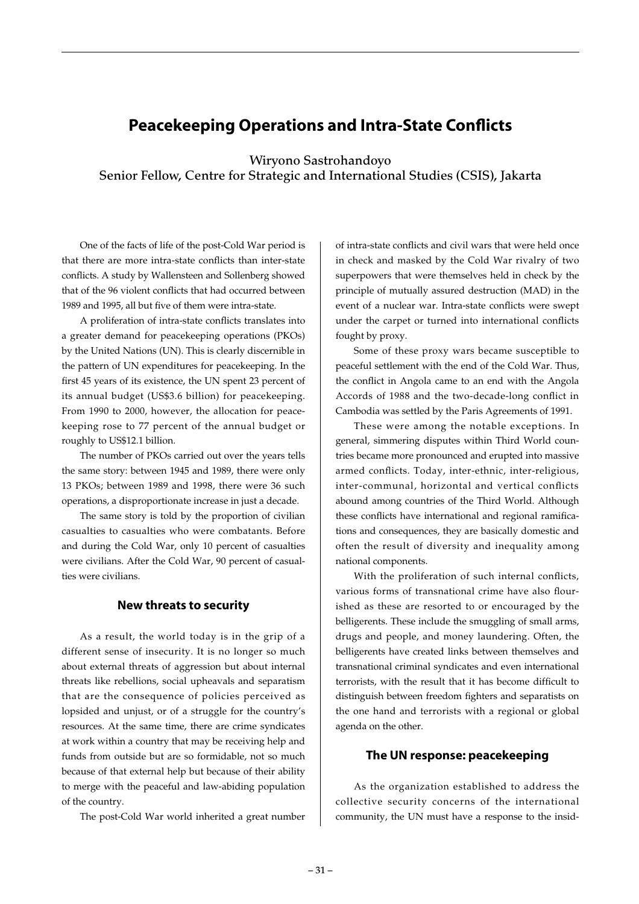# Peacekeeping Operations and Intra-State Conflicts

Wiryono Sastrohandoyo
Senior Fellow, Centre for Strategic and International Studies (CSIS), Jakarta

One of the facts of life of the post-Cold War period is that there are more intra-state conflicts than inter-state conflicts. A study by Wallensteen and Sollenberg showed that of the 96 violent conflicts that had occurred between 1989 and 1995, all but five of them were intra-state.

A proliferation of intra-state conflicts translates into a greater demand for peacekeeping operations (PKOs) by the United Nations (UN). This is clearly discernible in the pattern of UN expenditures for peacekeeping. In the first 45 years of its existence, the UN spent 23 percent of its annual budget (US$3.6 billion) for peacekeeping. From 1990 to 2000, however, the allocation for peacekeeping rose to 77 percent of the annual budget or roughly to US$12.1 billion.

The number of PKOs carried out over the years tells the same story: between 1945 and 1989, there were only 13 PKOs; between 1989 and 1998, there were 36 such operations, a disproportionate increase in just a decade.

The same story is told by the proportion of civilian casualties to casualties who were combatants. Before and during the Cold War, only 10 percent of casualties were civilians. After the Cold War, 90 percent of casualties were civilians.

## New threats to security

As a result, the world today is in the grip of a different sense of insecurity. It is no longer so much about external threats of aggression but about internal threats like rebellions, social upheavals and separatism that are the consequence of policies perceived as lopsided and unjust, or of a struggle for the country's resources. At the same time, there are crime syndicates at work within a country that may be receiving help and funds from outside but are so formidable, not so much because of that external help but because of their ability to merge with the peaceful and law-abiding population of the country.

The post-Cold War world inherited a great number of intra-state conflicts and civil wars that were held once in check and masked by the Cold War rivalry of two superpowers that were themselves held in check by the principle of mutually assured destruction (MAD) in the event of a nuclear war. Intra-state conflicts were swept under the carpet or turned into international conflicts fought by proxy.

Some of these proxy wars became susceptible to peaceful settlement with the end of the Cold War. Thus, the conflict in Angola came to an end with the Angola Accords of 1988 and the two-decade-long conflict in Cambodia was settled by the Paris Agreements of 1991.

These were among the notable exceptions. In general, simmering disputes within Third World countries became more pronounced and erupted into massive armed conflicts. Today, inter-ethnic, inter-religious, inter-communal, horizontal and vertical conflicts abound among countries of the Third World. Although these conflicts have international and regional ramifications and consequences, they are basically domestic and often the result of diversity and inequality among national components.

With the proliferation of such internal conflicts, various forms of transnational crime have also flourished as these are resorted to or encouraged by the belligerents. These include the smuggling of small arms, drugs and people, and money laundering. Often, the belligerents have created links between themselves and transnational criminal syndicates and even international terrorists, with the result that it has become difficult to distinguish between freedom fighters and separatists on the one hand and terrorists with a regional or global agenda on the other.

## The UN response: peacekeeping

As the organization established to address the collective security concerns of the international community, the UN must have a response to the insid-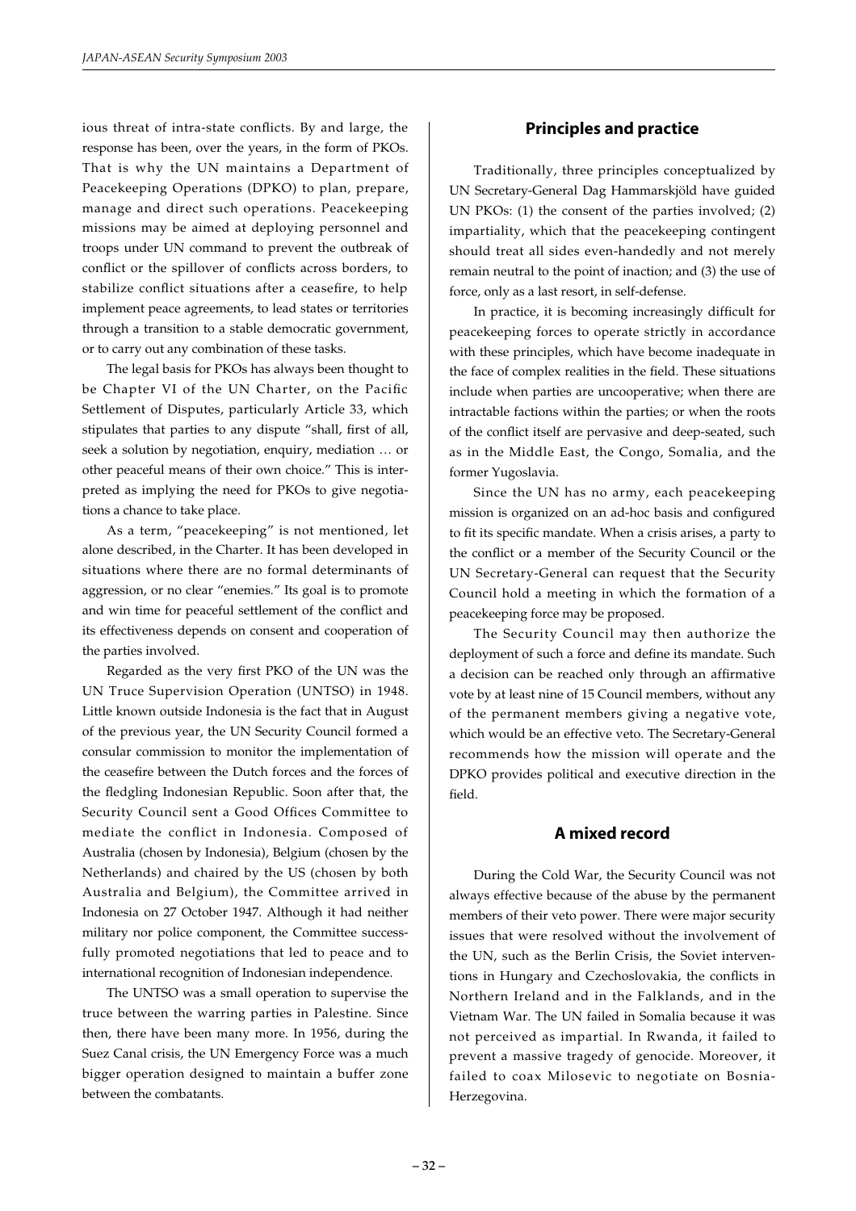ious threat of intra-state conflicts. By and large, the response has been, over the years, in the form of PKOs. That is why the UN maintains a Department of Peacekeeping Operations (DPKO) to plan, prepare, manage and direct such operations. Peacekeeping missions may be aimed at deploying personnel and troops under UN command to prevent the outbreak of conflict or the spillover of conflicts across borders, to stabilize conflict situations after a ceasefire, to help implement peace agreements, to lead states or territories through a transition to a stable democratic government, or to carry out any combination of these tasks.

The legal basis for PKOs has always been thought to be Chapter VI of the UN Charter, on the Pacific Settlement of Disputes, particularly Article 33, which stipulates that parties to any dispute "shall, first of all, seek a solution by negotiation, enquiry, mediation … or other peaceful means of their own choice." This is interpreted as implying the need for PKOs to give negotiations a chance to take place.

As a term, "peacekeeping" is not mentioned, let alone described, in the Charter. It has been developed in situations where there are no formal determinants of aggression, or no clear "enemies." Its goal is to promote and win time for peaceful settlement of the conflict and its effectiveness depends on consent and cooperation of the parties involved.

Regarded as the very first PKO of the UN was the UN Truce Supervision Operation (UNTSO) in 1948. Little known outside Indonesia is the fact that in August of the previous year, the UN Security Council formed a consular commission to monitor the implementation of the ceasefire between the Dutch forces and the forces of the fledgling Indonesian Republic. Soon after that, the Security Council sent a Good Offices Committee to mediate the conflict in Indonesia. Composed of Australia (chosen by Indonesia), Belgium (chosen by the Netherlands) and chaired by the US (chosen by both Australia and Belgium), the Committee arrived in Indonesia on 27 October 1947. Although it had neither military nor police component, the Committee successfully promoted negotiations that led to peace and to international recognition of Indonesian independence.

The UNTSO was a small operation to supervise the truce between the warring parties in Palestine. Since then, there have been many more. In 1956, during the Suez Canal crisis, the UN Emergency Force was a much bigger operation designed to maintain a buffer zone between the combatants.

## Principles and practice

Traditionally, three principles conceptualized by UN Secretary-General Dag Hammarskjöld have guided UN PKOs: (1) the consent of the parties involved; (2) impartiality, which that the peacekeeping contingent should treat all sides even-handedly and not merely remain neutral to the point of inaction; and (3) the use of force, only as a last resort, in self-defense.

In practice, it is becoming increasingly difficult for peacekeeping forces to operate strictly in accordance with these principles, which have become inadequate in the face of complex realities in the field. These situations include when parties are uncooperative; when there are intractable factions within the parties; or when the roots of the conflict itself are pervasive and deep-seated, such as in the Middle East, the Congo, Somalia, and the former Yugoslavia.

Since the UN has no army, each peacekeeping mission is organized on an ad-hoc basis and configured to fit its specific mandate. When a crisis arises, a party to the conflict or a member of the Security Council or the UN Secretary-General can request that the Security Council hold a meeting in which the formation of a peacekeeping force may be proposed.

The Security Council may then authorize the deployment of such a force and define its mandate. Such a decision can be reached only through an affirmative vote by at least nine of 15 Council members, without any of the permanent members giving a negative vote, which would be an effective veto. The Secretary-General recommends how the mission will operate and the DPKO provides political and executive direction in the field.

## A mixed record

During the Cold War, the Security Council was not always effective because of the abuse by the permanent members of their veto power. There were major security issues that were resolved without the involvement of the UN, such as the Berlin Crisis, the Soviet interventions in Hungary and Czechoslovakia, the conflicts in Northern Ireland and in the Falklands, and in the Vietnam War. The UN failed in Somalia because it was not perceived as impartial. In Rwanda, it failed to prevent a massive tragedy of genocide. Moreover, it failed to coax Milosevic to negotiate on Bosnia-Herzegovina.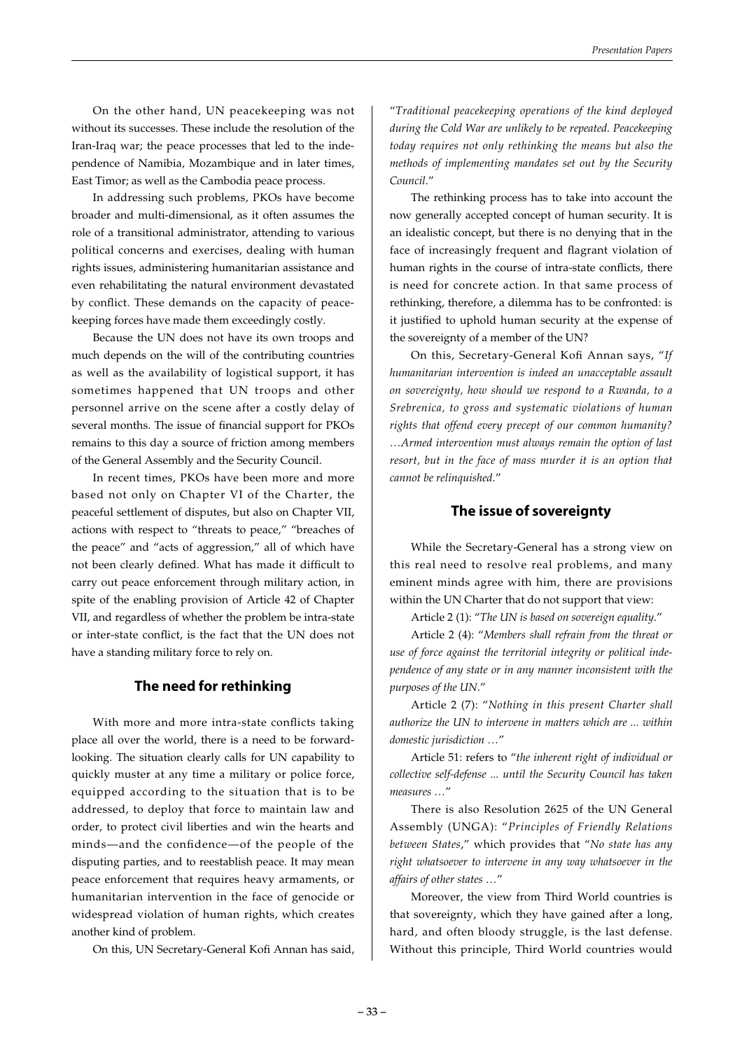On the other hand, UN peacekeeping was not without its successes. These include the resolution of the Iran-Iraq war; the peace processes that led to the independence of Namibia, Mozambique and in later times, East Timor; as well as the Cambodia peace process.

In addressing such problems, PKOs have become broader and multi-dimensional, as it often assumes the role of a transitional administrator, attending to various political concerns and exercises, dealing with human rights issues, administering humanitarian assistance and even rehabilitating the natural environment devastated by conflict. These demands on the capacity of peacekeeping forces have made them exceedingly costly.

Because the UN does not have its own troops and much depends on the will of the contributing countries as well as the availability of logistical support, it has sometimes happened that UN troops and other personnel arrive on the scene after a costly delay of several months. The issue of financial support for PKOs remains to this day a source of friction among members of the General Assembly and the Security Council.

In recent times, PKOs have been more and more based not only on Chapter VI of the Charter, the peaceful settlement of disputes, but also on Chapter VII, actions with respect to "threats to peace," "breaches of the peace" and "acts of aggression," all of which have not been clearly defined. What has made it difficult to carry out peace enforcement through military action, in spite of the enabling provision of Article 42 of Chapter VII, and regardless of whether the problem be intra-state or inter-state conflict, is the fact that the UN does not have a standing military force to rely on.

## The need for rethinking

With more and more intra-state conflicts taking place all over the world, there is a need to be forward-looking. The situation clearly calls for UN capability to quickly muster at any time a military or police force, equipped according to the situation that is to be addressed, to deploy that force to maintain law and order, to protect civil liberties and win the hearts and minds—and the confidence—of the people of the disputing parties, and to reestablish peace. It may mean peace enforcement that requires heavy armaments, or humanitarian intervention in the face of genocide or widespread violation of human rights, which creates another kind of problem.

On this, UN Secretary-General Kofi Annan has said, "*Traditional peacekeeping operations of the kind deployed during the Cold War are unlikely to be repeated. Peacekeeping today requires not only rethinking the means but also the methods of implementing mandates set out by the Security Council.*"

The rethinking process has to take into account the now generally accepted concept of human security. It is an idealistic concept, but there is no denying that in the face of increasingly frequent and flagrant violation of human rights in the course of intra-state conflicts, there is need for concrete action. In that same process of rethinking, therefore, a dilemma has to be confronted: is it justified to uphold human security at the expense of the sovereignty of a member of the UN?

On this, Secretary-General Kofi Annan says, "*If humanitarian intervention is indeed an unacceptable assault on sovereignty, how should we respond to a Rwanda, to a Srebrenica, to gross and systematic violations of human rights that offend every precept of our common humanity? …Armed intervention must always remain the option of last resort, but in the face of mass murder it is an option that cannot be relinquished.*"

## The issue of sovereignty

While the Secretary-General has a strong view on this real need to resolve real problems, and many eminent minds agree with him, there are provisions within the UN Charter that do not support that view:

Article 2 (1): "*The UN is based on sovereign equality.*"

Article 2 (4): "*Members shall refrain from the threat or use of force against the territorial integrity or political independence of any state or in any manner inconsistent with the purposes of the UN.*"

Article 2 (7): "*Nothing in this present Charter shall authorize the UN to intervene in matters which are ... within domestic jurisdiction …*"

Article 51: refers to "*the inherent right of individual or collective self-defense ... until the Security Council has taken measures …*"

There is also Resolution 2625 of the UN General Assembly (UNGA): "*Principles of Friendly Relations between States*," which provides that "*No state has any right whatsoever to intervene in any way whatsoever in the affairs of other states …*"

Moreover, the view from Third World countries is that sovereignty, which they have gained after a long, hard, and often bloody struggle, is the last defense. Without this principle, Third World countries would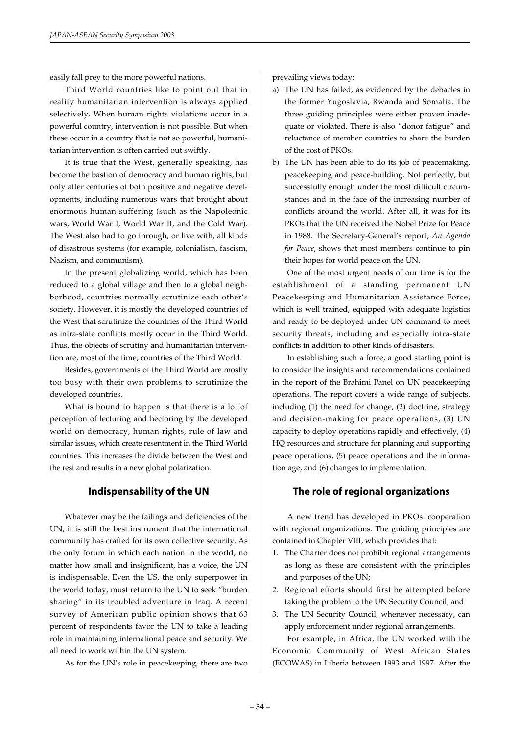easily fall prey to the more powerful nations.

Third World countries like to point out that in reality humanitarian intervention is always applied selectively. When human rights violations occur in a powerful country, intervention is not possible. But when these occur in a country that is not so powerful, humanitarian intervention is often carried out swiftly.

It is true that the West, generally speaking, has become the bastion of democracy and human rights, but only after centuries of both positive and negative developments, including numerous wars that brought about enormous human suffering (such as the Napoleonic wars, World War I, World War II, and the Cold War). The West also had to go through, or live with, all kinds of disastrous systems (for example, colonialism, fascism, Nazism, and communism).

In the present globalizing world, which has been reduced to a global village and then to a global neighborhood, countries normally scrutinize each other's society. However, it is mostly the developed countries of the West that scrutinize the countries of the Third World as intra-state conflicts mostly occur in the Third World. Thus, the objects of scrutiny and humanitarian intervention are, most of the time, countries of the Third World.

Besides, governments of the Third World are mostly too busy with their own problems to scrutinize the developed countries.

What is bound to happen is that there is a lot of perception of lecturing and hectoring by the developed world on democracy, human rights, rule of law and similar issues, which create resentment in the Third World countries. This increases the divide between the West and the rest and results in a new global polarization.

## Indispensability of the UN

Whatever may be the failings and deficiencies of the UN, it is still the best instrument that the international community has crafted for its own collective security. As the only forum in which each nation in the world, no matter how small and insignificant, has a voice, the UN is indispensable. Even the US, the only superpower in the world today, must return to the UN to seek "burden sharing" in its troubled adventure in Iraq. A recent survey of American public opinion shows that 63 percent of respondents favor the UN to take a leading role in maintaining international peace and security. We all need to work within the UN system.

As for the UN's role in peacekeeping, there are two prevailing views today:

a) The UN has failed, as evidenced by the debacles in the former Yugoslavia, Rwanda and Somalia. The three guiding principles were either proven inadequate or violated. There is also "donor fatigue" and reluctance of member countries to share the burden of the cost of PKOs.
b) The UN has been able to do its job of peacemaking, peacekeeping and peace-building. Not perfectly, but successfully enough under the most difficult circumstances and in the face of the increasing number of conflicts around the world. After all, it was for its PKOs that the UN received the Nobel Prize for Peace in 1988. The Secretary-General's report, *An Agenda for Peace*, shows that most members continue to pin their hopes for world peace on the UN.

One of the most urgent needs of our time is for the establishment of a standing permanent UN Peacekeeping and Humanitarian Assistance Force, which is well trained, equipped with adequate logistics and ready to be deployed under UN command to meet security threats, including and especially intra-state conflicts in addition to other kinds of disasters.

In establishing such a force, a good starting point is to consider the insights and recommendations contained in the report of the Brahimi Panel on UN peacekeeping operations. The report covers a wide range of subjects, including (1) the need for change, (2) doctrine, strategy and decision-making for peace operations, (3) UN capacity to deploy operations rapidly and effectively, (4) HQ resources and structure for planning and supporting peace operations, (5) peace operations and the information age, and (6) changes to implementation.

## The role of regional organizations

A new trend has developed in PKOs: cooperation with regional organizations. The guiding principles are contained in Chapter VIII, which provides that:

1. The Charter does not prohibit regional arrangements as long as these are consistent with the principles and purposes of the UN;
2. Regional efforts should first be attempted before taking the problem to the UN Security Council; and
3. The UN Security Council, whenever necessary, can apply enforcement under regional arrangements.

For example, in Africa, the UN worked with the Economic Community of West African States (ECOWAS) in Liberia between 1993 and 1997. After the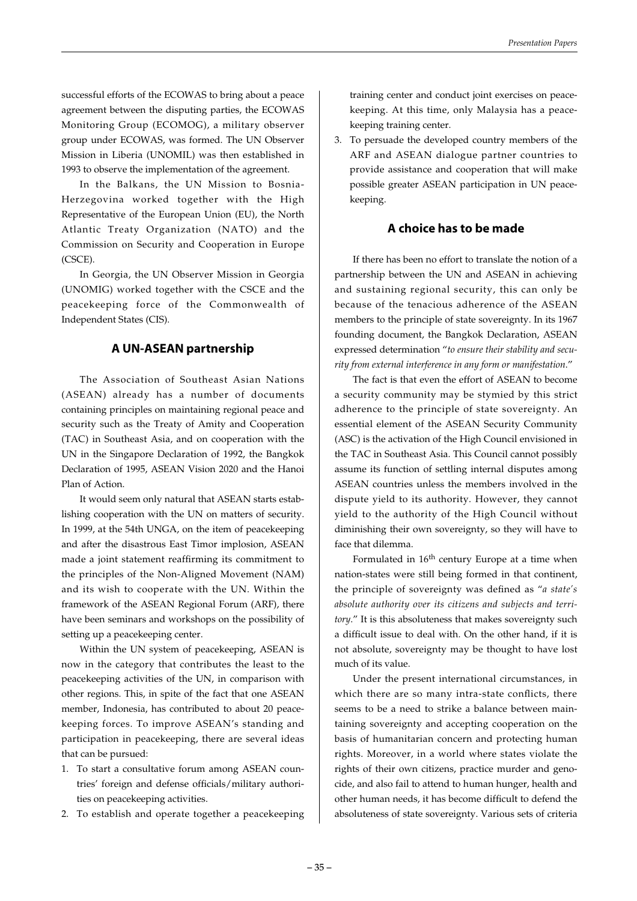successful efforts of the ECOWAS to bring about a peace agreement between the disputing parties, the ECOWAS Monitoring Group (ECOMOG), a military observer group under ECOWAS, was formed. The UN Observer Mission in Liberia (UNOMIL) was then established in 1993 to observe the implementation of the agreement.

In the Balkans, the UN Mission to Bosnia-Herzegovina worked together with the High Representative of the European Union (EU), the North Atlantic Treaty Organization (NATO) and the Commission on Security and Cooperation in Europe (CSCE).

In Georgia, the UN Observer Mission in Georgia (UNOMIG) worked together with the CSCE and the peacekeeping force of the Commonwealth of Independent States (CIS).

## A UN-ASEAN partnership

The Association of Southeast Asian Nations (ASEAN) already has a number of documents containing principles on maintaining regional peace and security such as the Treaty of Amity and Cooperation (TAC) in Southeast Asia, and on cooperation with the UN in the Singapore Declaration of 1992, the Bangkok Declaration of 1995, ASEAN Vision 2020 and the Hanoi Plan of Action.

It would seem only natural that ASEAN starts establishing cooperation with the UN on matters of security. In 1999, at the 54th UNGA, on the item of peacekeeping and after the disastrous East Timor implosion, ASEAN made a joint statement reaffirming its commitment to the principles of the Non-Aligned Movement (NAM) and its wish to cooperate with the UN. Within the framework of the ASEAN Regional Forum (ARF), there have been seminars and workshops on the possibility of setting up a peacekeeping center.

Within the UN system of peacekeeping, ASEAN is now in the category that contributes the least to the peacekeeping activities of the UN, in comparison with other regions. This, in spite of the fact that one ASEAN member, Indonesia, has contributed to about 20 peacekeeping forces. To improve ASEAN's standing and participation in peacekeeping, there are several ideas that can be pursued:

1. To start a consultative forum among ASEAN countries' foreign and defense officials/military authorities on peacekeeping activities.
2. To establish and operate together a peacekeeping training center and conduct joint exercises on peacekeeping. At this time, only Malaysia has a peacekeeping training center.
3. To persuade the developed country members of the ARF and ASEAN dialogue partner countries to provide assistance and cooperation that will make possible greater ASEAN participation in UN peacekeeping.

## A choice has to be made

If there has been no effort to translate the notion of a partnership between the UN and ASEAN in achieving and sustaining regional security, this can only be because of the tenacious adherence of the ASEAN members to the principle of state sovereignty. In its 1967 founding document, the Bangkok Declaration, ASEAN expressed determination "*to ensure their stability and security from external interference in any form or manifestation*."

The fact is that even the effort of ASEAN to become a security community may be stymied by this strict adherence to the principle of state sovereignty. An essential element of the ASEAN Security Community (ASC) is the activation of the High Council envisioned in the TAC in Southeast Asia. This Council cannot possibly assume its function of settling internal disputes among ASEAN countries unless the members involved in the dispute yield to its authority. However, they cannot yield to the authority of the High Council without diminishing their own sovereignty, so they will have to face that dilemma.

Formulated in 16th century Europe at a time when nation-states were still being formed in that continent, the principle of sovereignty was defined as "*a state's absolute authority over its citizens and subjects and territory*." It is this absoluteness that makes sovereignty such a difficult issue to deal with. On the other hand, if it is not absolute, sovereignty may be thought to have lost much of its value.

Under the present international circumstances, in which there are so many intra-state conflicts, there seems to be a need to strike a balance between maintaining sovereignty and accepting cooperation on the basis of humanitarian concern and protecting human rights. Moreover, in a world where states violate the rights of their own citizens, practice murder and genocide, and also fail to attend to human hunger, health and other human needs, it has become difficult to defend the absoluteness of state sovereignty. Various sets of criteria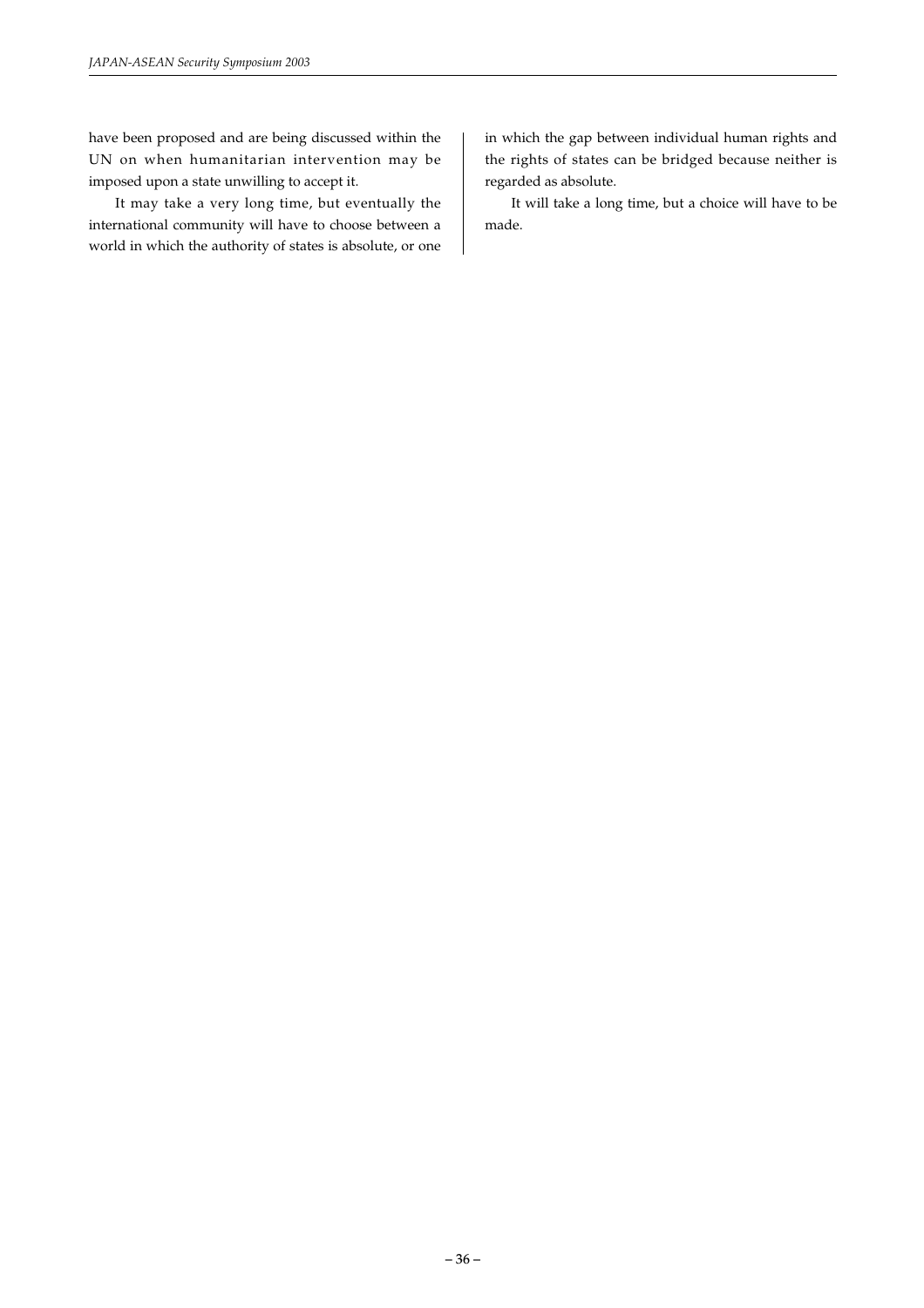have been proposed and are being discussed within the UN on when humanitarian intervention may be imposed upon a state unwilling to accept it.

It may take a very long time, but eventually the international community will have to choose between a world in which the authority of states is absolute, or one in which the gap between individual human rights and the rights of states can be bridged because neither is regarded as absolute.

It will take a long time, but a choice will have to be made.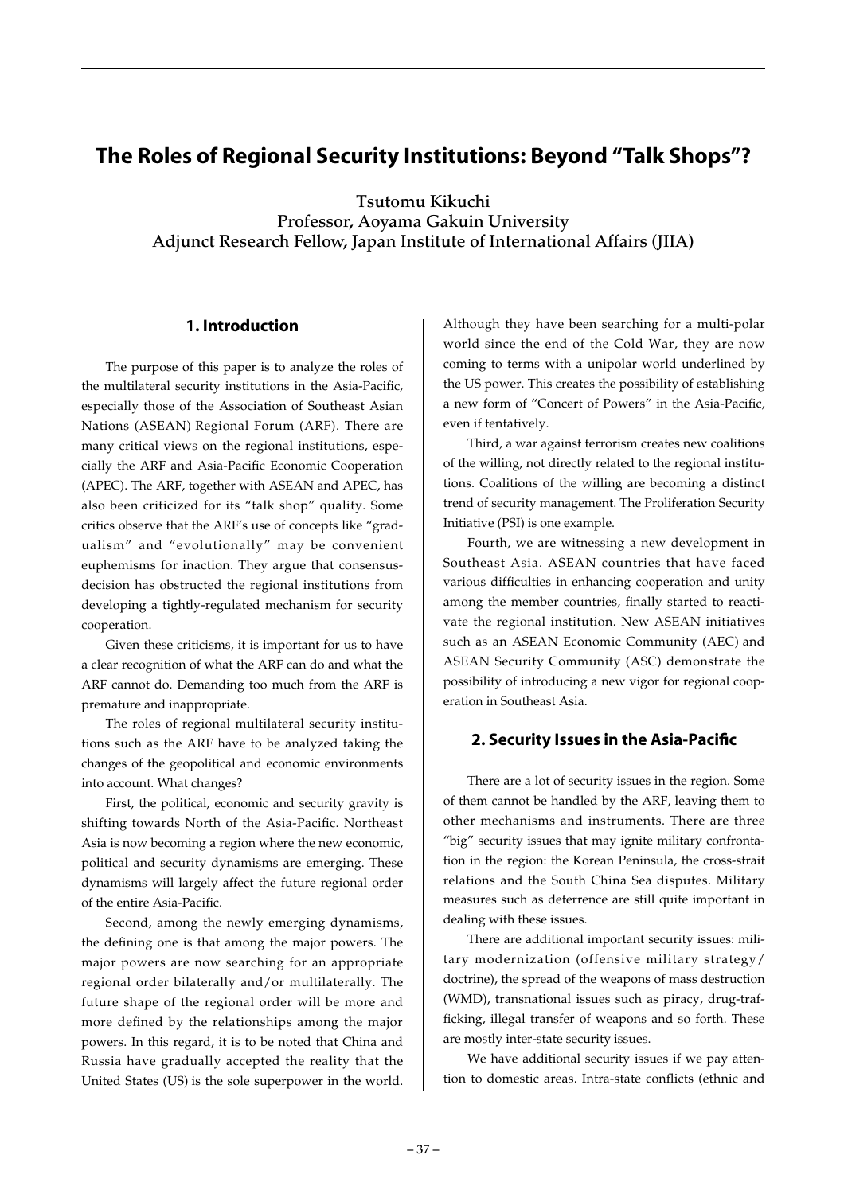# The Roles of Regional Security Institutions: Beyond "Talk Shops"?

Tsutomu Kikuchi
Professor, Aoyama Gakuin University
Adjunct Research Fellow, Japan Institute of International Affairs (JIIA)

## 1. Introduction

The purpose of this paper is to analyze the roles of the multilateral security institutions in the Asia-Pacific, especially those of the Association of Southeast Asian Nations (ASEAN) Regional Forum (ARF). There are many critical views on the regional institutions, especially the ARF and Asia-Pacific Economic Cooperation (APEC). The ARF, together with ASEAN and APEC, has also been criticized for its "talk shop" quality. Some critics observe that the ARF's use of concepts like "gradualism" and "evolutionally" may be convenient euphemisms for inaction. They argue that consensus-decision has obstructed the regional institutions from developing a tightly-regulated mechanism for security cooperation.

Given these criticisms, it is important for us to have a clear recognition of what the ARF can do and what the ARF cannot do. Demanding too much from the ARF is premature and inappropriate.

The roles of regional multilateral security institutions such as the ARF have to be analyzed taking the changes of the geopolitical and economic environments into account. What changes?

First, the political, economic and security gravity is shifting towards North of the Asia-Pacific. Northeast Asia is now becoming a region where the new economic, political and security dynamisms are emerging. These dynamisms will largely affect the future regional order of the entire Asia-Pacific.

Second, among the newly emerging dynamisms, the defining one is that among the major powers. The major powers are now searching for an appropriate regional order bilaterally and/or multilaterally. The future shape of the regional order will be more and more defined by the relationships among the major powers. In this regard, it is to be noted that China and Russia have gradually accepted the reality that the United States (US) is the sole superpower in the world. Although they have been searching for a multi-polar world since the end of the Cold War, they are now coming to terms with a unipolar world underlined by the US power. This creates the possibility of establishing a new form of "Concert of Powers" in the Asia-Pacific, even if tentatively.

Third, a war against terrorism creates new coalitions of the willing, not directly related to the regional institutions. Coalitions of the willing are becoming a distinct trend of security management. The Proliferation Security Initiative (PSI) is one example.

Fourth, we are witnessing a new development in Southeast Asia. ASEAN countries that have faced various difficulties in enhancing cooperation and unity among the member countries, finally started to reactivate the regional institution. New ASEAN initiatives such as an ASEAN Economic Community (AEC) and ASEAN Security Community (ASC) demonstrate the possibility of introducing a new vigor for regional cooperation in Southeast Asia.

## 2. Security Issues in the Asia-Pacific

There are a lot of security issues in the region. Some of them cannot be handled by the ARF, leaving them to other mechanisms and instruments. There are three "big" security issues that may ignite military confrontation in the region: the Korean Peninsula, the cross-strait relations and the South China Sea disputes. Military measures such as deterrence are still quite important in dealing with these issues.

There are additional important security issues: military modernization (offensive military strategy/doctrine), the spread of the weapons of mass destruction (WMD), transnational issues such as piracy, drug-trafficking, illegal transfer of weapons and so forth. These are mostly inter-state security issues.

We have additional security issues if we pay attention to domestic areas. Intra-state conflicts (ethnic and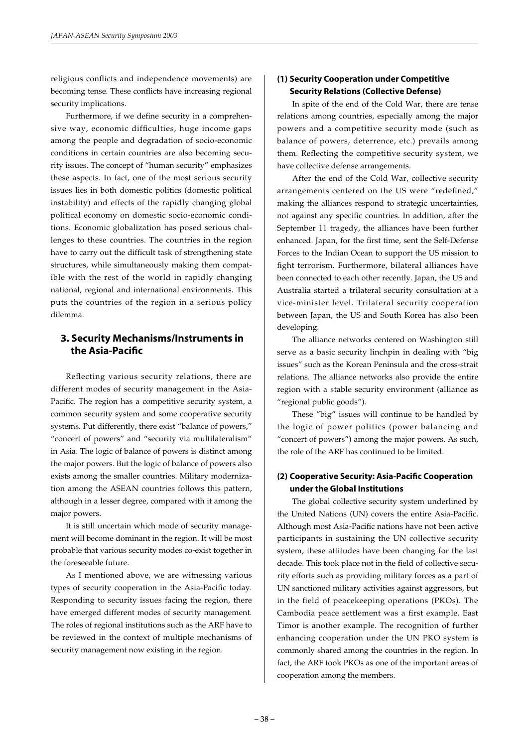religious conflicts and independence movements) are becoming tense. These conflicts have increasing regional security implications.

Furthermore, if we define security in a comprehensive way, economic difficulties, huge income gaps among the people and degradation of socio-economic conditions in certain countries are also becoming security issues. The concept of "human security" emphasizes these aspects. In fact, one of the most serious security issues lies in both domestic politics (domestic political instability) and effects of the rapidly changing global political economy on domestic socio-economic conditions. Economic globalization has posed serious challenges to these countries. The countries in the region have to carry out the difficult task of strengthening state structures, while simultaneously making them compatible with the rest of the world in rapidly changing national, regional and international environments. This puts the countries of the region in a serious policy dilemma.

## 3. Security Mechanisms/Instruments in the Asia-Pacific

Reflecting various security relations, there are different modes of security management in the Asia-Pacific. The region has a competitive security system, a common security system and some cooperative security systems. Put differently, there exist "balance of powers," "concert of powers" and "security via multilateralism" in Asia. The logic of balance of powers is distinct among the major powers. But the logic of balance of powers also exists among the smaller countries. Military modernization among the ASEAN countries follows this pattern, although in a lesser degree, compared with it among the major powers.

It is still uncertain which mode of security management will become dominant in the region. It will be most probable that various security modes co-exist together in the foreseeable future.

As I mentioned above, we are witnessing various types of security cooperation in the Asia-Pacific today. Responding to security issues facing the region, there have emerged different modes of security management. The roles of regional institutions such as the ARF have to be reviewed in the context of multiple mechanisms of security management now existing in the region.

### (1) Security Cooperation under Competitive Security Relations (Collective Defense)

In spite of the end of the Cold War, there are tense relations among countries, especially among the major powers and a competitive security mode (such as balance of powers, deterrence, etc.) prevails among them. Reflecting the competitive security system, we have collective defense arrangements.

After the end of the Cold War, collective security arrangements centered on the US were "redefined," making the alliances respond to strategic uncertainties, not against any specific countries. In addition, after the September 11 tragedy, the alliances have been further enhanced. Japan, for the first time, sent the Self-Defense Forces to the Indian Ocean to support the US mission to fight terrorism. Furthermore, bilateral alliances have been connected to each other recently. Japan, the US and Australia started a trilateral security consultation at a vice-minister level. Trilateral security cooperation between Japan, the US and South Korea has also been developing.

The alliance networks centered on Washington still serve as a basic security linchpin in dealing with "big issues" such as the Korean Peninsula and the cross-strait relations. The alliance networks also provide the entire region with a stable security environment (alliance as "regional public goods").

These "big" issues will continue to be handled by the logic of power politics (power balancing and "concert of powers") among the major powers. As such, the role of the ARF has continued to be limited.

### (2) Cooperative Security: Asia-Pacific Cooperation under the Global Institutions

The global collective security system underlined by the United Nations (UN) covers the entire Asia-Pacific. Although most Asia-Pacific nations have not been active participants in sustaining the UN collective security system, these attitudes have been changing for the last decade. This took place not in the field of collective security efforts such as providing military forces as a part of UN sanctioned military activities against aggressors, but in the field of peacekeeping operations (PKOs). The Cambodia peace settlement was a first example. East Timor is another example. The recognition of further enhancing cooperation under the UN PKO system is commonly shared among the countries in the region. In fact, the ARF took PKOs as one of the important areas of cooperation among the members.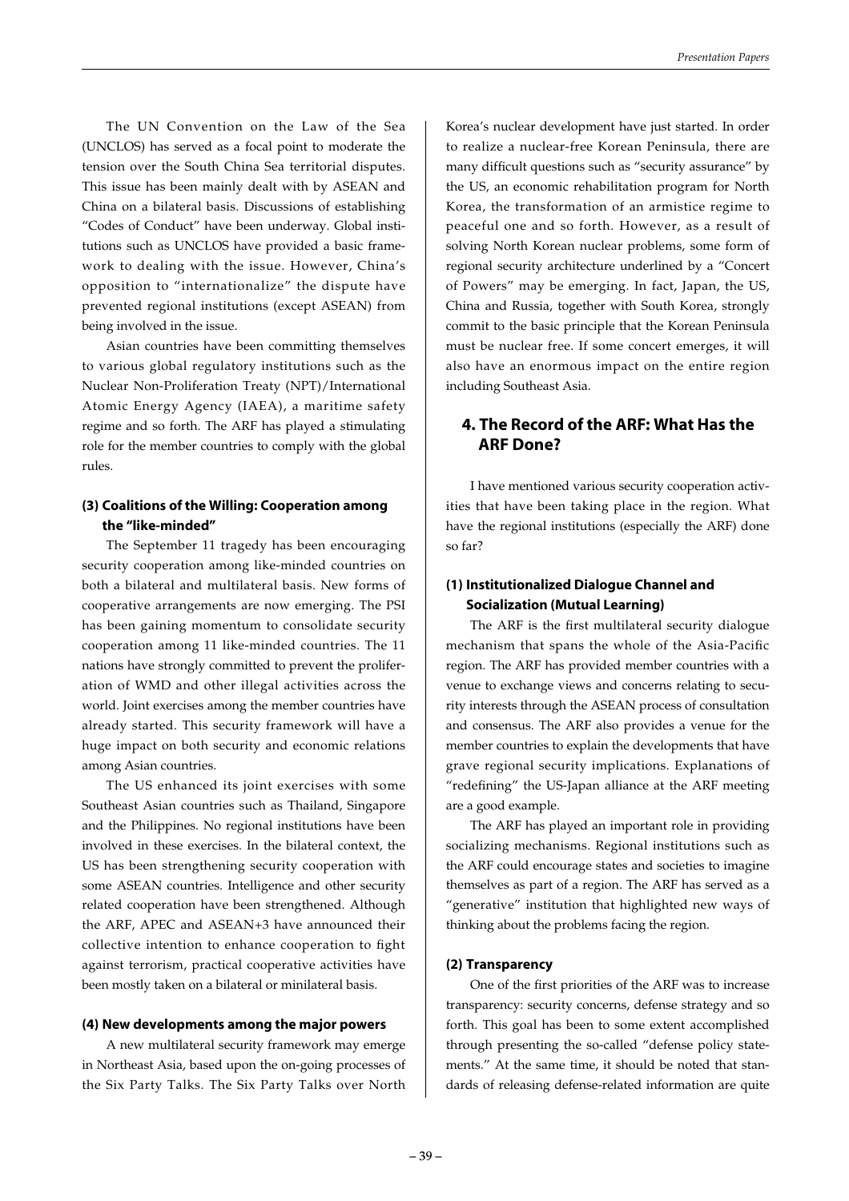The UN Convention on the Law of the Sea (UNCLOS) has served as a focal point to moderate the tension over the South China Sea territorial disputes. This issue has been mainly dealt with by ASEAN and China on a bilateral basis. Discussions of establishing "Codes of Conduct" have been underway. Global institutions such as UNCLOS have provided a basic framework to dealing with the issue. However, China's opposition to "internationalize" the dispute have prevented regional institutions (except ASEAN) from being involved in the issue.

Asian countries have been committing themselves to various global regulatory institutions such as the Nuclear Non-Proliferation Treaty (NPT)/International Atomic Energy Agency (IAEA), a maritime safety regime and so forth. The ARF has played a stimulating role for the member countries to comply with the global rules.

### (3) Coalitions of the Willing: Cooperation among the "like-minded"

The September 11 tragedy has been encouraging security cooperation among like-minded countries on both a bilateral and multilateral basis. New forms of cooperative arrangements are now emerging. The PSI has been gaining momentum to consolidate security cooperation among 11 like-minded countries. The 11 nations have strongly committed to prevent the proliferation of WMD and other illegal activities across the world. Joint exercises among the member countries have already started. This security framework will have a huge impact on both security and economic relations among Asian countries.

The US enhanced its joint exercises with some Southeast Asian countries such as Thailand, Singapore and the Philippines. No regional institutions have been involved in these exercises. In the bilateral context, the US has been strengthening security cooperation with some ASEAN countries. Intelligence and other security related cooperation have been strengthened. Although the ARF, APEC and ASEAN+3 have announced their collective intention to enhance cooperation to fight against terrorism, practical cooperative activities have been mostly taken on a bilateral or minilateral basis.

### (4) New developments among the major powers

A new multilateral security framework may emerge in Northeast Asia, based upon the on-going processes of the Six Party Talks. The Six Party Talks over North Korea's nuclear development have just started. In order to realize a nuclear-free Korean Peninsula, there are many difficult questions such as "security assurance" by the US, an economic rehabilitation program for North Korea, the transformation of an armistice regime to peaceful one and so forth. However, as a result of solving North Korean nuclear problems, some form of regional security architecture underlined by a "Concert of Powers" may be emerging. In fact, Japan, the US, China and Russia, together with South Korea, strongly commit to the basic principle that the Korean Peninsula must be nuclear free. If some concert emerges, it will also have an enormous impact on the entire region including Southeast Asia.

## 4. The Record of the ARF: What Has the ARF Done?

I have mentioned various security cooperation activities that have been taking place in the region. What have the regional institutions (especially the ARF) done so far?

### (1) Institutionalized Dialogue Channel and Socialization (Mutual Learning)

The ARF is the first multilateral security dialogue mechanism that spans the whole of the Asia-Pacific region. The ARF has provided member countries with a venue to exchange views and concerns relating to security interests through the ASEAN process of consultation and consensus. The ARF also provides a venue for the member countries to explain the developments that have grave regional security implications. Explanations of "redefining" the US-Japan alliance at the ARF meeting are a good example.

The ARF has played an important role in providing socializing mechanisms. Regional institutions such as the ARF could encourage states and societies to imagine themselves as part of a region. The ARF has served as a "generative" institution that highlighted new ways of thinking about the problems facing the region.

### (2) Transparency

One of the first priorities of the ARF was to increase transparency: security concerns, defense strategy and so forth. This goal has been to some extent accomplished through presenting the so-called "defense policy statements." At the same time, it should be noted that standards of releasing defense-related information are quite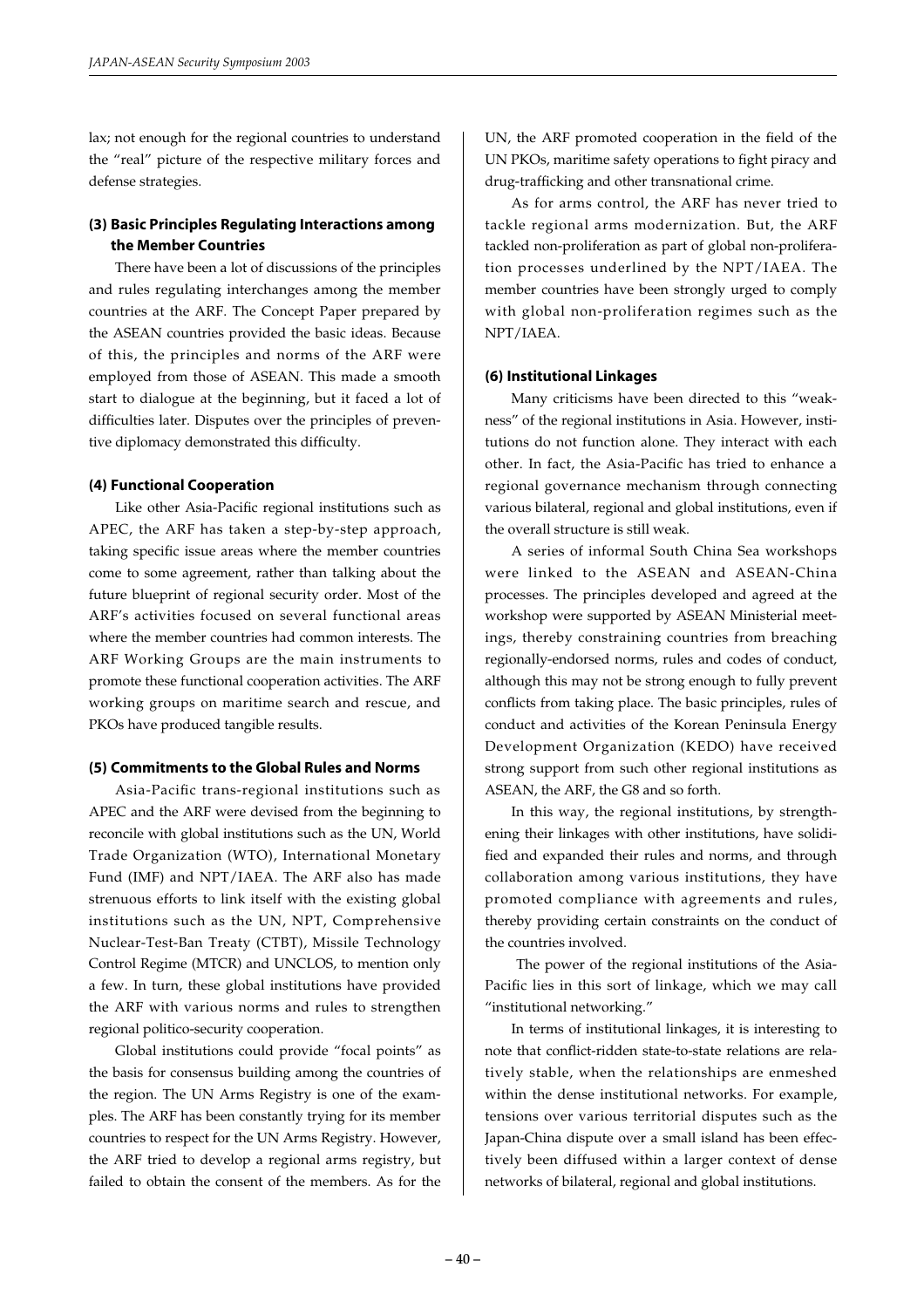lax; not enough for the regional countries to understand the "real" picture of the respective military forces and defense strategies.

### (3) Basic Principles Regulating Interactions among the Member Countries

There have been a lot of discussions of the principles and rules regulating interchanges among the member countries at the ARF. The Concept Paper prepared by the ASEAN countries provided the basic ideas. Because of this, the principles and norms of the ARF were employed from those of ASEAN. This made a smooth start to dialogue at the beginning, but it faced a lot of difficulties later. Disputes over the principles of preventive diplomacy demonstrated this difficulty.

### (4) Functional Cooperation

Like other Asia-Pacific regional institutions such as APEC, the ARF has taken a step-by-step approach, taking specific issue areas where the member countries come to some agreement, rather than talking about the future blueprint of regional security order. Most of the ARF's activities focused on several functional areas where the member countries had common interests. The ARF Working Groups are the main instruments to promote these functional cooperation activities. The ARF working groups on maritime search and rescue, and PKOs have produced tangible results.

### (5) Commitments to the Global Rules and Norms

Asia-Pacific trans-regional institutions such as APEC and the ARF were devised from the beginning to reconcile with global institutions such as the UN, World Trade Organization (WTO), International Monetary Fund (IMF) and NPT/IAEA. The ARF also has made strenuous efforts to link itself with the existing global institutions such as the UN, NPT, Comprehensive Nuclear-Test-Ban Treaty (CTBT), Missile Technology Control Regime (MTCR) and UNCLOS, to mention only a few. In turn, these global institutions have provided the ARF with various norms and rules to strengthen regional politico-security cooperation.

Global institutions could provide "focal points" as the basis for consensus building among the countries of the region. The UN Arms Registry is one of the examples. The ARF has been constantly trying for its member countries to respect for the UN Arms Registry. However, the ARF tried to develop a regional arms registry, but failed to obtain the consent of the members. As for the UN, the ARF promoted cooperation in the field of the UN PKOs, maritime safety operations to fight piracy and drug-trafficking and other transnational crime.

As for arms control, the ARF has never tried to tackle regional arms modernization. But, the ARF tackled non-proliferation as part of global non-proliferation processes underlined by the NPT/IAEA. The member countries have been strongly urged to comply with global non-proliferation regimes such as the NPT/IAEA.

### (6) Institutional Linkages

Many criticisms have been directed to this "weakness" of the regional institutions in Asia. However, institutions do not function alone. They interact with each other. In fact, the Asia-Pacific has tried to enhance a regional governance mechanism through connecting various bilateral, regional and global institutions, even if the overall structure is still weak.

A series of informal South China Sea workshops were linked to the ASEAN and ASEAN-China processes. The principles developed and agreed at the workshop were supported by ASEAN Ministerial meetings, thereby constraining countries from breaching regionally-endorsed norms, rules and codes of conduct, although this may not be strong enough to fully prevent conflicts from taking place. The basic principles, rules of conduct and activities of the Korean Peninsula Energy Development Organization (KEDO) have received strong support from such other regional institutions as ASEAN, the ARF, the G8 and so forth.

In this way, the regional institutions, by strengthening their linkages with other institutions, have solidified and expanded their rules and norms, and through collaboration among various institutions, they have promoted compliance with agreements and rules, thereby providing certain constraints on the conduct of the countries involved.

The power of the regional institutions of the Asia-Pacific lies in this sort of linkage, which we may call "institutional networking."

In terms of institutional linkages, it is interesting to note that conflict-ridden state-to-state relations are relatively stable, when the relationships are enmeshed within the dense institutional networks. For example, tensions over various territorial disputes such as the Japan-China dispute over a small island has been effectively been diffused within a larger context of dense networks of bilateral, regional and global institutions.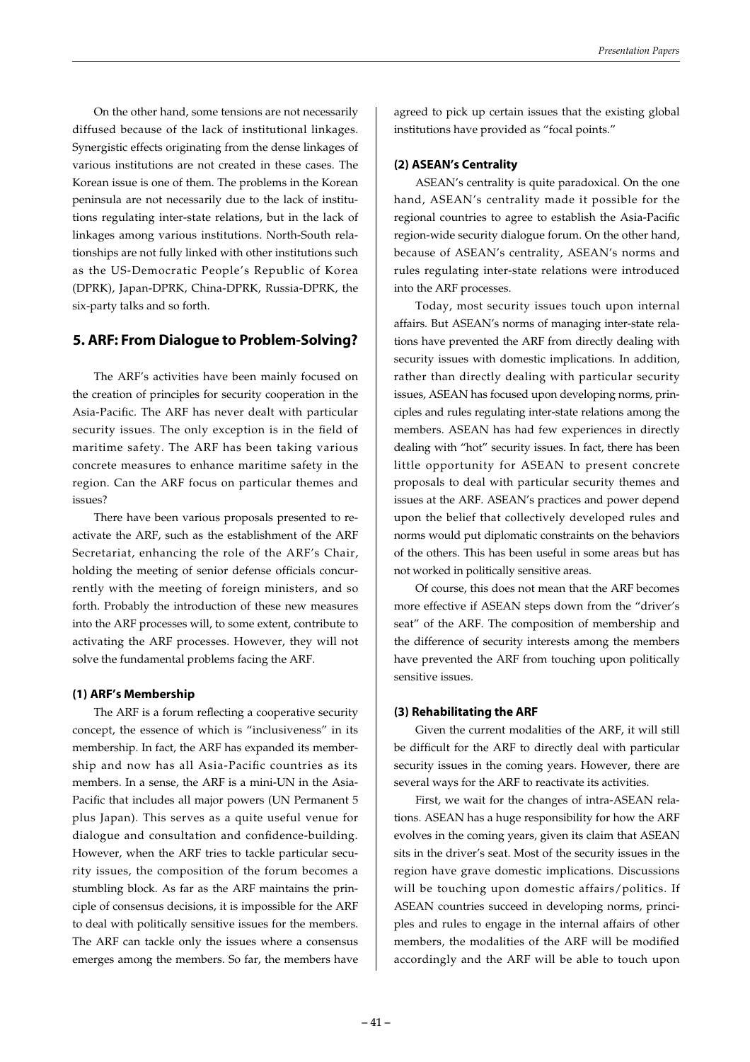On the other hand, some tensions are not necessarily diffused because of the lack of institutional linkages. Synergistic effects originating from the dense linkages of various institutions are not created in these cases. The Korean issue is one of them. The problems in the Korean peninsula are not necessarily due to the lack of institutions regulating inter-state relations, but in the lack of linkages among various institutions. North-South relationships are not fully linked with other institutions such as the US-Democratic People's Republic of Korea (DPRK), Japan-DPRK, China-DPRK, Russia-DPRK, the six-party talks and so forth.

## 5. ARF: From Dialogue to Problem-Solving?

The ARF's activities have been mainly focused on the creation of principles for security cooperation in the Asia-Pacific. The ARF has never dealt with particular security issues. The only exception is in the field of maritime safety. The ARF has been taking various concrete measures to enhance maritime safety in the region. Can the ARF focus on particular themes and issues?

There have been various proposals presented to reactivate the ARF, such as the establishment of the ARF Secretariat, enhancing the role of the ARF's Chair, holding the meeting of senior defense officials concurrently with the meeting of foreign ministers, and so forth. Probably the introduction of these new measures into the ARF processes will, to some extent, contribute to activating the ARF processes. However, they will not solve the fundamental problems facing the ARF.

### (1) ARF's Membership

The ARF is a forum reflecting a cooperative security concept, the essence of which is "inclusiveness" in its membership. In fact, the ARF has expanded its membership and now has all Asia-Pacific countries as its members. In a sense, the ARF is a mini-UN in the Asia-Pacific that includes all major powers (UN Permanent 5 plus Japan). This serves as a quite useful venue for dialogue and consultation and confidence-building. However, when the ARF tries to tackle particular security issues, the composition of the forum becomes a stumbling block. As far as the ARF maintains the principle of consensus decisions, it is impossible for the ARF to deal with politically sensitive issues for the members. The ARF can tackle only the issues where a consensus emerges among the members. So far, the members have agreed to pick up certain issues that the existing global institutions have provided as "focal points."

### (2) ASEAN's Centrality

ASEAN's centrality is quite paradoxical. On the one hand, ASEAN's centrality made it possible for the regional countries to agree to establish the Asia-Pacific region-wide security dialogue forum. On the other hand, because of ASEAN's centrality, ASEAN's norms and rules regulating inter-state relations were introduced into the ARF processes.

Today, most security issues touch upon internal affairs. But ASEAN's norms of managing inter-state relations have prevented the ARF from directly dealing with security issues with domestic implications. In addition, rather than directly dealing with particular security issues, ASEAN has focused upon developing norms, principles and rules regulating inter-state relations among the members. ASEAN has had few experiences in directly dealing with "hot" security issues. In fact, there has been little opportunity for ASEAN to present concrete proposals to deal with particular security themes and issues at the ARF. ASEAN's practices and power depend upon the belief that collectively developed rules and norms would put diplomatic constraints on the behaviors of the others. This has been useful in some areas but has not worked in politically sensitive areas.

Of course, this does not mean that the ARF becomes more effective if ASEAN steps down from the "driver's seat" of the ARF. The composition of membership and the difference of security interests among the members have prevented the ARF from touching upon politically sensitive issues.

### (3) Rehabilitating the ARF

Given the current modalities of the ARF, it will still be difficult for the ARF to directly deal with particular security issues in the coming years. However, there are several ways for the ARF to reactivate its activities.

First, we wait for the changes of intra-ASEAN relations. ASEAN has a huge responsibility for how the ARF evolves in the coming years, given its claim that ASEAN sits in the driver's seat. Most of the security issues in the region have grave domestic implications. Discussions will be touching upon domestic affairs/politics. If ASEAN countries succeed in developing norms, principles and rules to engage in the internal affairs of other members, the modalities of the ARF will be modified accordingly and the ARF will be able to touch upon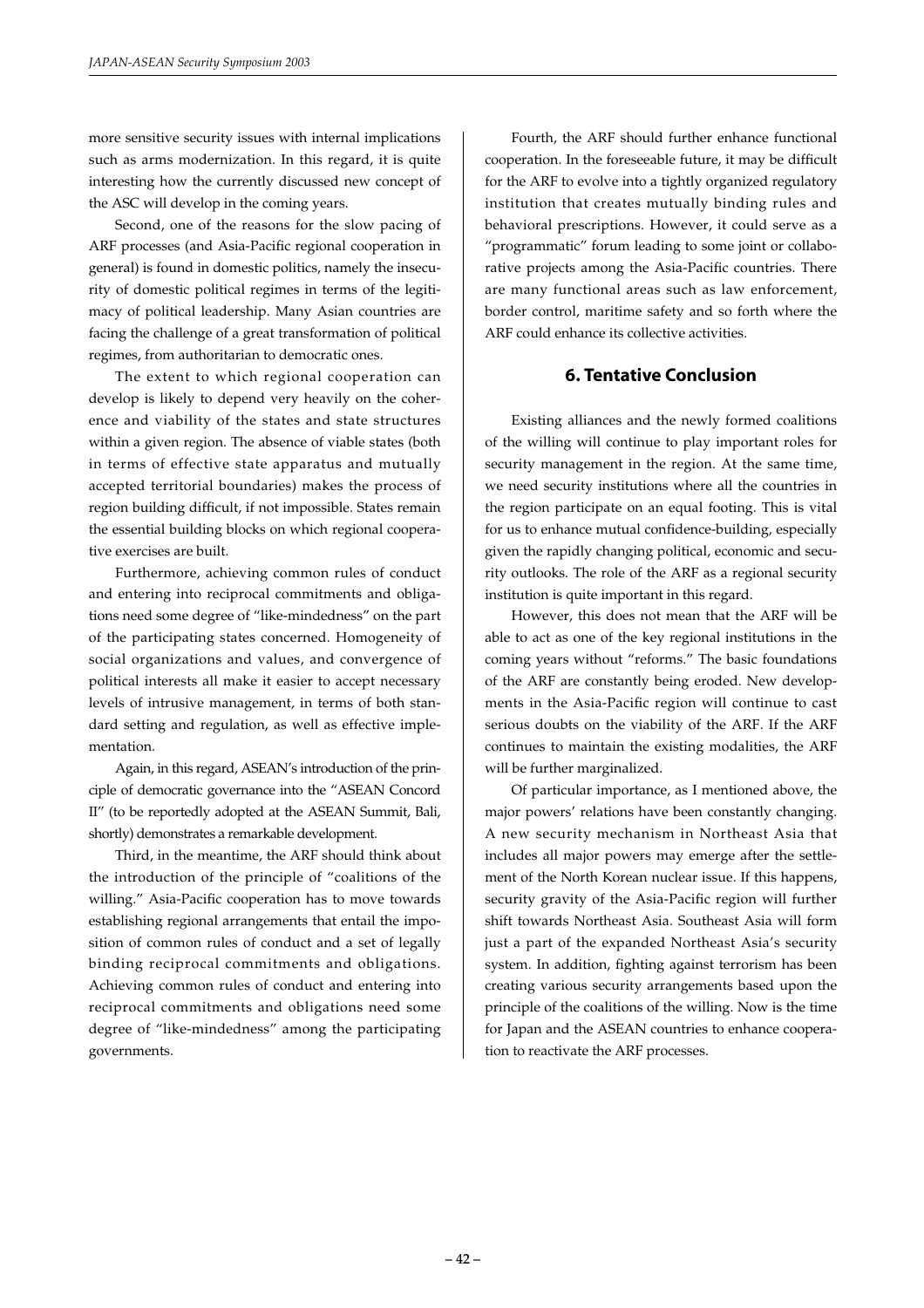more sensitive security issues with internal implications such as arms modernization. In this regard, it is quite interesting how the currently discussed new concept of the ASC will develop in the coming years.

Second, one of the reasons for the slow pacing of ARF processes (and Asia-Pacific regional cooperation in general) is found in domestic politics, namely the insecurity of domestic political regimes in terms of the legitimacy of political leadership. Many Asian countries are facing the challenge of a great transformation of political regimes, from authoritarian to democratic ones.

The extent to which regional cooperation can develop is likely to depend very heavily on the coherence and viability of the states and state structures within a given region. The absence of viable states (both in terms of effective state apparatus and mutually accepted territorial boundaries) makes the process of region building difficult, if not impossible. States remain the essential building blocks on which regional cooperative exercises are built.

Furthermore, achieving common rules of conduct and entering into reciprocal commitments and obligations need some degree of "like-mindedness" on the part of the participating states concerned. Homogeneity of social organizations and values, and convergence of political interests all make it easier to accept necessary levels of intrusive management, in terms of both standard setting and regulation, as well as effective implementation.

Again, in this regard, ASEAN's introduction of the principle of democratic governance into the "ASEAN Concord II" (to be reportedly adopted at the ASEAN Summit, Bali, shortly) demonstrates a remarkable development.

Third, in the meantime, the ARF should think about the introduction of the principle of "coalitions of the willing." Asia-Pacific cooperation has to move towards establishing regional arrangements that entail the imposition of common rules of conduct and a set of legally binding reciprocal commitments and obligations. Achieving common rules of conduct and entering into reciprocal commitments and obligations need some degree of "like-mindedness" among the participating governments.

Fourth, the ARF should further enhance functional cooperation. In the foreseeable future, it may be difficult for the ARF to evolve into a tightly organized regulatory institution that creates mutually binding rules and behavioral prescriptions. However, it could serve as a "programmatic" forum leading to some joint or collaborative projects among the Asia-Pacific countries. There are many functional areas such as law enforcement, border control, maritime safety and so forth where the ARF could enhance its collective activities.

## 6. Tentative Conclusion

Existing alliances and the newly formed coalitions of the willing will continue to play important roles for security management in the region. At the same time, we need security institutions where all the countries in the region participate on an equal footing. This is vital for us to enhance mutual confidence-building, especially given the rapidly changing political, economic and security outlooks. The role of the ARF as a regional security institution is quite important in this regard.

However, this does not mean that the ARF will be able to act as one of the key regional institutions in the coming years without "reforms." The basic foundations of the ARF are constantly being eroded. New developments in the Asia-Pacific region will continue to cast serious doubts on the viability of the ARF. If the ARF continues to maintain the existing modalities, the ARF will be further marginalized.

Of particular importance, as I mentioned above, the major powers' relations have been constantly changing. A new security mechanism in Northeast Asia that includes all major powers may emerge after the settlement of the North Korean nuclear issue. If this happens, security gravity of the Asia-Pacific region will further shift towards Northeast Asia. Southeast Asia will form just a part of the expanded Northeast Asia's security system. In addition, fighting against terrorism has been creating various security arrangements based upon the principle of the coalitions of the willing. Now is the time for Japan and the ASEAN countries to enhance cooperation to reactivate the ARF processes.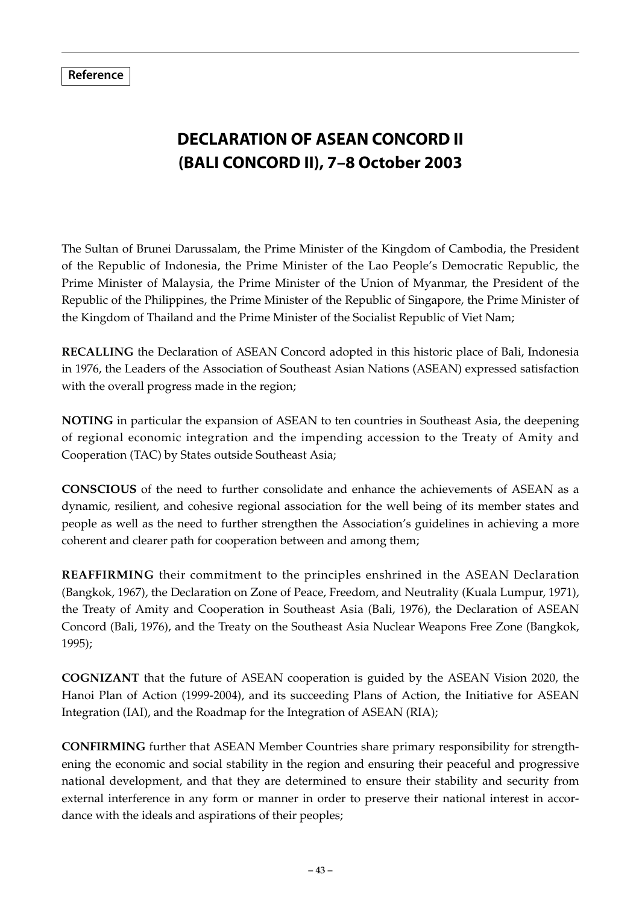**Reference**

# DECLARATION OF ASEAN CONCORD II (BALI CONCORD II), 7–8 October 2003

The Sultan of Brunei Darussalam, the Prime Minister of the Kingdom of Cambodia, the President of the Republic of Indonesia, the Prime Minister of the Lao People's Democratic Republic, the Prime Minister of Malaysia, the Prime Minister of the Union of Myanmar, the President of the Republic of the Philippines, the Prime Minister of the Republic of Singapore, the Prime Minister of the Kingdom of Thailand and the Prime Minister of the Socialist Republic of Viet Nam;

**RECALLING** the Declaration of ASEAN Concord adopted in this historic place of Bali, Indonesia in 1976, the Leaders of the Association of Southeast Asian Nations (ASEAN) expressed satisfaction with the overall progress made in the region;

**NOTING** in particular the expansion of ASEAN to ten countries in Southeast Asia, the deepening of regional economic integration and the impending accession to the Treaty of Amity and Cooperation (TAC) by States outside Southeast Asia;

**CONSCIOUS** of the need to further consolidate and enhance the achievements of ASEAN as a dynamic, resilient, and cohesive regional association for the well being of its member states and people as well as the need to further strengthen the Association's guidelines in achieving a more coherent and clearer path for cooperation between and among them;

**REAFFIRMING** their commitment to the principles enshrined in the ASEAN Declaration (Bangkok, 1967), the Declaration on Zone of Peace, Freedom, and Neutrality (Kuala Lumpur, 1971), the Treaty of Amity and Cooperation in Southeast Asia (Bali, 1976), the Declaration of ASEAN Concord (Bali, 1976), and the Treaty on the Southeast Asia Nuclear Weapons Free Zone (Bangkok, 1995);

**COGNIZANT** that the future of ASEAN cooperation is guided by the ASEAN Vision 2020, the Hanoi Plan of Action (1999-2004), and its succeeding Plans of Action, the Initiative for ASEAN Integration (IAI), and the Roadmap for the Integration of ASEAN (RIA);

**CONFIRMING** further that ASEAN Member Countries share primary responsibility for strengthening the economic and social stability in the region and ensuring their peaceful and progressive national development, and that they are determined to ensure their stability and security from external interference in any form or manner in order to preserve their national interest in accordance with the ideals and aspirations of their peoples;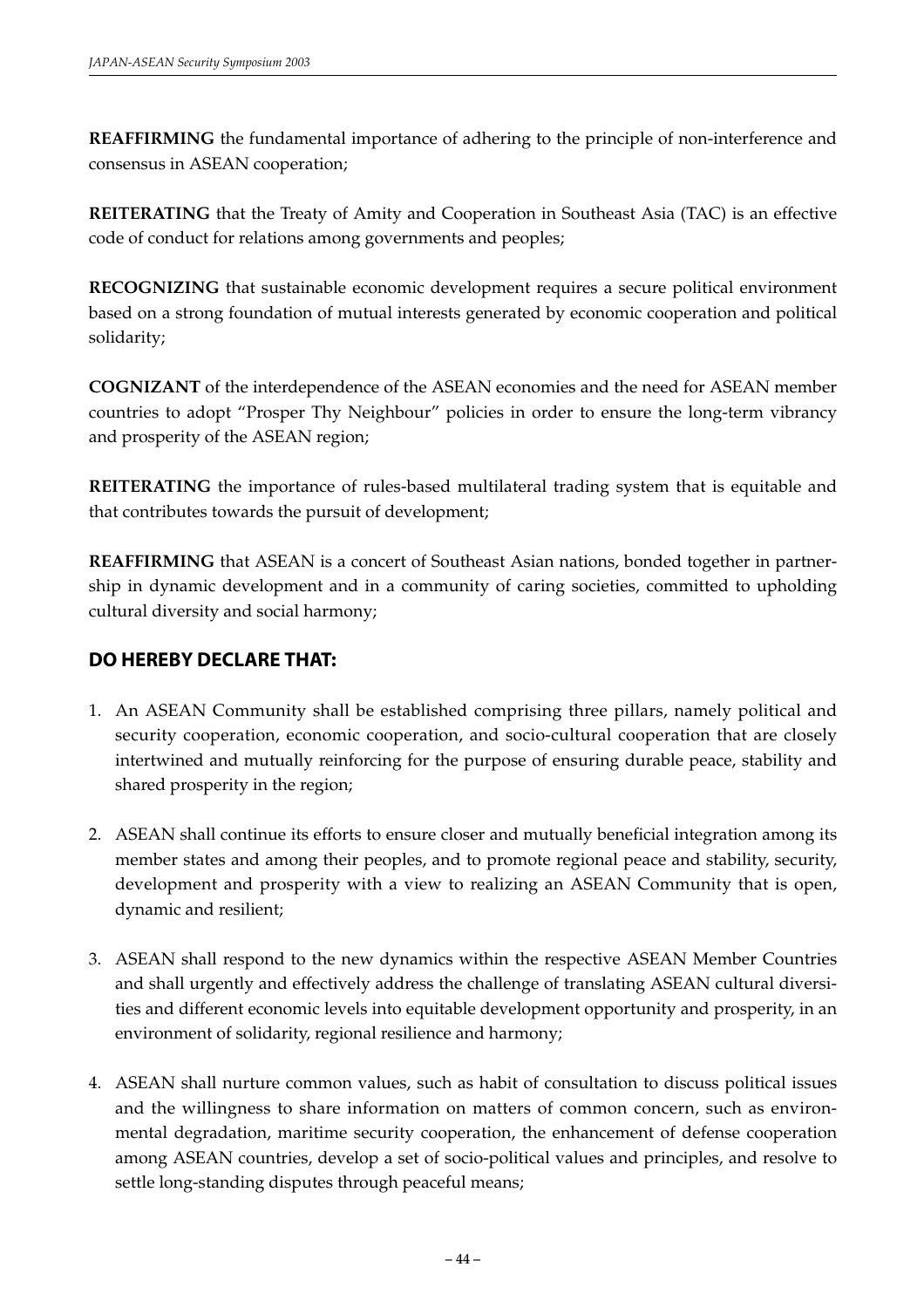**REAFFIRMING** the fundamental importance of adhering to the principle of non-interference and consensus in ASEAN cooperation;

**REITERATING** that the Treaty of Amity and Cooperation in Southeast Asia (TAC) is an effective code of conduct for relations among governments and peoples;

**RECOGNIZING** that sustainable economic development requires a secure political environment based on a strong foundation of mutual interests generated by economic cooperation and political solidarity;

**COGNIZANT** of the interdependence of the ASEAN economies and the need for ASEAN member countries to adopt "Prosper Thy Neighbour" policies in order to ensure the long-term vibrancy and prosperity of the ASEAN region;

**REITERATING** the importance of rules-based multilateral trading system that is equitable and that contributes towards the pursuit of development;

**REAFFIRMING** that ASEAN is a concert of Southeast Asian nations, bonded together in partnership in dynamic development and in a community of caring societies, committed to upholding cultural diversity and social harmony;

## DO HEREBY DECLARE THAT:

1. An ASEAN Community shall be established comprising three pillars, namely political and security cooperation, economic cooperation, and socio-cultural cooperation that are closely intertwined and mutually reinforcing for the purpose of ensuring durable peace, stability and shared prosperity in the region;

2. ASEAN shall continue its efforts to ensure closer and mutually beneficial integration among its member states and among their peoples, and to promote regional peace and stability, security, development and prosperity with a view to realizing an ASEAN Community that is open, dynamic and resilient;

3. ASEAN shall respond to the new dynamics within the respective ASEAN Member Countries and shall urgently and effectively address the challenge of translating ASEAN cultural diversities and different economic levels into equitable development opportunity and prosperity, in an environment of solidarity, regional resilience and harmony;

4. ASEAN shall nurture common values, such as habit of consultation to discuss political issues and the willingness to share information on matters of common concern, such as environmental degradation, maritime security cooperation, the enhancement of defense cooperation among ASEAN countries, develop a set of socio-political values and principles, and resolve to settle long-standing disputes through peaceful means;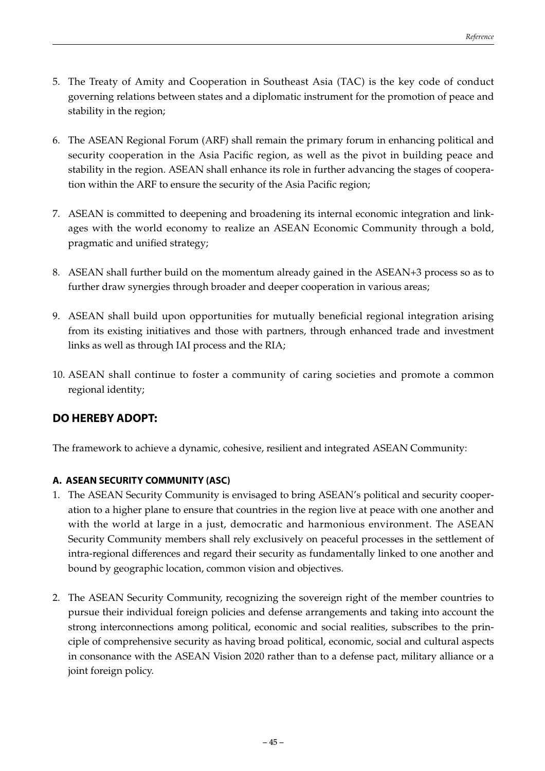5. The Treaty of Amity and Cooperation in Southeast Asia (TAC) is the key code of conduct governing relations between states and a diplomatic instrument for the promotion of peace and stability in the region;

6. The ASEAN Regional Forum (ARF) shall remain the primary forum in enhancing political and security cooperation in the Asia Pacific region, as well as the pivot in building peace and stability in the region. ASEAN shall enhance its role in further advancing the stages of cooperation within the ARF to ensure the security of the Asia Pacific region;

7. ASEAN is committed to deepening and broadening its internal economic integration and linkages with the world economy to realize an ASEAN Economic Community through a bold, pragmatic and unified strategy;

8. ASEAN shall further build on the momentum already gained in the ASEAN+3 process so as to further draw synergies through broader and deeper cooperation in various areas;

9. ASEAN shall build upon opportunities for mutually beneficial regional integration arising from its existing initiatives and those with partners, through enhanced trade and investment links as well as through IAI process and the RIA;

10. ASEAN shall continue to foster a community of caring societies and promote a common regional identity;

## DO HEREBY ADOPT:

The framework to achieve a dynamic, cohesive, resilient and integrated ASEAN Community:

### A. ASEAN SECURITY COMMUNITY (ASC)

1. The ASEAN Security Community is envisaged to bring ASEAN's political and security cooperation to a higher plane to ensure that countries in the region live at peace with one another and with the world at large in a just, democratic and harmonious environment. The ASEAN Security Community members shall rely exclusively on peaceful processes in the settlement of intra-regional differences and regard their security as fundamentally linked to one another and bound by geographic location, common vision and objectives.

2. The ASEAN Security Community, recognizing the sovereign right of the member countries to pursue their individual foreign policies and defense arrangements and taking into account the strong interconnections among political, economic and social realities, subscribes to the principle of comprehensive security as having broad political, economic, social and cultural aspects in consonance with the ASEAN Vision 2020 rather than to a defense pact, military alliance or a joint foreign policy.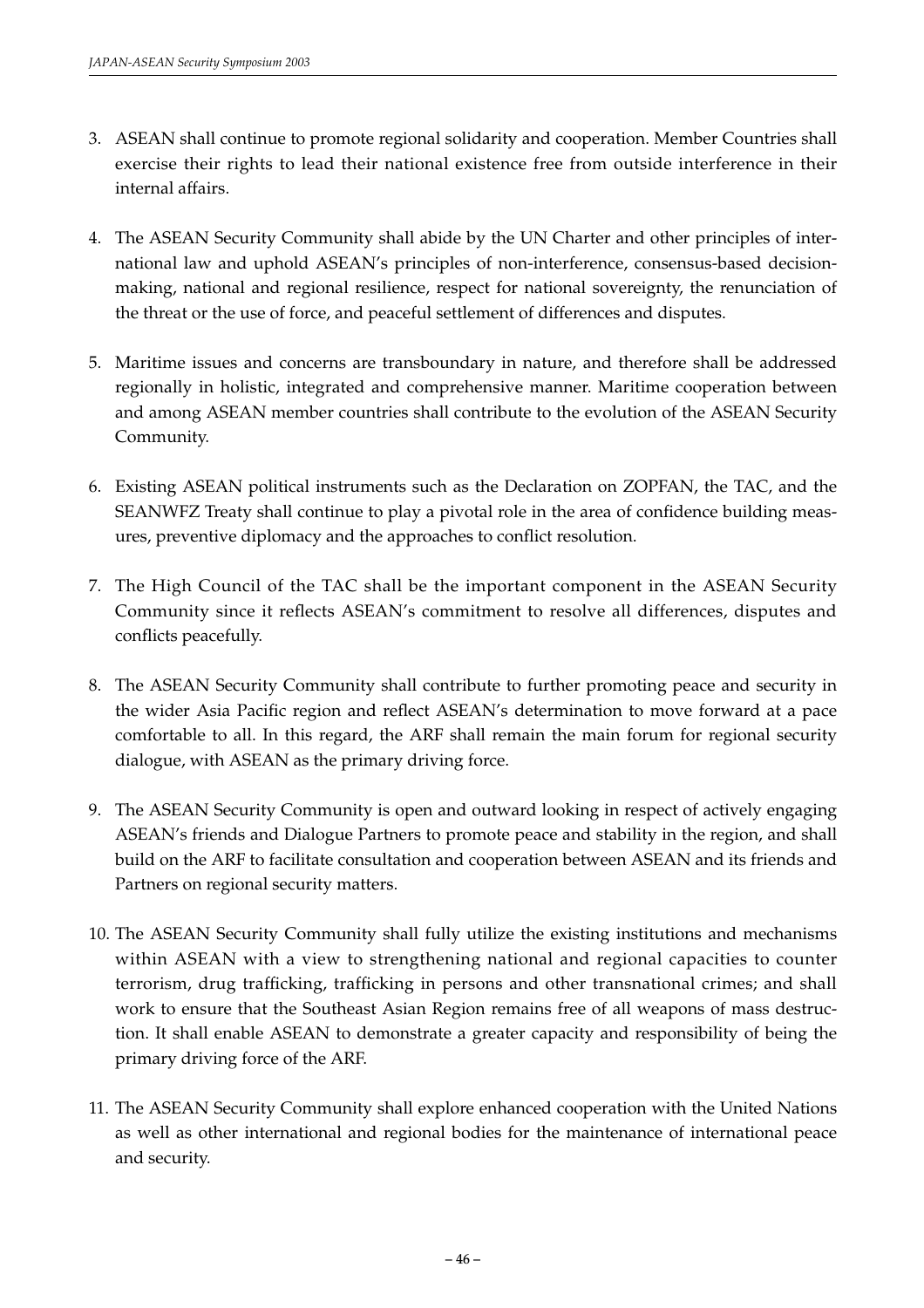3. ASEAN shall continue to promote regional solidarity and cooperation. Member Countries shall exercise their rights to lead their national existence free from outside interference in their internal affairs.

4. The ASEAN Security Community shall abide by the UN Charter and other principles of international law and uphold ASEAN's principles of non-interference, consensus-based decision-making, national and regional resilience, respect for national sovereignty, the renunciation of the threat or the use of force, and peaceful settlement of differences and disputes.

5. Maritime issues and concerns are transboundary in nature, and therefore shall be addressed regionally in holistic, integrated and comprehensive manner. Maritime cooperation between and among ASEAN member countries shall contribute to the evolution of the ASEAN Security Community.

6. Existing ASEAN political instruments such as the Declaration on ZOPFAN, the TAC, and the SEANWFZ Treaty shall continue to play a pivotal role in the area of confidence building measures, preventive diplomacy and the approaches to conflict resolution.

7. The High Council of the TAC shall be the important component in the ASEAN Security Community since it reflects ASEAN's commitment to resolve all differences, disputes and conflicts peacefully.

8. The ASEAN Security Community shall contribute to further promoting peace and security in the wider Asia Pacific region and reflect ASEAN's determination to move forward at a pace comfortable to all. In this regard, the ARF shall remain the main forum for regional security dialogue, with ASEAN as the primary driving force.

9. The ASEAN Security Community is open and outward looking in respect of actively engaging ASEAN's friends and Dialogue Partners to promote peace and stability in the region, and shall build on the ARF to facilitate consultation and cooperation between ASEAN and its friends and Partners on regional security matters.

10. The ASEAN Security Community shall fully utilize the existing institutions and mechanisms within ASEAN with a view to strengthening national and regional capacities to counter terrorism, drug trafficking, trafficking in persons and other transnational crimes; and shall work to ensure that the Southeast Asian Region remains free of all weapons of mass destruction. It shall enable ASEAN to demonstrate a greater capacity and responsibility of being the primary driving force of the ARF.

11. The ASEAN Security Community shall explore enhanced cooperation with the United Nations as well as other international and regional bodies for the maintenance of international peace and security.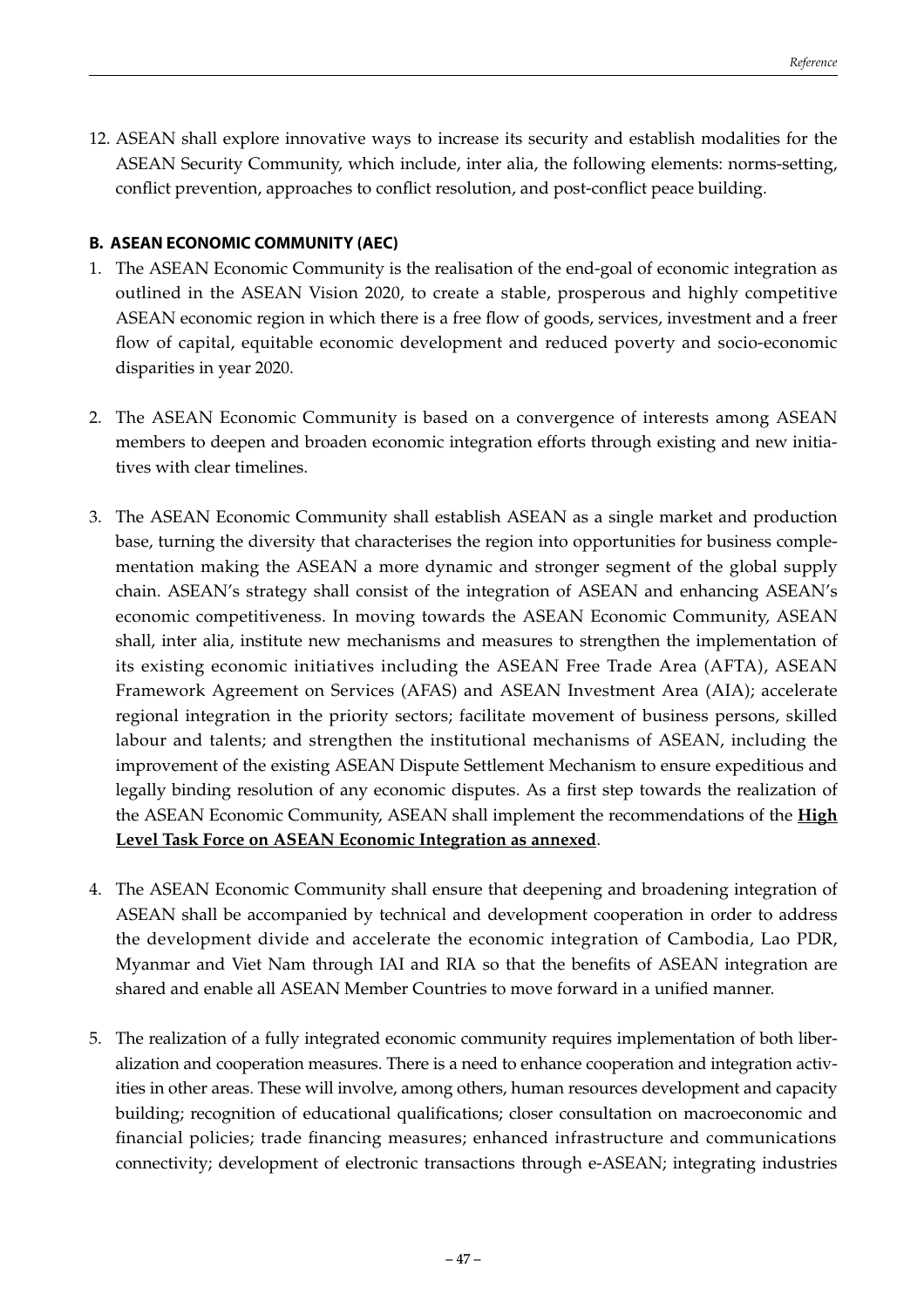12. ASEAN shall explore innovative ways to increase its security and establish modalities for the ASEAN Security Community, which include, inter alia, the following elements: norms-setting, conflict prevention, approaches to conflict resolution, and post-conflict peace building.

**B. ASEAN ECONOMIC COMMUNITY (AEC)**

1. The ASEAN Economic Community is the realisation of the end-goal of economic integration as outlined in the ASEAN Vision 2020, to create a stable, prosperous and highly competitive ASEAN economic region in which there is a free flow of goods, services, investment and a freer flow of capital, equitable economic development and reduced poverty and socio-economic disparities in year 2020.

2. The ASEAN Economic Community is based on a convergence of interests among ASEAN members to deepen and broaden economic integration efforts through existing and new initiatives with clear timelines.

3. The ASEAN Economic Community shall establish ASEAN as a single market and production base, turning the diversity that characterises the region into opportunities for business complementation making the ASEAN a more dynamic and stronger segment of the global supply chain. ASEAN's strategy shall consist of the integration of ASEAN and enhancing ASEAN's economic competitiveness. In moving towards the ASEAN Economic Community, ASEAN shall, inter alia, institute new mechanisms and measures to strengthen the implementation of its existing economic initiatives including the ASEAN Free Trade Area (AFTA), ASEAN Framework Agreement on Services (AFAS) and ASEAN Investment Area (AIA); accelerate regional integration in the priority sectors; facilitate movement of business persons, skilled labour and talents; and strengthen the institutional mechanisms of ASEAN, including the improvement of the existing ASEAN Dispute Settlement Mechanism to ensure expeditious and legally binding resolution of any economic disputes. As a first step towards the realization of the ASEAN Economic Community, ASEAN shall implement the recommendations of the **High Level Task Force on ASEAN Economic Integration as annexed**.

4. The ASEAN Economic Community shall ensure that deepening and broadening integration of ASEAN shall be accompanied by technical and development cooperation in order to address the development divide and accelerate the economic integration of Cambodia, Lao PDR, Myanmar and Viet Nam through IAI and RIA so that the benefits of ASEAN integration are shared and enable all ASEAN Member Countries to move forward in a unified manner.

5. The realization of a fully integrated economic community requires implementation of both liberalization and cooperation measures. There is a need to enhance cooperation and integration activities in other areas. These will involve, among others, human resources development and capacity building; recognition of educational qualifications; closer consultation on macroeconomic and financial policies; trade financing measures; enhanced infrastructure and communications connectivity; development of electronic transactions through e-ASEAN; integrating industries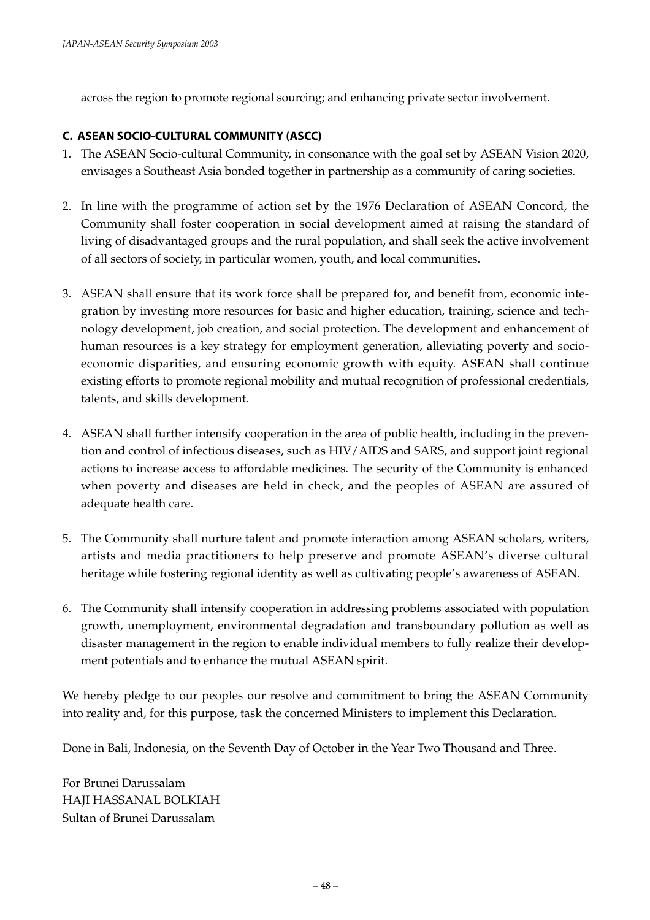across the region to promote regional sourcing; and enhancing private sector involvement.

### C. ASEAN SOCIO-CULTURAL COMMUNITY (ASCC)

1. The ASEAN Socio-cultural Community, in consonance with the goal set by ASEAN Vision 2020, envisages a Southeast Asia bonded together in partnership as a community of caring societies.

2. In line with the programme of action set by the 1976 Declaration of ASEAN Concord, the Community shall foster cooperation in social development aimed at raising the standard of living of disadvantaged groups and the rural population, and shall seek the active involvement of all sectors of society, in particular women, youth, and local communities.

3. ASEAN shall ensure that its work force shall be prepared for, and benefit from, economic integration by investing more resources for basic and higher education, training, science and technology development, job creation, and social protection. The development and enhancement of human resources is a key strategy for employment generation, alleviating poverty and socio-economic disparities, and ensuring economic growth with equity. ASEAN shall continue existing efforts to promote regional mobility and mutual recognition of professional credentials, talents, and skills development.

4. ASEAN shall further intensify cooperation in the area of public health, including in the prevention and control of infectious diseases, such as HIV/AIDS and SARS, and support joint regional actions to increase access to affordable medicines. The security of the Community is enhanced when poverty and diseases are held in check, and the peoples of ASEAN are assured of adequate health care.

5. The Community shall nurture talent and promote interaction among ASEAN scholars, writers, artists and media practitioners to help preserve and promote ASEAN's diverse cultural heritage while fostering regional identity as well as cultivating people's awareness of ASEAN.

6. The Community shall intensify cooperation in addressing problems associated with population growth, unemployment, environmental degradation and transboundary pollution as well as disaster management in the region to enable individual members to fully realize their development potentials and to enhance the mutual ASEAN spirit.

We hereby pledge to our peoples our resolve and commitment to bring the ASEAN Community into reality and, for this purpose, task the concerned Ministers to implement this Declaration.

Done in Bali, Indonesia, on the Seventh Day of October in the Year Two Thousand and Three.

For Brunei Darussalam
HAJI HASSANAL BOLKIAH
Sultan of Brunei Darussalam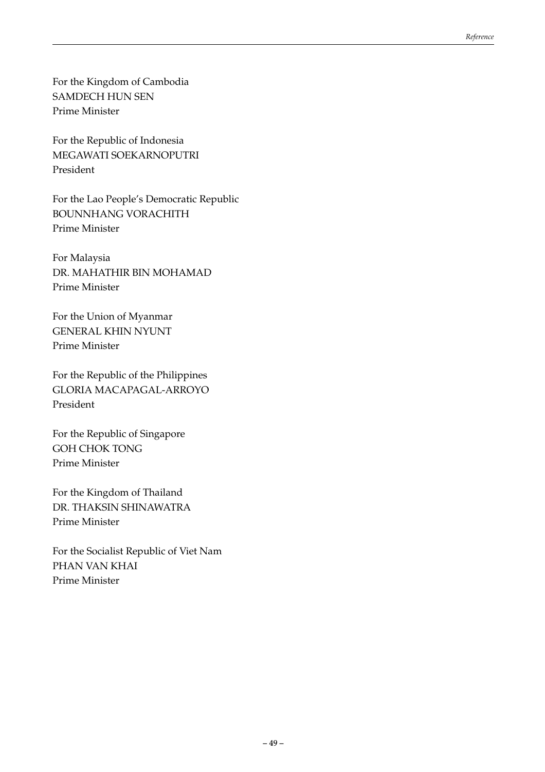For the Kingdom of Cambodia
SAMDECH HUN SEN
Prime Minister

For the Republic of Indonesia
MEGAWATI SOEKARNOPUTRI
President

For the Lao People's Democratic Republic
BOUNNHANG VORACHITH
Prime Minister

For Malaysia
DR. MAHATHIR BIN MOHAMAD
Prime Minister

For the Union of Myanmar
GENERAL KHIN NYUNT
Prime Minister

For the Republic of the Philippines
GLORIA MACAPAGAL-ARROYO
President

For the Republic of Singapore
GOH CHOK TONG
Prime Minister

For the Kingdom of Thailand
DR. THAKSIN SHINAWATRA
Prime Minister

For the Socialist Republic of Viet Nam
PHAN VAN KHAI
Prime Minister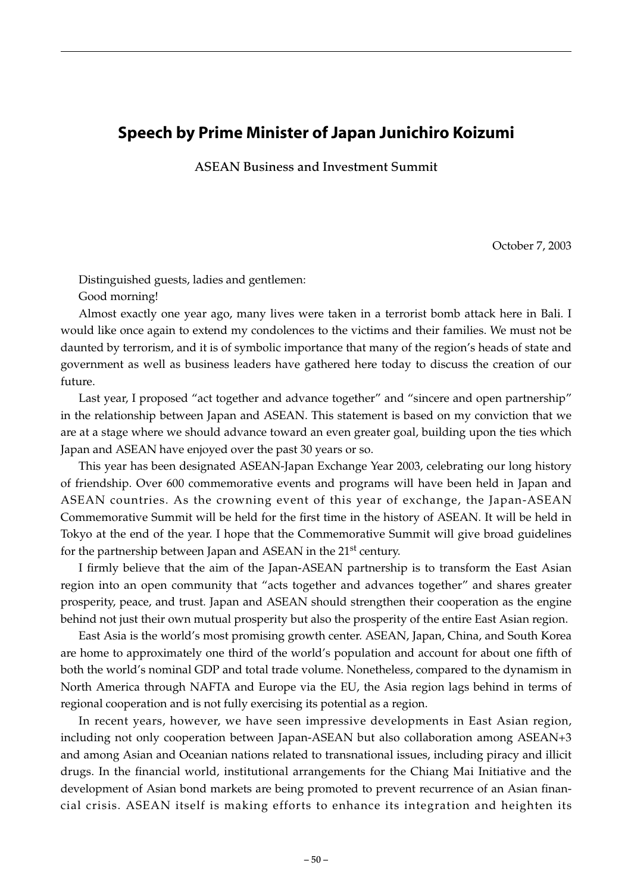## Speech by Prime Minister of Japan Junichiro Koizumi

ASEAN Business and Investment Summit

October 7, 2003

Distinguished guests, ladies and gentlemen:

Good morning!

Almost exactly one year ago, many lives were taken in a terrorist bomb attack here in Bali. I would like once again to extend my condolences to the victims and their families. We must not be daunted by terrorism, and it is of symbolic importance that many of the region's heads of state and government as well as business leaders have gathered here today to discuss the creation of our future.

Last year, I proposed "act together and advance together" and "sincere and open partnership" in the relationship between Japan and ASEAN. This statement is based on my conviction that we are at a stage where we should advance toward an even greater goal, building upon the ties which Japan and ASEAN have enjoyed over the past 30 years or so.

This year has been designated ASEAN-Japan Exchange Year 2003, celebrating our long history of friendship. Over 600 commemorative events and programs will have been held in Japan and ASEAN countries. As the crowning event of this year of exchange, the Japan-ASEAN Commemorative Summit will be held for the first time in the history of ASEAN. It will be held in Tokyo at the end of the year. I hope that the Commemorative Summit will give broad guidelines for the partnership between Japan and ASEAN in the 21st century.

I firmly believe that the aim of the Japan-ASEAN partnership is to transform the East Asian region into an open community that "acts together and advances together" and shares greater prosperity, peace, and trust. Japan and ASEAN should strengthen their cooperation as the engine behind not just their own mutual prosperity but also the prosperity of the entire East Asian region.

East Asia is the world's most promising growth center. ASEAN, Japan, China, and South Korea are home to approximately one third of the world's population and account for about one fifth of both the world's nominal GDP and total trade volume. Nonetheless, compared to the dynamism in North America through NAFTA and Europe via the EU, the Asia region lags behind in terms of regional cooperation and is not fully exercising its potential as a region.

In recent years, however, we have seen impressive developments in East Asian region, including not only cooperation between Japan-ASEAN but also collaboration among ASEAN+3 and among Asian and Oceanian nations related to transnational issues, including piracy and illicit drugs. In the financial world, institutional arrangements for the Chiang Mai Initiative and the development of Asian bond markets are being promoted to prevent recurrence of an Asian financial crisis. ASEAN itself is making efforts to enhance its integration and heighten its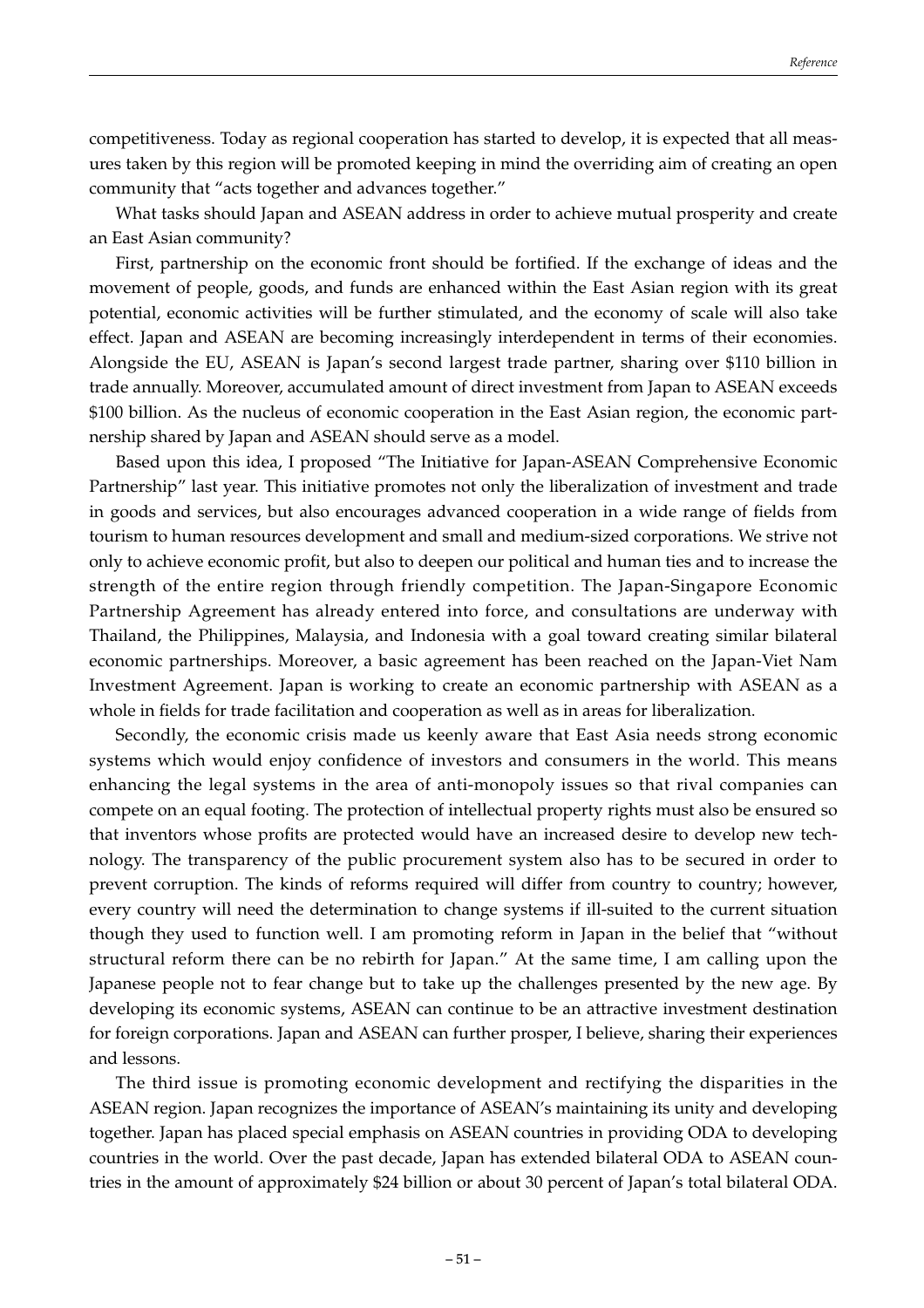competitiveness. Today as regional cooperation has started to develop, it is expected that all measures taken by this region will be promoted keeping in mind the overriding aim of creating an open community that "acts together and advances together."

What tasks should Japan and ASEAN address in order to achieve mutual prosperity and create an East Asian community?

First, partnership on the economic front should be fortified. If the exchange of ideas and the movement of people, goods, and funds are enhanced within the East Asian region with its great potential, economic activities will be further stimulated, and the economy of scale will also take effect. Japan and ASEAN are becoming increasingly interdependent in terms of their economies. Alongside the EU, ASEAN is Japan's second largest trade partner, sharing over $110 billion in trade annually. Moreover, accumulated amount of direct investment from Japan to ASEAN exceeds $100 billion. As the nucleus of economic cooperation in the East Asian region, the economic partnership shared by Japan and ASEAN should serve as a model.

Based upon this idea, I proposed "The Initiative for Japan-ASEAN Comprehensive Economic Partnership" last year. This initiative promotes not only the liberalization of investment and trade in goods and services, but also encourages advanced cooperation in a wide range of fields from tourism to human resources development and small and medium-sized corporations. We strive not only to achieve economic profit, but also to deepen our political and human ties and to increase the strength of the entire region through friendly competition. The Japan-Singapore Economic Partnership Agreement has already entered into force, and consultations are underway with Thailand, the Philippines, Malaysia, and Indonesia with a goal toward creating similar bilateral economic partnerships. Moreover, a basic agreement has been reached on the Japan-Viet Nam Investment Agreement. Japan is working to create an economic partnership with ASEAN as a whole in fields for trade facilitation and cooperation as well as in areas for liberalization.

Secondly, the economic crisis made us keenly aware that East Asia needs strong economic systems which would enjoy confidence of investors and consumers in the world. This means enhancing the legal systems in the area of anti-monopoly issues so that rival companies can compete on an equal footing. The protection of intellectual property rights must also be ensured so that inventors whose profits are protected would have an increased desire to develop new technology. The transparency of the public procurement system also has to be secured in order to prevent corruption. The kinds of reforms required will differ from country to country; however, every country will need the determination to change systems if ill-suited to the current situation though they used to function well. I am promoting reform in Japan in the belief that "without structural reform there can be no rebirth for Japan." At the same time, I am calling upon the Japanese people not to fear change but to take up the challenges presented by the new age. By developing its economic systems, ASEAN can continue to be an attractive investment destination for foreign corporations. Japan and ASEAN can further prosper, I believe, sharing their experiences and lessons.

The third issue is promoting economic development and rectifying the disparities in the ASEAN region. Japan recognizes the importance of ASEAN's maintaining its unity and developing together. Japan has placed special emphasis on ASEAN countries in providing ODA to developing countries in the world. Over the past decade, Japan has extended bilateral ODA to ASEAN countries in the amount of approximately $24 billion or about 30 percent of Japan's total bilateral ODA.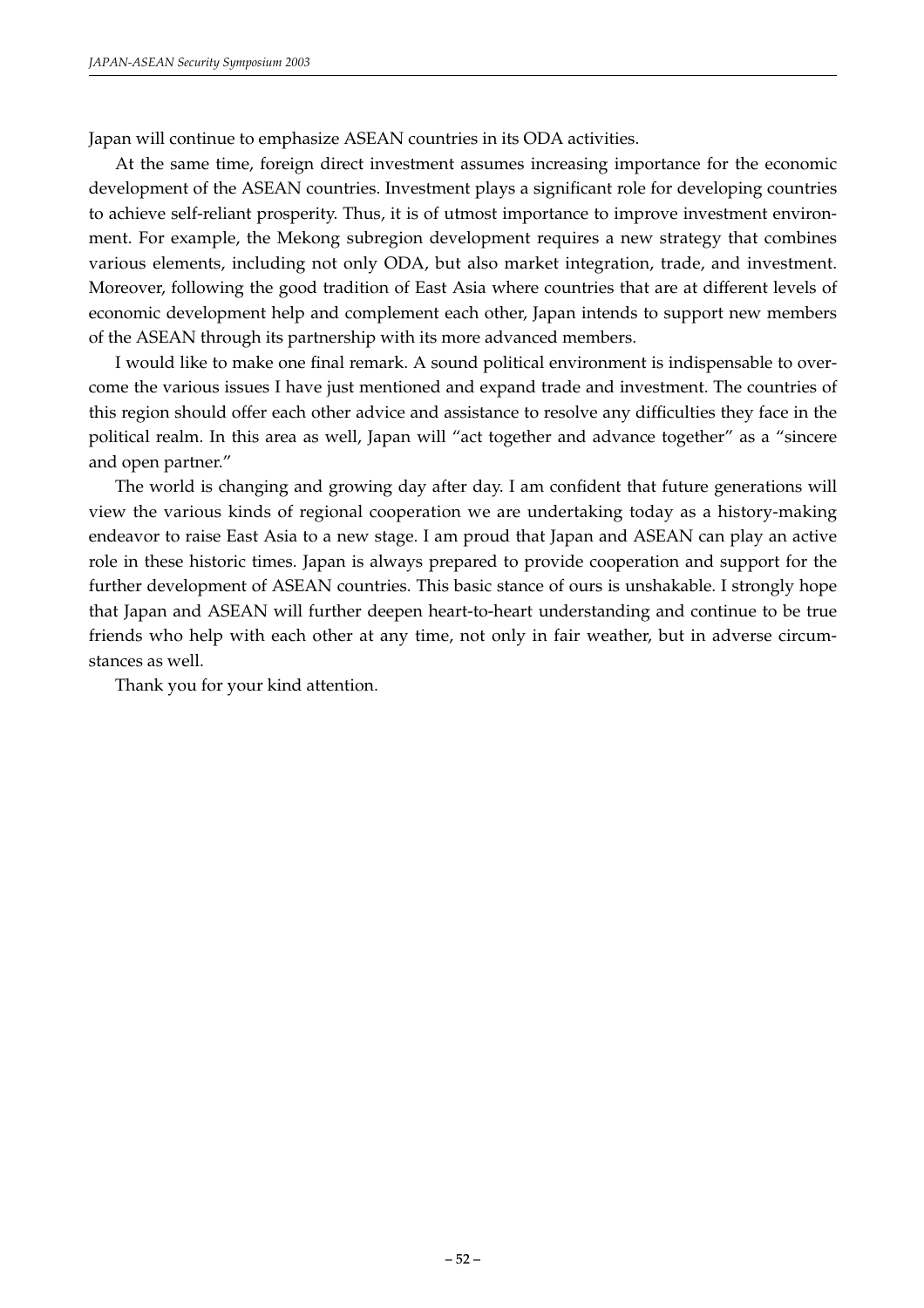Japan will continue to emphasize ASEAN countries in its ODA activities.

At the same time, foreign direct investment assumes increasing importance for the economic development of the ASEAN countries. Investment plays a significant role for developing countries to achieve self-reliant prosperity. Thus, it is of utmost importance to improve investment environment. For example, the Mekong subregion development requires a new strategy that combines various elements, including not only ODA, but also market integration, trade, and investment. Moreover, following the good tradition of East Asia where countries that are at different levels of economic development help and complement each other, Japan intends to support new members of the ASEAN through its partnership with its more advanced members.

I would like to make one final remark. A sound political environment is indispensable to overcome the various issues I have just mentioned and expand trade and investment. The countries of this region should offer each other advice and assistance to resolve any difficulties they face in the political realm. In this area as well, Japan will "act together and advance together" as a "sincere and open partner."

The world is changing and growing day after day. I am confident that future generations will view the various kinds of regional cooperation we are undertaking today as a history-making endeavor to raise East Asia to a new stage. I am proud that Japan and ASEAN can play an active role in these historic times. Japan is always prepared to provide cooperation and support for the further development of ASEAN countries. This basic stance of ours is unshakable. I strongly hope that Japan and ASEAN will further deepen heart-to-heart understanding and continue to be true friends who help with each other at any time, not only in fair weather, but in adverse circumstances as well.

Thank you for your kind attention.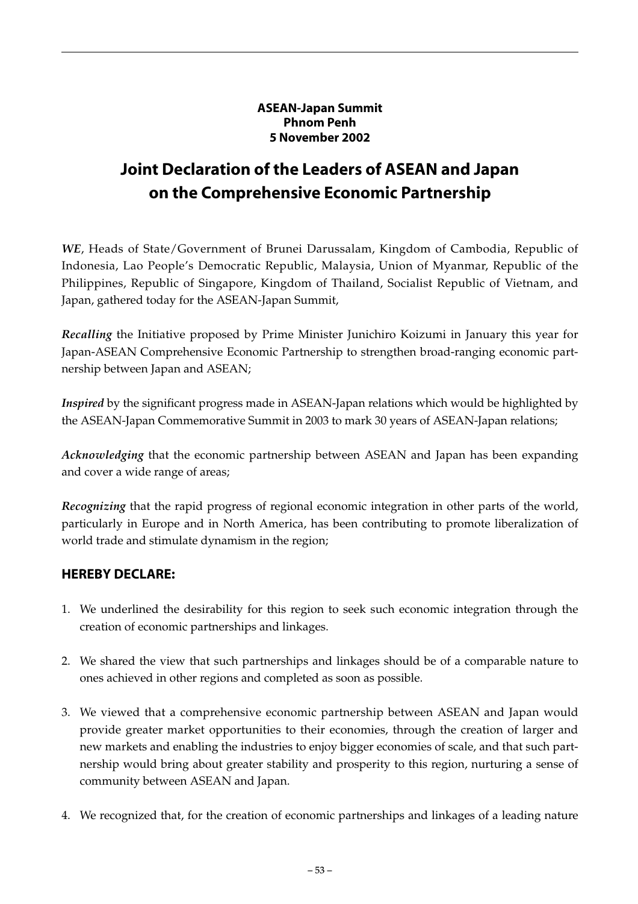**ASEAN-Japan Summit**
**Phnom Penh**
**5 November 2002**

# Joint Declaration of the Leaders of ASEAN and Japan on the Comprehensive Economic Partnership

***WE***, Heads of State/Government of Brunei Darussalam, Kingdom of Cambodia, Republic of Indonesia, Lao People's Democratic Republic, Malaysia, Union of Myanmar, Republic of the Philippines, Republic of Singapore, Kingdom of Thailand, Socialist Republic of Vietnam, and Japan, gathered today for the ASEAN-Japan Summit,

***Recalling*** the Initiative proposed by Prime Minister Junichiro Koizumi in January this year for Japan-ASEAN Comprehensive Economic Partnership to strengthen broad-ranging economic partnership between Japan and ASEAN;

***Inspired*** by the significant progress made in ASEAN-Japan relations which would be highlighted by the ASEAN-Japan Commemorative Summit in 2003 to mark 30 years of ASEAN-Japan relations;

***Acknowledging*** that the economic partnership between ASEAN and Japan has been expanding and cover a wide range of areas;

***Recognizing*** that the rapid progress of regional economic integration in other parts of the world, particularly in Europe and in North America, has been contributing to promote liberalization of world trade and stimulate dynamism in the region;

## HEREBY DECLARE:

1. We underlined the desirability for this region to seek such economic integration through the creation of economic partnerships and linkages.

2. We shared the view that such partnerships and linkages should be of a comparable nature to ones achieved in other regions and completed as soon as possible.

3. We viewed that a comprehensive economic partnership between ASEAN and Japan would provide greater market opportunities to their economies, through the creation of larger and new markets and enabling the industries to enjoy bigger economies of scale, and that such partnership would bring about greater stability and prosperity to this region, nurturing a sense of community between ASEAN and Japan.

4. We recognized that, for the creation of economic partnerships and linkages of a leading nature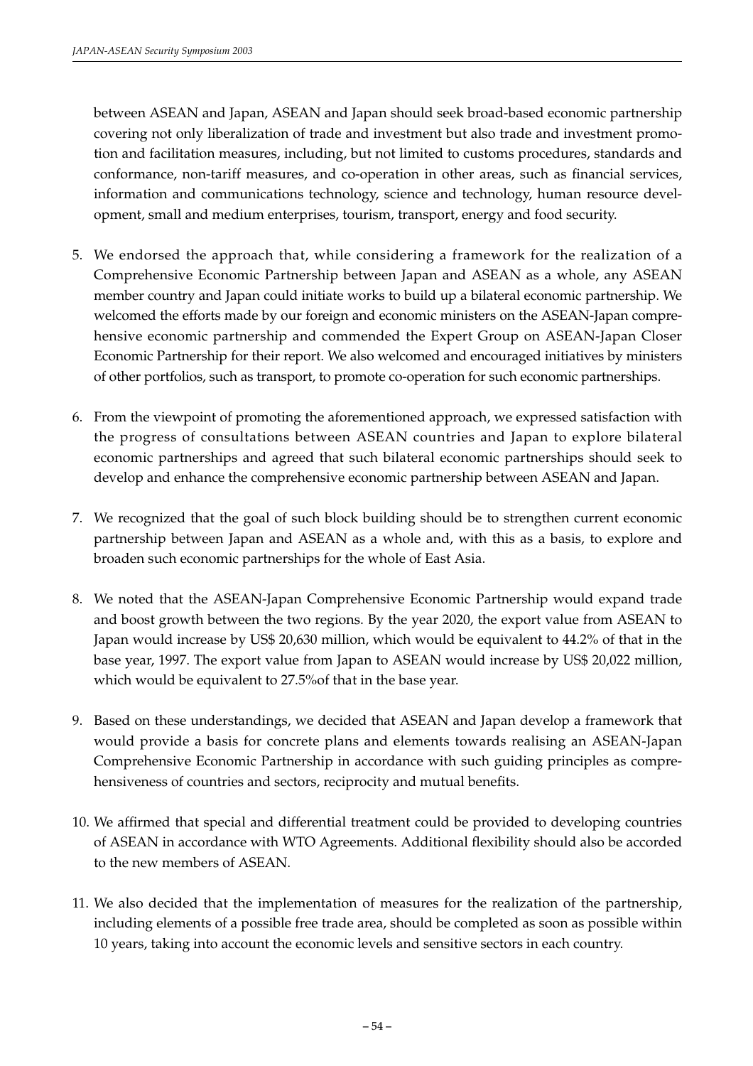between ASEAN and Japan, ASEAN and Japan should seek broad-based economic partnership covering not only liberalization of trade and investment but also trade and investment promotion and facilitation measures, including, but not limited to customs procedures, standards and conformance, non-tariff measures, and co-operation in other areas, such as financial services, information and communications technology, science and technology, human resource development, small and medium enterprises, tourism, transport, energy and food security.

5. We endorsed the approach that, while considering a framework for the realization of a Comprehensive Economic Partnership between Japan and ASEAN as a whole, any ASEAN member country and Japan could initiate works to build up a bilateral economic partnership. We welcomed the efforts made by our foreign and economic ministers on the ASEAN-Japan comprehensive economic partnership and commended the Expert Group on ASEAN-Japan Closer Economic Partnership for their report. We also welcomed and encouraged initiatives by ministers of other portfolios, such as transport, to promote co-operation for such economic partnerships.

6. From the viewpoint of promoting the aforementioned approach, we expressed satisfaction with the progress of consultations between ASEAN countries and Japan to explore bilateral economic partnerships and agreed that such bilateral economic partnerships should seek to develop and enhance the comprehensive economic partnership between ASEAN and Japan.

7. We recognized that the goal of such block building should be to strengthen current economic partnership between Japan and ASEAN as a whole and, with this as a basis, to explore and broaden such economic partnerships for the whole of East Asia.

8. We noted that the ASEAN-Japan Comprehensive Economic Partnership would expand trade and boost growth between the two regions. By the year 2020, the export value from ASEAN to Japan would increase by US$ 20,630 million, which would be equivalent to 44.2% of that in the base year, 1997. The export value from Japan to ASEAN would increase by US$ 20,022 million, which would be equivalent to 27.5%of that in the base year.

9. Based on these understandings, we decided that ASEAN and Japan develop a framework that would provide a basis for concrete plans and elements towards realising an ASEAN-Japan Comprehensive Economic Partnership in accordance with such guiding principles as comprehensiveness of countries and sectors, reciprocity and mutual benefits.

10. We affirmed that special and differential treatment could be provided to developing countries of ASEAN in accordance with WTO Agreements. Additional flexibility should also be accorded to the new members of ASEAN.

11. We also decided that the implementation of measures for the realization of the partnership, including elements of a possible free trade area, should be completed as soon as possible within 10 years, taking into account the economic levels and sensitive sectors in each country.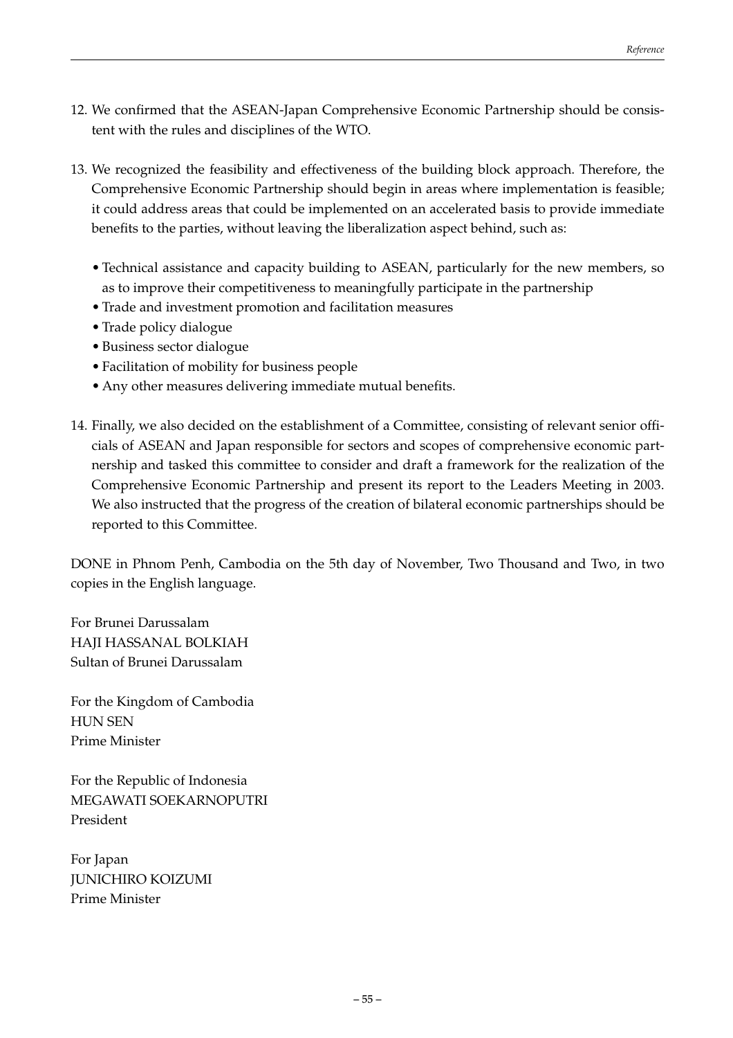12. We confirmed that the ASEAN-Japan Comprehensive Economic Partnership should be consistent with the rules and disciplines of the WTO.

13. We recognized the feasibility and effectiveness of the building block approach. Therefore, the Comprehensive Economic Partnership should begin in areas where implementation is feasible; it could address areas that could be implemented on an accelerated basis to provide immediate benefits to the parties, without leaving the liberalization aspect behind, such as:

    - Technical assistance and capacity building to ASEAN, particularly for the new members, so as to improve their competitiveness to meaningfully participate in the partnership
    - Trade and investment promotion and facilitation measures
    - Trade policy dialogue
    - Business sector dialogue
    - Facilitation of mobility for business people
    - Any other measures delivering immediate mutual benefits.

14. Finally, we also decided on the establishment of a Committee, consisting of relevant senior officials of ASEAN and Japan responsible for sectors and scopes of comprehensive economic partnership and tasked this committee to consider and draft a framework for the realization of the Comprehensive Economic Partnership and present its report to the Leaders Meeting in 2003. We also instructed that the progress of the creation of bilateral economic partnerships should be reported to this Committee.

DONE in Phnom Penh, Cambodia on the 5th day of November, Two Thousand and Two, in two copies in the English language.

For Brunei Darussalam
HAJI HASSANAL BOLKIAH
Sultan of Brunei Darussalam

For the Kingdom of Cambodia
HUN SEN
Prime Minister

For the Republic of Indonesia
MEGAWATI SOEKARNOPUTRI
President

For Japan
JUNICHIRO KOIZUMI
Prime Minister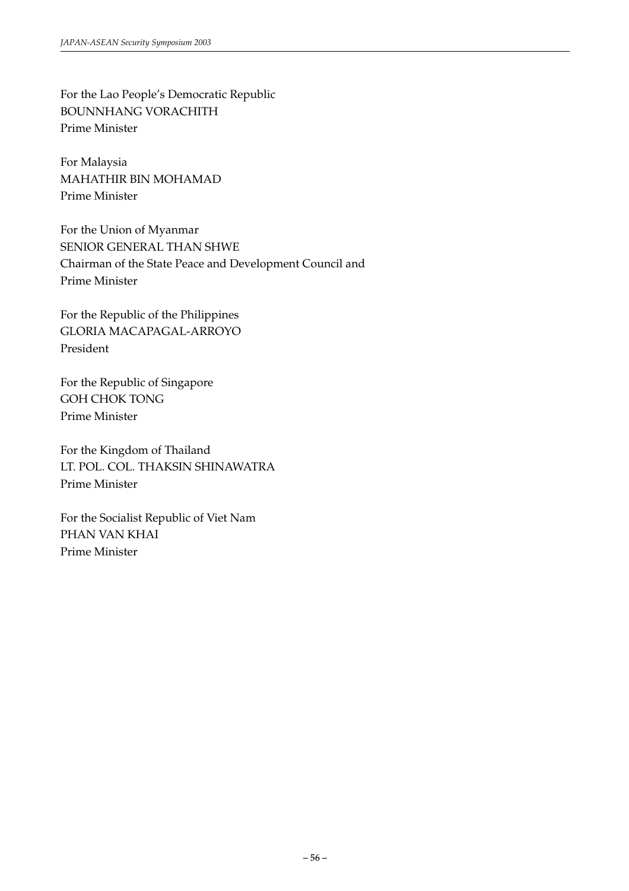For the Lao People's Democratic Republic
BOUNNHANG VORACHITH
Prime Minister

For Malaysia
MAHATHIR BIN MOHAMAD
Prime Minister

For the Union of Myanmar
SENIOR GENERAL THAN SHWE
Chairman of the State Peace and Development Council and
Prime Minister

For the Republic of the Philippines
GLORIA MACAPAGAL-ARROYO
President

For the Republic of Singapore
GOH CHOK TONG
Prime Minister

For the Kingdom of Thailand
LT. POL. COL. THAKSIN SHINAWATRA
Prime Minister

For the Socialist Republic of Viet Nam
PHAN VAN KHAI
Prime Minister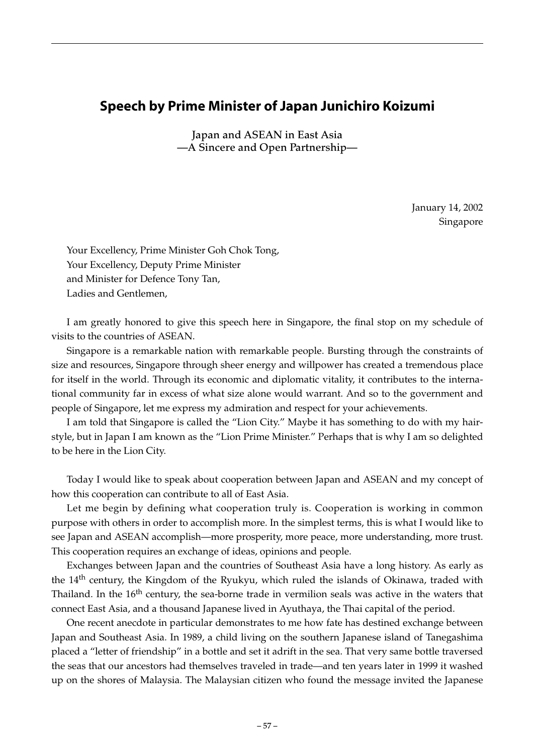## Speech by Prime Minister of Japan Junichiro Koizumi

Japan and ASEAN in East Asia
—A Sincere and Open Partnership—

January 14, 2002
Singapore

Your Excellency, Prime Minister Goh Chok Tong,
Your Excellency, Deputy Prime Minister
and Minister for Defence Tony Tan,
Ladies and Gentlemen,

I am greatly honored to give this speech here in Singapore, the final stop on my schedule of visits to the countries of ASEAN.

Singapore is a remarkable nation with remarkable people. Bursting through the constraints of size and resources, Singapore through sheer energy and willpower has created a tremendous place for itself in the world. Through its economic and diplomatic vitality, it contributes to the international community far in excess of what size alone would warrant. And so to the government and people of Singapore, let me express my admiration and respect for your achievements.

I am told that Singapore is called the "Lion City." Maybe it has something to do with my hairstyle, but in Japan I am known as the "Lion Prime Minister." Perhaps that is why I am so delighted to be here in the Lion City.

Today I would like to speak about cooperation between Japan and ASEAN and my concept of how this cooperation can contribute to all of East Asia.

Let me begin by defining what cooperation truly is. Cooperation is working in common purpose with others in order to accomplish more. In the simplest terms, this is what I would like to see Japan and ASEAN accomplish—more prosperity, more peace, more understanding, more trust. This cooperation requires an exchange of ideas, opinions and people.

Exchanges between Japan and the countries of Southeast Asia have a long history. As early as the 14th century, the Kingdom of the Ryukyu, which ruled the islands of Okinawa, traded with Thailand. In the 16th century, the sea-borne trade in vermilion seals was active in the waters that connect East Asia, and a thousand Japanese lived in Ayuthaya, the Thai capital of the period.

One recent anecdote in particular demonstrates to me how fate has destined exchange between Japan and Southeast Asia. In 1989, a child living on the southern Japanese island of Tanegashima placed a "letter of friendship" in a bottle and set it adrift in the sea. That very same bottle traversed the seas that our ancestors had themselves traveled in trade—and ten years later in 1999 it washed up on the shores of Malaysia. The Malaysian citizen who found the message invited the Japanese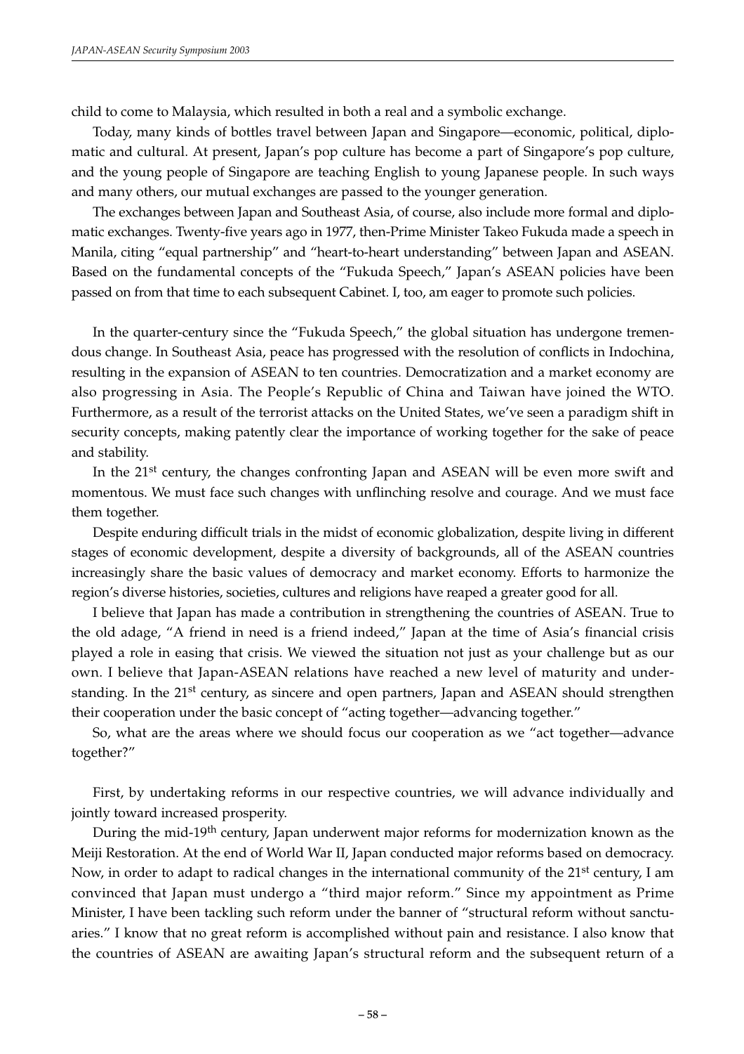child to come to Malaysia, which resulted in both a real and a symbolic exchange.

Today, many kinds of bottles travel between Japan and Singapore—economic, political, diplomatic and cultural. At present, Japan's pop culture has become a part of Singapore's pop culture, and the young people of Singapore are teaching English to young Japanese people. In such ways and many others, our mutual exchanges are passed to the younger generation.

The exchanges between Japan and Southeast Asia, of course, also include more formal and diplomatic exchanges. Twenty-five years ago in 1977, then-Prime Minister Takeo Fukuda made a speech in Manila, citing "equal partnership" and "heart-to-heart understanding" between Japan and ASEAN. Based on the fundamental concepts of the "Fukuda Speech," Japan's ASEAN policies have been passed on from that time to each subsequent Cabinet. I, too, am eager to promote such policies.

In the quarter-century since the "Fukuda Speech," the global situation has undergone tremendous change. In Southeast Asia, peace has progressed with the resolution of conflicts in Indochina, resulting in the expansion of ASEAN to ten countries. Democratization and a market economy are also progressing in Asia. The People's Republic of China and Taiwan have joined the WTO. Furthermore, as a result of the terrorist attacks on the United States, we've seen a paradigm shift in security concepts, making patently clear the importance of working together for the sake of peace and stability.

In the 21st century, the changes confronting Japan and ASEAN will be even more swift and momentous. We must face such changes with unflinching resolve and courage. And we must face them together.

Despite enduring difficult trials in the midst of economic globalization, despite living in different stages of economic development, despite a diversity of backgrounds, all of the ASEAN countries increasingly share the basic values of democracy and market economy. Efforts to harmonize the region's diverse histories, societies, cultures and religions have reaped a greater good for all.

I believe that Japan has made a contribution in strengthening the countries of ASEAN. True to the old adage, "A friend in need is a friend indeed," Japan at the time of Asia's financial crisis played a role in easing that crisis. We viewed the situation not just as your challenge but as our own. I believe that Japan-ASEAN relations have reached a new level of maturity and understanding. In the 21st century, as sincere and open partners, Japan and ASEAN should strengthen their cooperation under the basic concept of "acting together—advancing together."

So, what are the areas where we should focus our cooperation as we "act together—advance together?"

First, by undertaking reforms in our respective countries, we will advance individually and jointly toward increased prosperity.

During the mid-19th century, Japan underwent major reforms for modernization known as the Meiji Restoration. At the end of World War II, Japan conducted major reforms based on democracy. Now, in order to adapt to radical changes in the international community of the 21st century, I am convinced that Japan must undergo a "third major reform." Since my appointment as Prime Minister, I have been tackling such reform under the banner of "structural reform without sanctuaries." I know that no great reform is accomplished without pain and resistance. I also know that the countries of ASEAN are awaiting Japan's structural reform and the subsequent return of a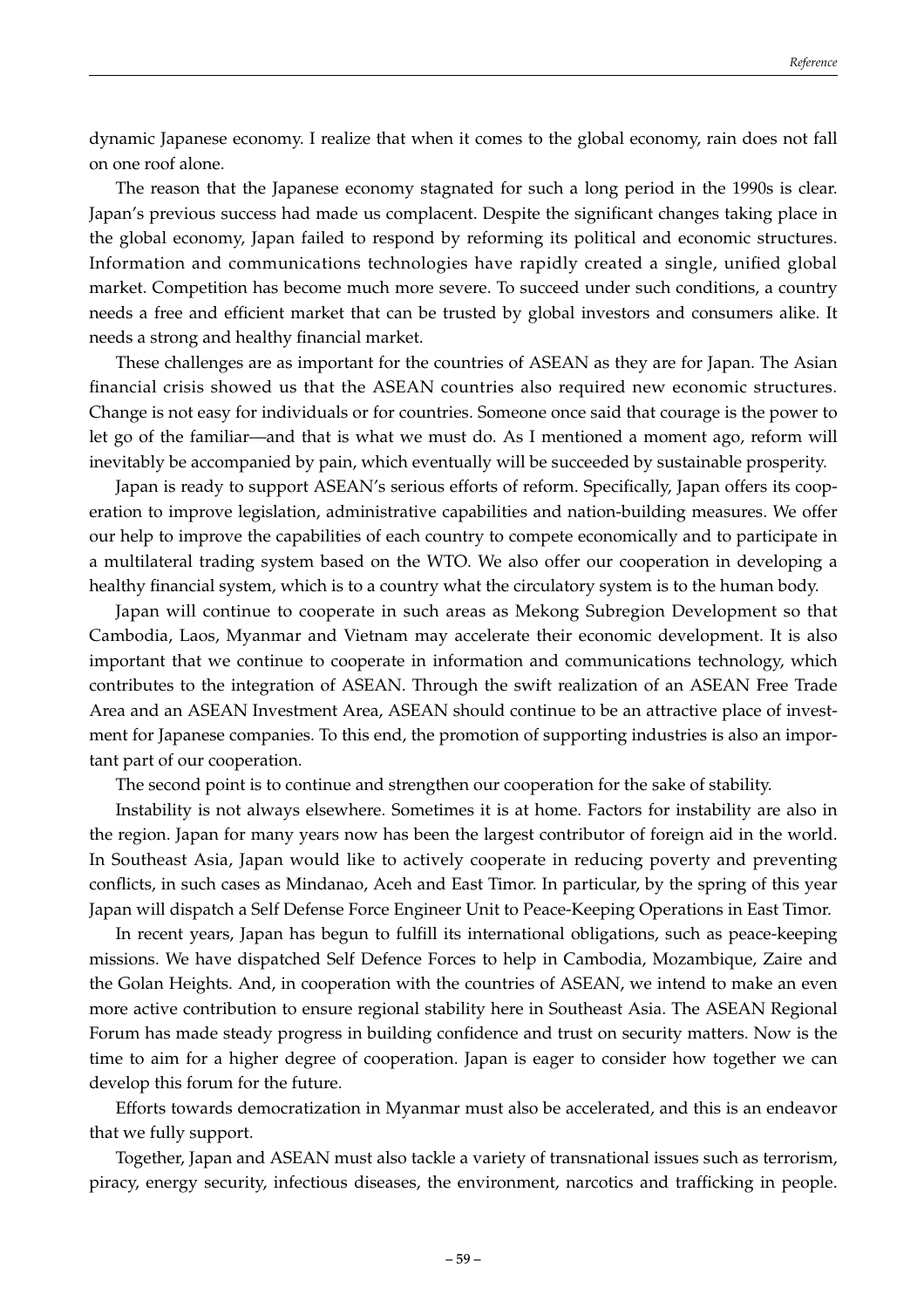dynamic Japanese economy. I realize that when it comes to the global economy, rain does not fall on one roof alone.

The reason that the Japanese economy stagnated for such a long period in the 1990s is clear. Japan's previous success had made us complacent. Despite the significant changes taking place in the global economy, Japan failed to respond by reforming its political and economic structures. Information and communications technologies have rapidly created a single, unified global market. Competition has become much more severe. To succeed under such conditions, a country needs a free and efficient market that can be trusted by global investors and consumers alike. It needs a strong and healthy financial market.

These challenges are as important for the countries of ASEAN as they are for Japan. The Asian financial crisis showed us that the ASEAN countries also required new economic structures. Change is not easy for individuals or for countries. Someone once said that courage is the power to let go of the familiar—and that is what we must do. As I mentioned a moment ago, reform will inevitably be accompanied by pain, which eventually will be succeeded by sustainable prosperity.

Japan is ready to support ASEAN's serious efforts of reform. Specifically, Japan offers its cooperation to improve legislation, administrative capabilities and nation-building measures. We offer our help to improve the capabilities of each country to compete economically and to participate in a multilateral trading system based on the WTO. We also offer our cooperation in developing a healthy financial system, which is to a country what the circulatory system is to the human body.

Japan will continue to cooperate in such areas as Mekong Subregion Development so that Cambodia, Laos, Myanmar and Vietnam may accelerate their economic development. It is also important that we continue to cooperate in information and communications technology, which contributes to the integration of ASEAN. Through the swift realization of an ASEAN Free Trade Area and an ASEAN Investment Area, ASEAN should continue to be an attractive place of investment for Japanese companies. To this end, the promotion of supporting industries is also an important part of our cooperation.

The second point is to continue and strengthen our cooperation for the sake of stability.

Instability is not always elsewhere. Sometimes it is at home. Factors for instability are also in the region. Japan for many years now has been the largest contributor of foreign aid in the world. In Southeast Asia, Japan would like to actively cooperate in reducing poverty and preventing conflicts, in such cases as Mindanao, Aceh and East Timor. In particular, by the spring of this year Japan will dispatch a Self Defense Force Engineer Unit to Peace-Keeping Operations in East Timor.

In recent years, Japan has begun to fulfill its international obligations, such as peace-keeping missions. We have dispatched Self Defence Forces to help in Cambodia, Mozambique, Zaire and the Golan Heights. And, in cooperation with the countries of ASEAN, we intend to make an even more active contribution to ensure regional stability here in Southeast Asia. The ASEAN Regional Forum has made steady progress in building confidence and trust on security matters. Now is the time to aim for a higher degree of cooperation. Japan is eager to consider how together we can develop this forum for the future.

Efforts towards democratization in Myanmar must also be accelerated, and this is an endeavor that we fully support.

Together, Japan and ASEAN must also tackle a variety of transnational issues such as terrorism, piracy, energy security, infectious diseases, the environment, narcotics and trafficking in people.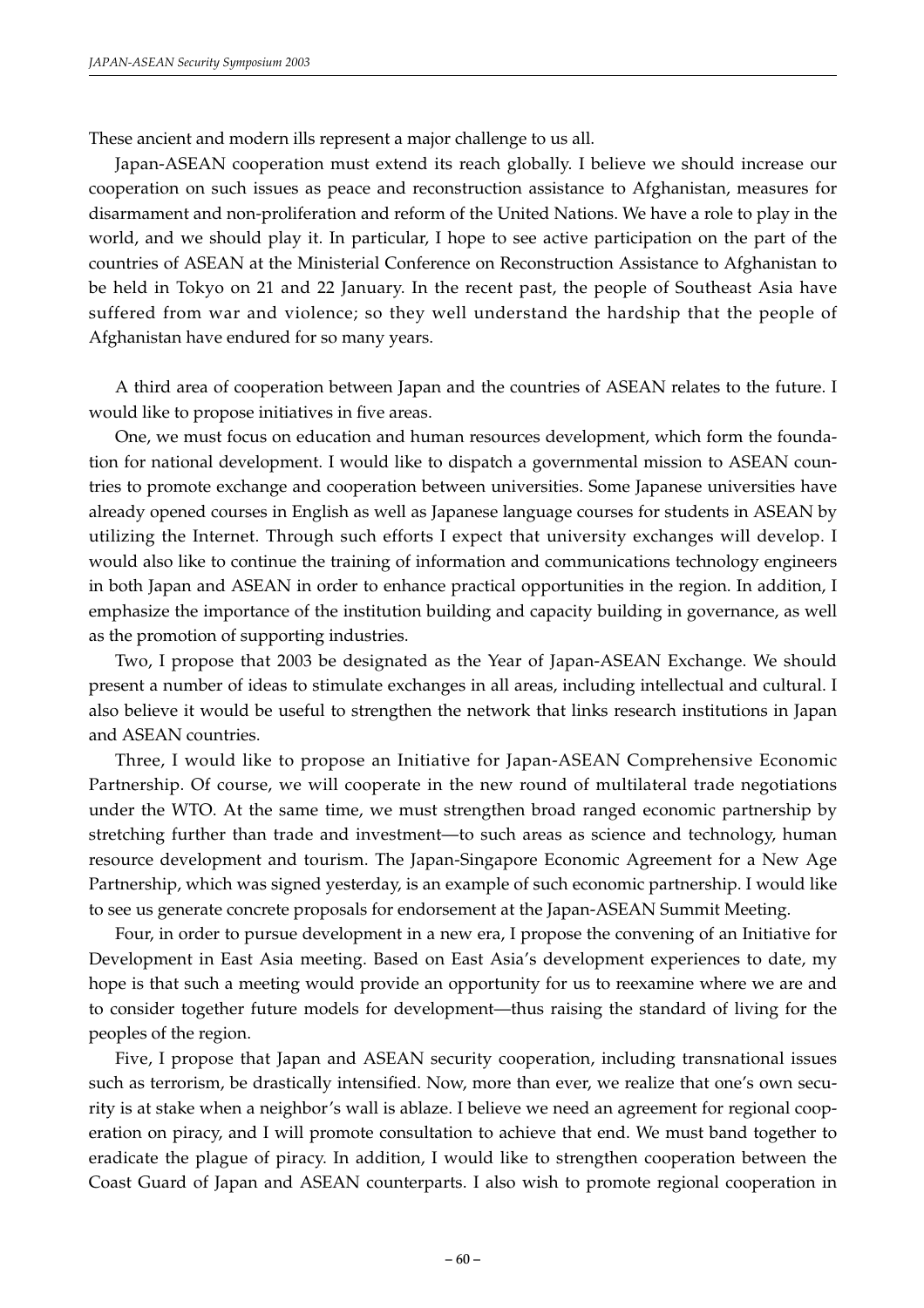These ancient and modern ills represent a major challenge to us all.

Japan-ASEAN cooperation must extend its reach globally. I believe we should increase our cooperation on such issues as peace and reconstruction assistance to Afghanistan, measures for disarmament and non-proliferation and reform of the United Nations. We have a role to play in the world, and we should play it. In particular, I hope to see active participation on the part of the countries of ASEAN at the Ministerial Conference on Reconstruction Assistance to Afghanistan to be held in Tokyo on 21 and 22 January. In the recent past, the people of Southeast Asia have suffered from war and violence; so they well understand the hardship that the people of Afghanistan have endured for so many years.

A third area of cooperation between Japan and the countries of ASEAN relates to the future. I would like to propose initiatives in five areas.

One, we must focus on education and human resources development, which form the foundation for national development. I would like to dispatch a governmental mission to ASEAN countries to promote exchange and cooperation between universities. Some Japanese universities have already opened courses in English as well as Japanese language courses for students in ASEAN by utilizing the Internet. Through such efforts I expect that university exchanges will develop. I would also like to continue the training of information and communications technology engineers in both Japan and ASEAN in order to enhance practical opportunities in the region. In addition, I emphasize the importance of the institution building and capacity building in governance, as well as the promotion of supporting industries.

Two, I propose that 2003 be designated as the Year of Japan-ASEAN Exchange. We should present a number of ideas to stimulate exchanges in all areas, including intellectual and cultural. I also believe it would be useful to strengthen the network that links research institutions in Japan and ASEAN countries.

Three, I would like to propose an Initiative for Japan-ASEAN Comprehensive Economic Partnership. Of course, we will cooperate in the new round of multilateral trade negotiations under the WTO. At the same time, we must strengthen broad ranged economic partnership by stretching further than trade and investment—to such areas as science and technology, human resource development and tourism. The Japan-Singapore Economic Agreement for a New Age Partnership, which was signed yesterday, is an example of such economic partnership. I would like to see us generate concrete proposals for endorsement at the Japan-ASEAN Summit Meeting.

Four, in order to pursue development in a new era, I propose the convening of an Initiative for Development in East Asia meeting. Based on East Asia's development experiences to date, my hope is that such a meeting would provide an opportunity for us to reexamine where we are and to consider together future models for development—thus raising the standard of living for the peoples of the region.

Five, I propose that Japan and ASEAN security cooperation, including transnational issues such as terrorism, be drastically intensified. Now, more than ever, we realize that one's own security is at stake when a neighbor's wall is ablaze. I believe we need an agreement for regional cooperation on piracy, and I will promote consultation to achieve that end. We must band together to eradicate the plague of piracy. In addition, I would like to strengthen cooperation between the Coast Guard of Japan and ASEAN counterparts. I also wish to promote regional cooperation in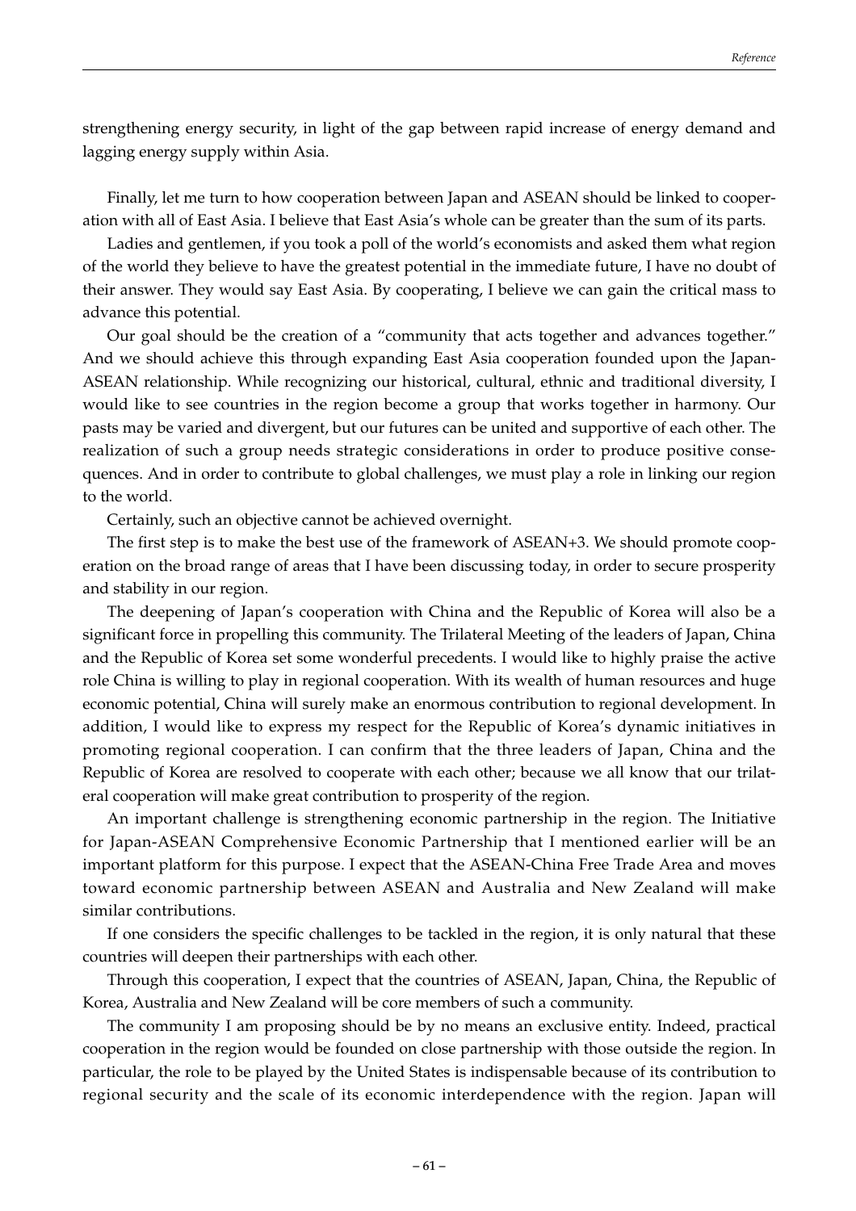strengthening energy security, in light of the gap between rapid increase of energy demand and lagging energy supply within Asia.

Finally, let me turn to how cooperation between Japan and ASEAN should be linked to cooperation with all of East Asia. I believe that East Asia's whole can be greater than the sum of its parts.

Ladies and gentlemen, if you took a poll of the world's economists and asked them what region of the world they believe to have the greatest potential in the immediate future, I have no doubt of their answer. They would say East Asia. By cooperating, I believe we can gain the critical mass to advance this potential.

Our goal should be the creation of a "community that acts together and advances together." And we should achieve this through expanding East Asia cooperation founded upon the Japan-ASEAN relationship. While recognizing our historical, cultural, ethnic and traditional diversity, I would like to see countries in the region become a group that works together in harmony. Our pasts may be varied and divergent, but our futures can be united and supportive of each other. The realization of such a group needs strategic considerations in order to produce positive consequences. And in order to contribute to global challenges, we must play a role in linking our region to the world.

Certainly, such an objective cannot be achieved overnight.

The first step is to make the best use of the framework of ASEAN+3. We should promote cooperation on the broad range of areas that I have been discussing today, in order to secure prosperity and stability in our region.

The deepening of Japan's cooperation with China and the Republic of Korea will also be a significant force in propelling this community. The Trilateral Meeting of the leaders of Japan, China and the Republic of Korea set some wonderful precedents. I would like to highly praise the active role China is willing to play in regional cooperation. With its wealth of human resources and huge economic potential, China will surely make an enormous contribution to regional development. In addition, I would like to express my respect for the Republic of Korea's dynamic initiatives in promoting regional cooperation. I can confirm that the three leaders of Japan, China and the Republic of Korea are resolved to cooperate with each other; because we all know that our trilateral cooperation will make great contribution to prosperity of the region.

An important challenge is strengthening economic partnership in the region. The Initiative for Japan-ASEAN Comprehensive Economic Partnership that I mentioned earlier will be an important platform for this purpose. I expect that the ASEAN-China Free Trade Area and moves toward economic partnership between ASEAN and Australia and New Zealand will make similar contributions.

If one considers the specific challenges to be tackled in the region, it is only natural that these countries will deepen their partnerships with each other.

Through this cooperation, I expect that the countries of ASEAN, Japan, China, the Republic of Korea, Australia and New Zealand will be core members of such a community.

The community I am proposing should be by no means an exclusive entity. Indeed, practical cooperation in the region would be founded on close partnership with those outside the region. In particular, the role to be played by the United States is indispensable because of its contribution to regional security and the scale of its economic interdependence with the region. Japan will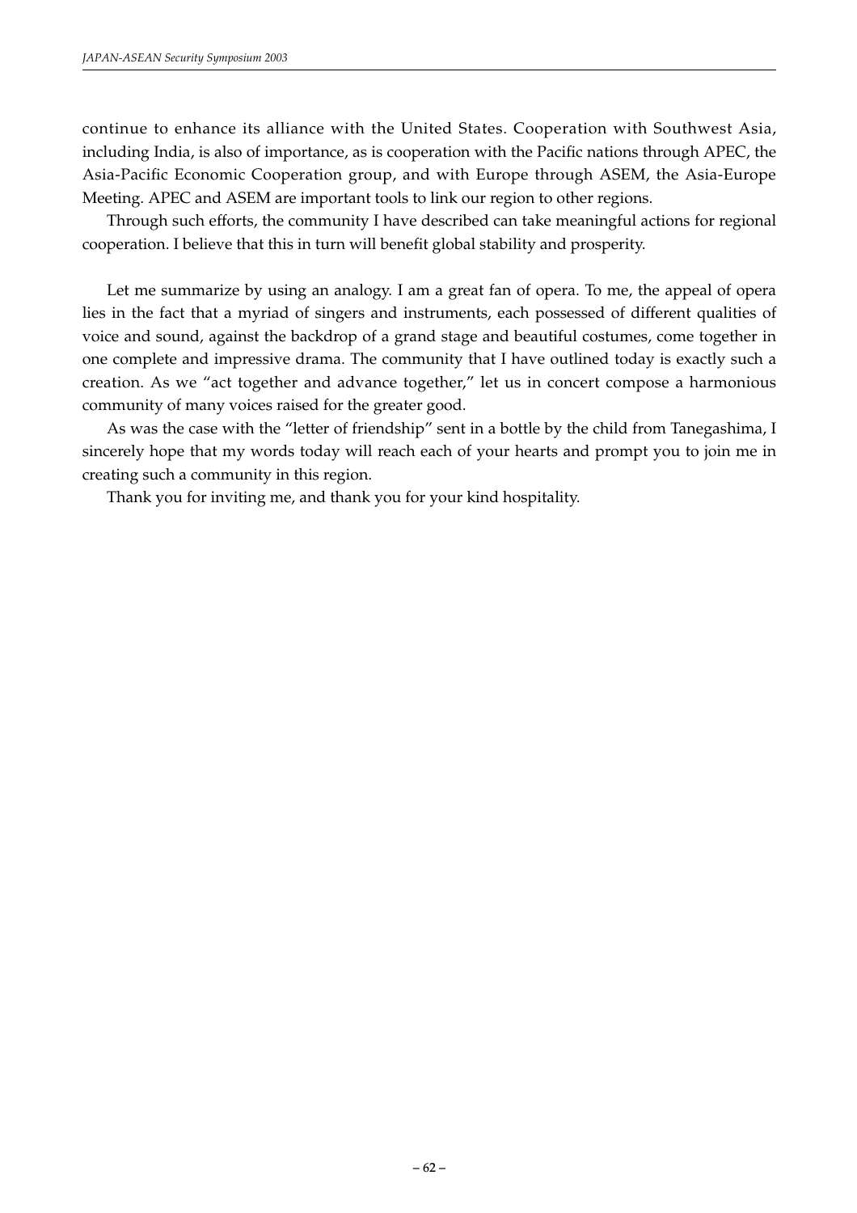continue to enhance its alliance with the United States. Cooperation with Southwest Asia, including India, is also of importance, as is cooperation with the Pacific nations through APEC, the Asia-Pacific Economic Cooperation group, and with Europe through ASEM, the Asia-Europe Meeting. APEC and ASEM are important tools to link our region to other regions.

Through such efforts, the community I have described can take meaningful actions for regional cooperation. I believe that this in turn will benefit global stability and prosperity.

Let me summarize by using an analogy. I am a great fan of opera. To me, the appeal of opera lies in the fact that a myriad of singers and instruments, each possessed of different qualities of voice and sound, against the backdrop of a grand stage and beautiful costumes, come together in one complete and impressive drama. The community that I have outlined today is exactly such a creation. As we "act together and advance together," let us in concert compose a harmonious community of many voices raised for the greater good.

As was the case with the "letter of friendship" sent in a bottle by the child from Tanegashima, I sincerely hope that my words today will reach each of your hearts and prompt you to join me in creating such a community in this region.

Thank you for inviting me, and thank you for your kind hospitality.